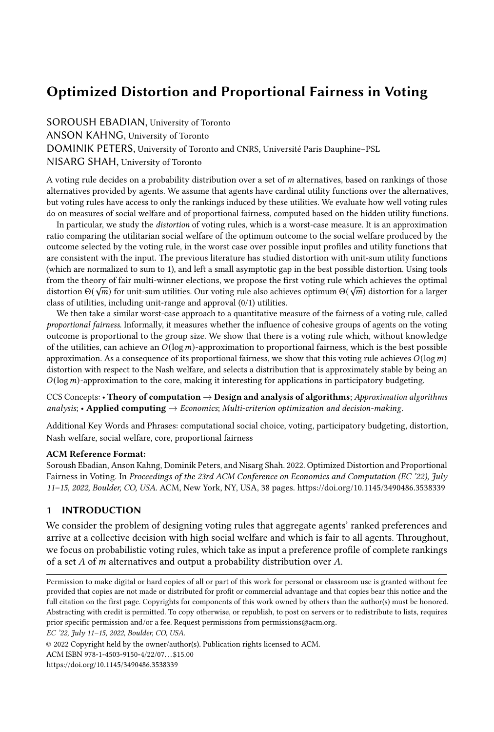# Optimized Distortion and Proportional Fairness in Voting

SOROUSH EBADIAN, University of Toronto
ANSON KAHNG, University of Toronto
DOMINIK PETERS, University of Toronto and CNRS, Université Paris Dauphine–PSL
NISARG SHAH, University of Toronto

A voting rule decides on a probability distribution over a set of $m$ alternatives, based on rankings of those alternatives provided by agents. We assume that agents have cardinal utility functions over the alternatives, but voting rules have access to only the rankings induced by these utilities. We evaluate how well voting rules do on measures of social welfare and of proportional fairness, computed based on the hidden utility functions.

In particular, we study the *distortion* of voting rules, which is a worst-case measure. It is an approximation ratio comparing the utilitarian social welfare of the optimum outcome to the social welfare produced by the outcome selected by the voting rule, in the worst case over possible input profiles and utility functions that are consistent with the input. The previous literature has studied distortion with unit-sum utility functions (which are normalized to sum to 1), and left a small asymptotic gap in the best possible distortion. Using tools from the theory of fair multi-winner elections, we propose the first voting rule which achieves the optimal distortion $\Theta(\sqrt{m})$ for unit-sum utilities. Our voting rule also achieves optimum $\Theta(\sqrt{m})$ distortion for a larger class of utilities, including unit-range and approval (0/1) utilities.

We then take a similar worst-case approach to a quantitative measure of the fairness of a voting rule, called *proportional fairness*. Informally, it measures whether the influence of cohesive groups of agents on the voting outcome is proportional to the group size. We show that there is a voting rule which, without knowledge of the utilities, can achieve an $O(\log m)$-approximation to proportional fairness, which is the best possible approximation. As a consequence of its proportional fairness, we show that this voting rule achieves $O(\log m)$ distortion with respect to the Nash welfare, and selects a distribution that is approximately stable by being an $O(\log m)$-approximation to the core, making it interesting for applications in participatory budgeting.

CCS Concepts: • **Theory of computation** → **Design and analysis of algorithms**; *Approximation algorithms analysis*; • **Applied computing** → *Economics*; *Multi-criterion optimization and decision-making*.

Additional Key Words and Phrases: computational social choice, voting, participatory budgeting, distortion, Nash welfare, social welfare, core, proportional fairness

**ACM Reference Format:**
Soroush Ebadian, Anson Kahng, Dominik Peters, and Nisarg Shah. 2022. Optimized Distortion and Proportional Fairness in Voting. In *Proceedings of the 23rd ACM Conference on Economics and Computation (EC '22), July 11–15, 2022, Boulder, CO, USA.* ACM, New York, NY, USA, 38 pages. https://doi.org/10.1145/3490486.3538339

## 1 INTRODUCTION

We consider the problem of designing voting rules that aggregate agents' ranked preferences and arrive at a collective decision with high social welfare and which is fair to all agents. Throughout, we focus on probabilistic voting rules, which take as input a preference profile of complete rankings of a set $A$ of $m$ alternatives and output a probability distribution over $A$.

Permission to make digital or hard copies of all or part of this work for personal or classroom use is granted without fee provided that copies are not made or distributed for profit or commercial advantage and that copies bear this notice and the full citation on the first page. Copyrights for components of this work owned by others than the author(s) must be honored. Abstracting with credit is permitted. To copy otherwise, or republish, to post on servers or to redistribute to lists, requires prior specific permission and/or a fee. Request permissions from permissions@acm.org.

*EC '22, July 11–15, 2022, Boulder, CO, USA.*

© 2022 Copyright held by the owner/author(s). Publication rights licensed to ACM.
ACM ISBN 978-1-4503-9150-4/22/07...$15.00
https://doi.org/10.1145/3490486.3538339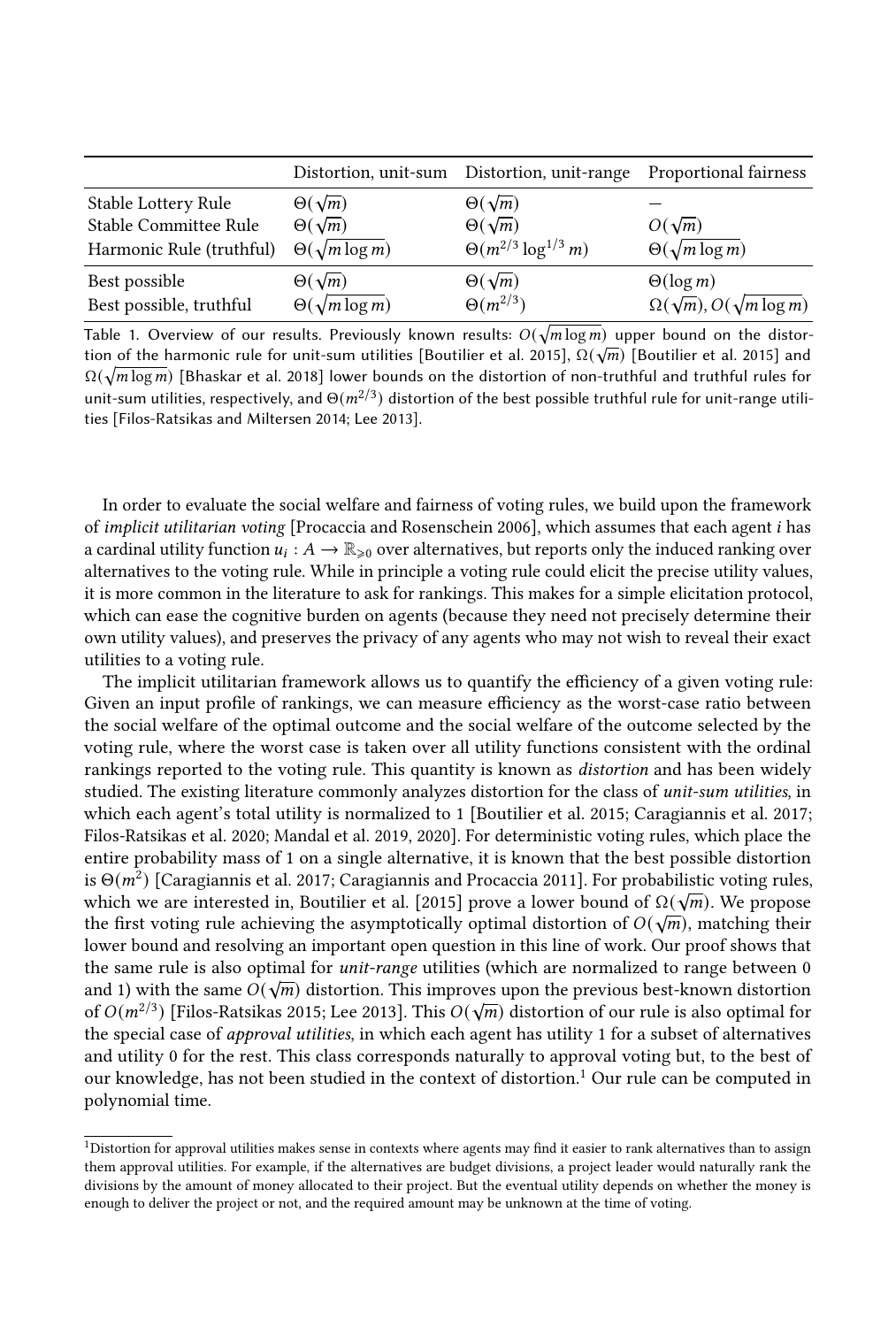| | Distortion, unit-sum | Distortion, unit-range | Proportional fairness |
|---|---|---|---|
| Stable Lottery Rule | $\Theta(\sqrt{m})$ | $\Theta(\sqrt{m})$ | — |
| Stable Committee Rule | $\Theta(\sqrt{m})$ | $\Theta(\sqrt{m})$ | $O(\sqrt{m})$ |
| Harmonic Rule (truthful) | $\Theta(\sqrt{m \log m})$ | $\Theta(m^{2/3} \log^{1/3} m)$ | $\Theta(\sqrt{m \log m})$ |
| Best possible | $\Theta(\sqrt{m})$ | $\Theta(\sqrt{m})$ | $\Theta(\log m)$ |
| Best possible, truthful | $\Theta(\sqrt{m \log m})$ | $\Theta(m^{2/3})$ | $\Omega(\sqrt{m}), O(\sqrt{m \log m})$ |

Table 1. Overview of our results. Previously known results: $O(\sqrt{m \log m})$ upper bound on the distortion of the harmonic rule for unit-sum utilities [Boutilier et al. 2015], $\Omega(\sqrt{m})$ [Boutilier et al. 2015] and $\Omega(\sqrt{m \log m})$ [Bhaskar et al. 2018] lower bounds on the distortion of non-truthful and truthful rules for unit-sum utilities, respectively, and $\Theta(m^{2/3})$ distortion of the best possible truthful rule for unit-range utilities [Filos-Ratsikas and Miltersen 2014; Lee 2013].

In order to evaluate the social welfare and fairness of voting rules, we build upon the framework of *implicit utilitarian voting* [Procaccia and Rosenschein 2006], which assumes that each agent $i$ has a cardinal utility function $u_i : A \to \mathbb{R}_{\geqslant 0}$ over alternatives, but reports only the induced ranking over alternatives to the voting rule. While in principle a voting rule could elicit the precise utility values, it is more common in the literature to ask for rankings. This makes for a simple elicitation protocol, which can ease the cognitive burden on agents (because they need not precisely determine their own utility values), and preserves the privacy of any agents who may not wish to reveal their exact utilities to a voting rule.

The implicit utilitarian framework allows us to quantify the efficiency of a given voting rule: Given an input profile of rankings, we can measure efficiency as the worst-case ratio between the social welfare of the optimal outcome and the social welfare of the outcome selected by the voting rule, where the worst case is taken over all utility functions consistent with the ordinal rankings reported to the voting rule. This quantity is known as *distortion* and has been widely studied. The existing literature commonly analyzes distortion for the class of *unit-sum utilities*, in which each agent's total utility is normalized to 1 [Boutilier et al. 2015; Caragiannis et al. 2017; Filos-Ratsikas et al. 2020; Mandal et al. 2019, 2020]. For deterministic voting rules, which place the entire probability mass of 1 on a single alternative, it is known that the best possible distortion is $\Theta(m^2)$ [Caragiannis et al. 2017; Caragiannis and Procaccia 2011]. For probabilistic voting rules, which we are interested in, Boutilier et al. [2015] prove a lower bound of $\Omega(\sqrt{m})$. We propose the first voting rule achieving the asymptotically optimal distortion of $O(\sqrt{m})$, matching their lower bound and resolving an important open question in this line of work. Our proof shows that the same rule is also optimal for *unit-range* utilities (which are normalized to range between 0 and 1) with the same $O(\sqrt{m})$ distortion. This improves upon the previous best-known distortion of $O(m^{2/3})$ [Filos-Ratsikas 2015; Lee 2013]. This $O(\sqrt{m})$ distortion of our rule is also optimal for the special case of *approval utilities*, in which each agent has utility 1 for a subset of alternatives and utility 0 for the rest. This class corresponds naturally to approval voting but, to the best of our knowledge, has not been studied in the context of distortion.[1] Our rule can be computed in polynomial time.

[1]Distortion for approval utilities makes sense in contexts where agents may find it easier to rank alternatives than to assign them approval utilities. For example, if the alternatives are budget divisions, a project leader would naturally rank the divisions by the amount of money allocated to their project. But the eventual utility depends on whether the money is enough to deliver the project or not, and the required amount may be unknown at the time of voting.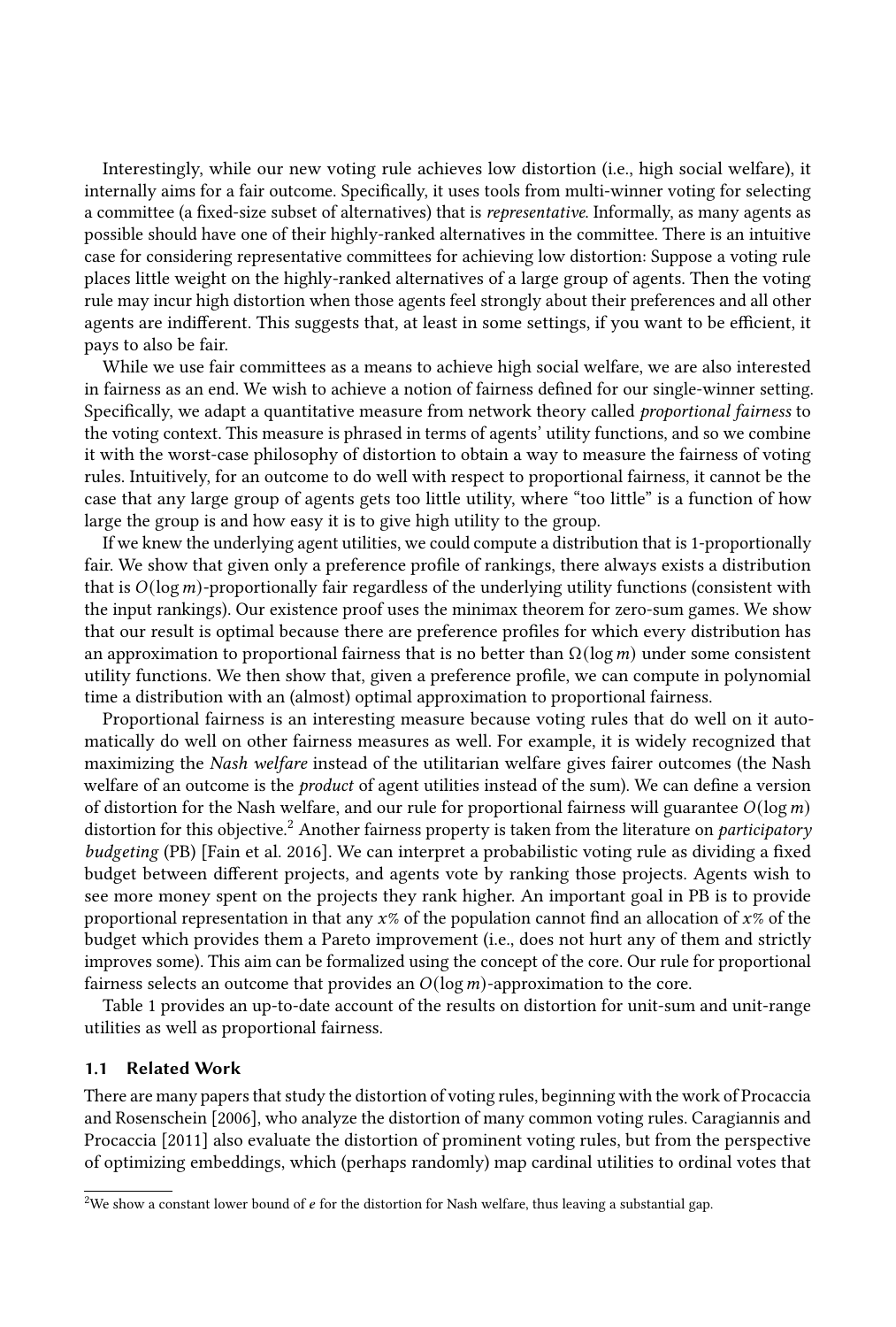Interestingly, while our new voting rule achieves low distortion (i.e., high social welfare), it internally aims for a fair outcome. Specifically, it uses tools from multi-winner voting for selecting a committee (a fixed-size subset of alternatives) that is *representative*. Informally, as many agents as possible should have one of their highly-ranked alternatives in the committee. There is an intuitive case for considering representative committees for achieving low distortion: Suppose a voting rule places little weight on the highly-ranked alternatives of a large group of agents. Then the voting rule may incur high distortion when those agents feel strongly about their preferences and all other agents are indifferent. This suggests that, at least in some settings, if you want to be efficient, it pays to also be fair.

While we use fair committees as a means to achieve high social welfare, we are also interested in fairness as an end. We wish to achieve a notion of fairness defined for our single-winner setting. Specifically, we adapt a quantitative measure from network theory called *proportional fairness* to the voting context. This measure is phrased in terms of agents' utility functions, and so we combine it with the worst-case philosophy of distortion to obtain a way to measure the fairness of voting rules. Intuitively, for an outcome to do well with respect to proportional fairness, it cannot be the case that any large group of agents gets too little utility, where "too little" is a function of how large the group is and how easy it is to give high utility to the group.

If we knew the underlying agent utilities, we could compute a distribution that is 1-proportionally fair. We show that given only a preference profile of rankings, there always exists a distribution that is $O(\log m)$-proportionally fair regardless of the underlying utility functions (consistent with the input rankings). Our existence proof uses the minimax theorem for zero-sum games. We show that our result is optimal because there are preference profiles for which every distribution has an approximation to proportional fairness that is no better than $\Omega(\log m)$ under some consistent utility functions. We then show that, given a preference profile, we can compute in polynomial time a distribution with an (almost) optimal approximation to proportional fairness.

Proportional fairness is an interesting measure because voting rules that do well on it automatically do well on other fairness measures as well. For example, it is widely recognized that maximizing the *Nash welfare* instead of the utilitarian welfare gives fairer outcomes (the Nash welfare of an outcome is the *product* of agent utilities instead of the sum). We can define a version of distortion for the Nash welfare, and our rule for proportional fairness will guarantee $O(\log m)$ distortion for this objective.[2] Another fairness property is taken from the literature on *participatory budgeting* (PB) [Fain et al. 2016]. We can interpret a probabilistic voting rule as dividing a fixed budget between different projects, and agents vote by ranking those projects. Agents wish to see more money spent on the projects they rank higher. An important goal in PB is to provide proportional representation in that any $x$% of the population cannot find an allocation of $x$% of the budget which provides them a Pareto improvement (i.e., does not hurt any of them and strictly improves some). This aim can be formalized using the concept of the core. Our rule for proportional fairness selects an outcome that provides an $O(\log m)$-approximation to the core.

Table 1 provides an up-to-date account of the results on distortion for unit-sum and unit-range utilities as well as proportional fairness.

### 1.1 Related Work

There are many papers that study the distortion of voting rules, beginning with the work of Procaccia and Rosenschein [2006], who analyze the distortion of many common voting rules. Caragiannis and Procaccia [2011] also evaluate the distortion of prominent voting rules, but from the perspective of optimizing embeddings, which (perhaps randomly) map cardinal utilities to ordinal votes that

[2] We show a constant lower bound of $e$ for the distortion for Nash welfare, thus leaving a substantial gap.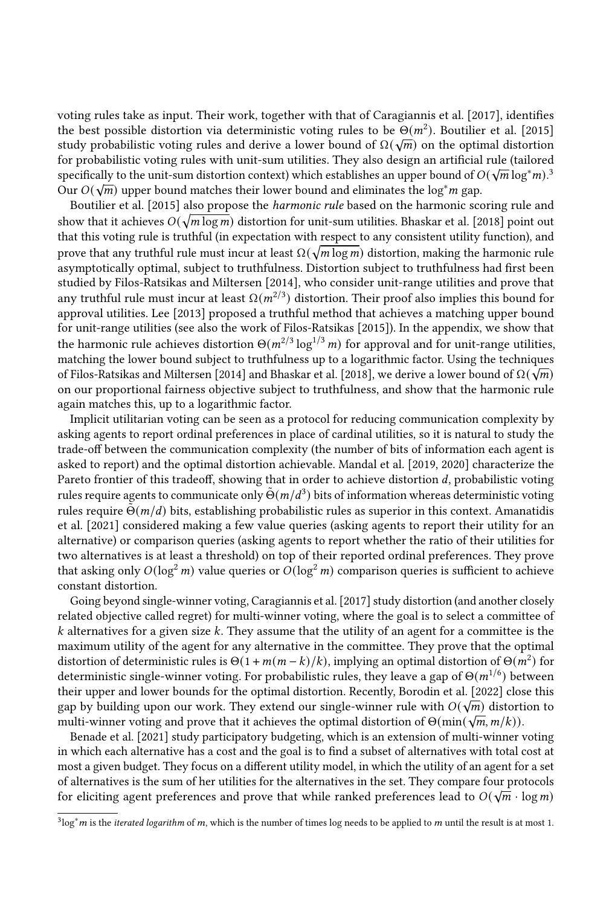voting rules take as input. Their work, together with that of Caragiannis et al. [2017], identifies the best possible distortion via deterministic voting rules to be $\Theta(m^2)$. Boutilier et al. [2015] study probabilistic voting rules and derive a lower bound of $\Omega(\sqrt{m})$ on the optimal distortion for probabilistic voting rules with unit-sum utilities. They also design an artificial rule (tailored specifically to the unit-sum distortion context) which establishes an upper bound of $O(\sqrt{m}\log^* m)$.[3] Our $O(\sqrt{m})$ upper bound matches their lower bound and eliminates the $\log^* m$ gap.

Boutilier et al. [2015] also propose the *harmonic rule* based on the harmonic scoring rule and show that it achieves $O(\sqrt{m \log m})$ distortion for unit-sum utilities. Bhaskar et al. [2018] point out that this voting rule is truthful (in expectation with respect to any consistent utility function), and prove that any truthful rule must incur at least $\Omega(\sqrt{m \log m})$ distortion, making the harmonic rule asymptotically optimal, subject to truthfulness. Distortion subject to truthfulness had first been studied by Filos-Ratsikas and Miltersen [2014], who consider unit-range utilities and prove that any truthful rule must incur at least $\Omega(m^{2/3})$ distortion. Their proof also implies this bound for approval utilities. Lee [2013] proposed a truthful method that achieves a matching upper bound for unit-range utilities (see also the work of Filos-Ratsikas [2015]). In the appendix, we show that the harmonic rule achieves distortion $\Theta(m^{2/3} \log^{1/3} m)$ for approval and for unit-range utilities, matching the lower bound subject to truthfulness up to a logarithmic factor. Using the techniques of Filos-Ratsikas and Miltersen [2014] and Bhaskar et al. [2018], we derive a lower bound of $\Omega(\sqrt{m})$ on our proportional fairness objective subject to truthfulness, and show that the harmonic rule again matches this, up to a logarithmic factor.

Implicit utilitarian voting can be seen as a protocol for reducing communication complexity by asking agents to report ordinal preferences in place of cardinal utilities, so it is natural to study the trade-off between the communication complexity (the number of bits of information each agent is asked to report) and the optimal distortion achievable. Mandal et al. [2019, 2020] characterize the Pareto frontier of this tradeoff, showing that in order to achieve distortion $d$, probabilistic voting rules require agents to communicate only $\tilde{\Theta}(m/d^3)$ bits of information whereas deterministic voting rules require $\tilde{\Theta}(m/d)$ bits, establishing probabilistic rules as superior in this context. Amanatidis et al. [2021] considered making a few value queries (asking agents to report their utility for an alternative) or comparison queries (asking agents to report whether the ratio of their utilities for two alternatives is at least a threshold) on top of their reported ordinal preferences. They prove that asking only $O(\log^2 m)$ value queries or $O(\log^2 m)$ comparison queries is sufficient to achieve constant distortion.

Going beyond single-winner voting, Caragiannis et al. [2017] study distortion (and another closely related objective called regret) for multi-winner voting, where the goal is to select a committee of $k$ alternatives for a given size $k$. They assume that the utility of an agent for a committee is the maximum utility of the agent for any alternative in the committee. They prove that the optimal distortion of deterministic rules is $\Theta(1 + m(m-k)/k)$, implying an optimal distortion of $\Theta(m^2)$ for deterministic single-winner voting. For probabilistic rules, they leave a gap of $\Theta(m^{1/6})$ between their upper and lower bounds for the optimal distortion. Recently, Borodin et al. [2022] close this gap by building upon our work. They extend our single-winner rule with $O(\sqrt{m})$ distortion to multi-winner voting and prove that it achieves the optimal distortion of $\Theta(\min(\sqrt{m}, m/k))$.

Benade et al. [2021] study participatory budgeting, which is an extension of multi-winner voting in which each alternative has a cost and the goal is to find a subset of alternatives with total cost at most a given budget. They focus on a different utility model, in which the utility of an agent for a set of alternatives is the sum of her utilities for the alternatives in the set. They compare four protocols for eliciting agent preferences and prove that while ranked preferences lead to $O(\sqrt{m} \cdot \log m)$

[3] $\log^* m$ is the *iterated logarithm* of $m$, which is the number of times log needs to be applied to $m$ until the result is at most 1.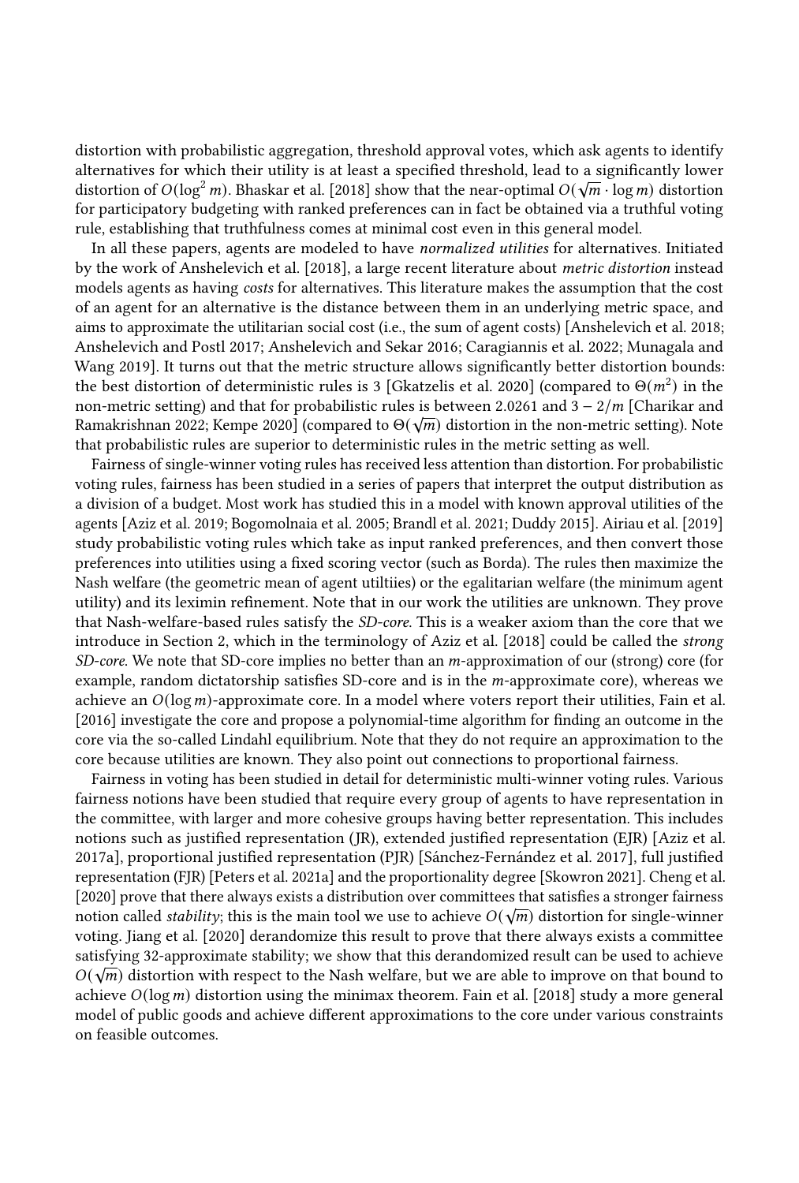distortion with probabilistic aggregation, threshold approval votes, which ask agents to identify alternatives for which their utility is at least a specified threshold, lead to a significantly lower distortion of $O(\log^2 m)$. Bhaskar et al. [2018] show that the near-optimal $O(\sqrt{m} \cdot \log m)$ distortion for participatory budgeting with ranked preferences can in fact be obtained via a truthful voting rule, establishing that truthfulness comes at minimal cost even in this general model.

In all these papers, agents are modeled to have *normalized utilities* for alternatives. Initiated by the work of Anshelevich et al. [2018], a large recent literature about *metric distortion* instead models agents as having *costs* for alternatives. This literature makes the assumption that the cost of an agent for an alternative is the distance between them in an underlying metric space, and aims to approximate the utilitarian social cost (i.e., the sum of agent costs) [Anshelevich et al. 2018; Anshelevich and Postl 2017; Anshelevich and Sekar 2016; Caragiannis et al. 2022; Munagala and Wang 2019]. It turns out that the metric structure allows significantly better distortion bounds: the best distortion of deterministic rules is 3 [Gkatzelis et al. 2020] (compared to $\Theta(m^2)$ in the non-metric setting) and that for probabilistic rules is between 2.0261 and $3 - 2/m$ [Charikar and Ramakrishnan 2022; Kempe 2020] (compared to $\Theta(\sqrt{m})$ distortion in the non-metric setting). Note that probabilistic rules are superior to deterministic rules in the metric setting as well.

Fairness of single-winner voting rules has received less attention than distortion. For probabilistic voting rules, fairness has been studied in a series of papers that interpret the output distribution as a division of a budget. Most work has studied this in a model with known approval utilities of the agents [Aziz et al. 2019; Bogomolnaia et al. 2005; Brandl et al. 2021; Duddy 2015]. Airiau et al. [2019] study probabilistic voting rules which take as input ranked preferences, and then convert those preferences into utilities using a fixed scoring vector (such as Borda). The rules then maximize the Nash welfare (the geometric mean of agent utiltiies) or the egalitarian welfare (the minimum agent utility) and its leximin refinement. Note that in our work the utilities are unknown. They prove that Nash-welfare-based rules satisfy the *SD-core*. This is a weaker axiom than the core that we introduce in Section 2, which in the terminology of Aziz et al. [2018] could be called the *strong SD-core*. We note that SD-core implies no better than an $m$-approximation of our (strong) core (for example, random dictatorship satisfies SD-core and is in the $m$-approximate core), whereas we achieve an $O(\log m)$-approximate core. In a model where voters report their utilities, Fain et al. [2016] investigate the core and propose a polynomial-time algorithm for finding an outcome in the core via the so-called Lindahl equilibrium. Note that they do not require an approximation to the core because utilities are known. They also point out connections to proportional fairness.

Fairness in voting has been studied in detail for deterministic multi-winner voting rules. Various fairness notions have been studied that require every group of agents to have representation in the committee, with larger and more cohesive groups having better representation. This includes notions such as justified representation (JR), extended justified representation (EJR) [Aziz et al. 2017a], proportional justified representation (PJR) [Sánchez-Fernández et al. 2017], full justified representation (FJR) [Peters et al. 2021a] and the proportionality degree [Skowron 2021]. Cheng et al. [2020] prove that there always exists a distribution over committees that satisfies a stronger fairness notion called *stability*; this is the main tool we use to achieve $O(\sqrt{m})$ distortion for single-winner voting. Jiang et al. [2020] derandomize this result to prove that there always exists a committee satisfying 32-approximate stability; we show that this derandomized result can be used to achieve $O(\sqrt{m})$ distortion with respect to the Nash welfare, but we are able to improve on that bound to achieve $O(\log m)$ distortion using the minimax theorem. Fain et al. [2018] study a more general model of public goods and achieve different approximations to the core under various constraints on feasible outcomes.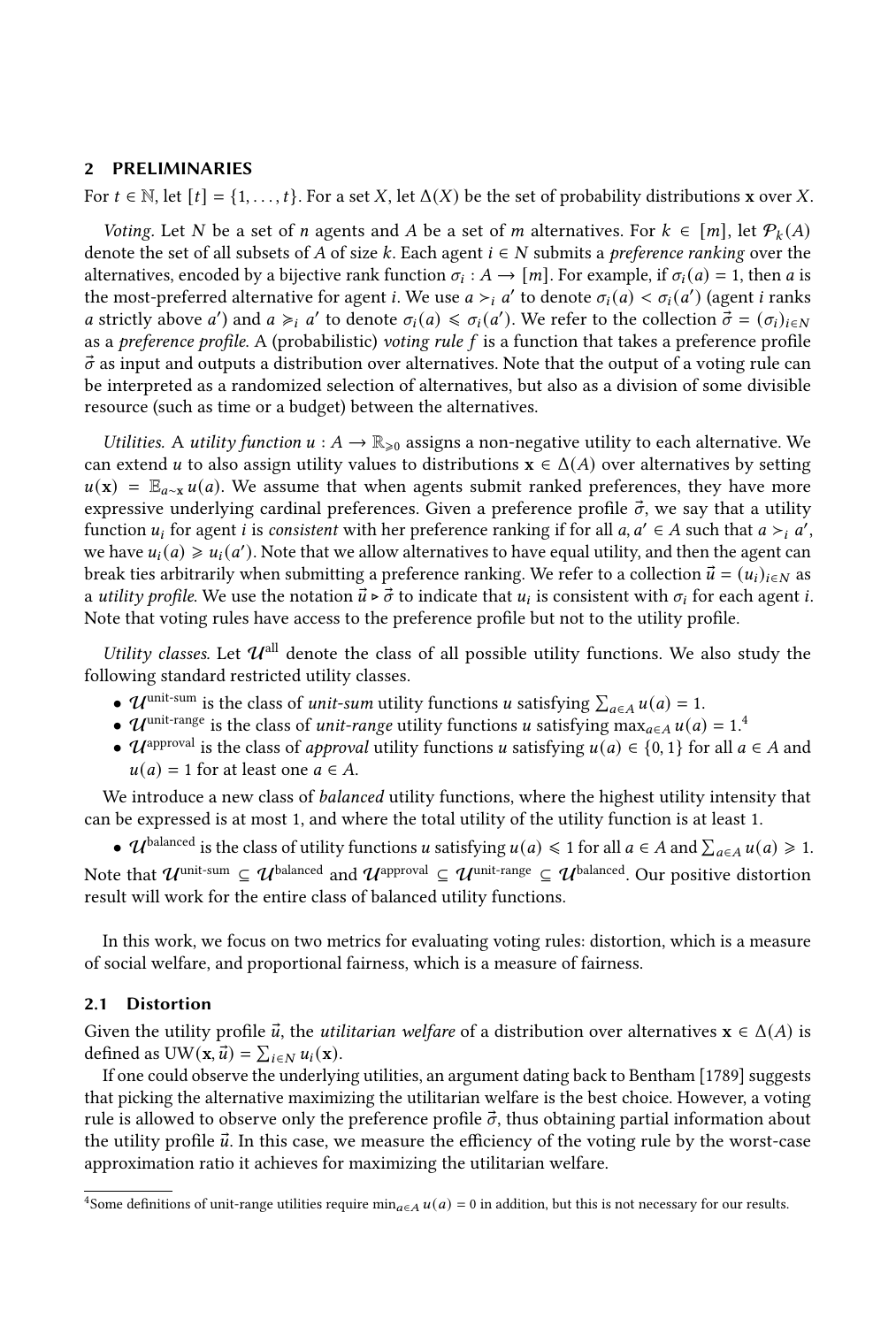## 2 PRELIMINARIES

For $t \in \mathbb{N}$, let $[t] = \{1, \ldots, t\}$. For a set $X$, let $\Delta(X)$ be the set of probability distributions $\mathbf{x}$ over $X$.

*Voting.* Let $N$ be a set of $n$ agents and $A$ be a set of $m$ alternatives. For $k \in [m]$, let $\mathcal{P}_k(A)$ denote the set of all subsets of $A$ of size $k$. Each agent $i \in N$ submits a *preference ranking* over the alternatives, encoded by a bijective rank function $\sigma_i : A \to [m]$. For example, if $\sigma_i(a) = 1$, then $a$ is the most-preferred alternative for agent $i$. We use $a \succ_i a'$ to denote $\sigma_i(a) < \sigma_i(a')$ (agent $i$ ranks $a$ strictly above $a'$) and $a \succcurlyeq_i a'$ to denote $\sigma_i(a) \leqslant \sigma_i(a')$. We refer to the collection $\vec{\sigma} = (\sigma_i)_{i \in N}$ as a *preference profile.* A (probabilistic) *voting rule* $f$ is a function that takes a preference profile $\vec{\sigma}$ as input and outputs a distribution over alternatives. Note that the output of a voting rule can be interpreted as a randomized selection of alternatives, but also as a division of some divisible resource (such as time or a budget) between the alternatives.

*Utilities.* A *utility function* $u : A \to \mathbb{R}_{\geqslant 0}$ assigns a non-negative utility to each alternative. We can extend $u$ to also assign utility values to distributions $\mathbf{x} \in \Delta(A)$ over alternatives by setting $u(\mathbf{x}) = \mathbb{E}_{a \sim \mathbf{x}}\, u(a)$. We assume that when agents submit ranked preferences, they have more expressive underlying cardinal preferences. Given a preference profile $\vec{\sigma}$, we say that a utility function $u_i$ for agent $i$ is *consistent* with her preference ranking if for all $a, a' \in A$ such that $a \succ_i a'$, we have $u_i(a) \geqslant u_i(a')$. Note that we allow alternatives to have equal utility, and then the agent can break ties arbitrarily when submitting a preference ranking. We refer to a collection $\vec{u} = (u_i)_{i \in N}$ as a *utility profile*. We use the notation $\vec{u} \triangleright \vec{\sigma}$ to indicate that $u_i$ is consistent with $\sigma_i$ for each agent $i$. Note that voting rules have access to the preference profile but not to the utility profile.

*Utility classes.* Let $\mathcal{U}^{\text{all}}$ denote the class of all possible utility functions. We also study the following standard restricted utility classes.

- $\mathcal{U}^{\text{unit-sum}}$ is the class of *unit-sum* utility functions $u$ satisfying $\sum_{a \in A} u(a) = 1$.
- $\mathcal{U}^{\text{unit-range}}$ is the class of *unit-range* utility functions $u$ satisfying $\max_{a \in A} u(a) = 1$.[4]
- $\mathcal{U}^{\text{approval}}$ is the class of *approval* utility functions $u$ satisfying $u(a) \in \{0, 1\}$ for all $a \in A$ and $u(a) = 1$ for at least one $a \in A$.

We introduce a new class of *balanced* utility functions, where the highest utility intensity that can be expressed is at most 1, and where the total utility of the utility function is at least 1.

- $\mathcal{U}^{\text{balanced}}$ is the class of utility functions $u$ satisfying $u(a) \leqslant 1$ for all $a \in A$ and $\sum_{a \in A} u(a) \geqslant 1$.

Note that $\mathcal{U}^{\text{unit-sum}} \subseteq \mathcal{U}^{\text{balanced}}$ and $\mathcal{U}^{\text{approval}} \subseteq \mathcal{U}^{\text{unit-range}} \subseteq \mathcal{U}^{\text{balanced}}$. Our positive distortion result will work for the entire class of balanced utility functions.

In this work, we focus on two metrics for evaluating voting rules: distortion, which is a measure of social welfare, and proportional fairness, which is a measure of fairness.

### 2.1 Distortion

Given the utility profile $\vec{u}$, the *utilitarian welfare* of a distribution over alternatives $\mathbf{x} \in \Delta(A)$ is defined as $\text{UW}(\mathbf{x}, \vec{u}) = \sum_{i \in N} u_i(\mathbf{x})$.

If one could observe the underlying utilities, an argument dating back to Bentham [1789] suggests that picking the alternative maximizing the utilitarian welfare is the best choice. However, a voting rule is allowed to observe only the preference profile $\vec{\sigma}$, thus obtaining partial information about the utility profile $\vec{u}$. In this case, we measure the efficiency of the voting rule by the worst-case approximation ratio it achieves for maximizing the utilitarian welfare.

[4] Some definitions of unit-range utilities require $\min_{a \in A} u(a) = 0$ in addition, but this is not necessary for our results.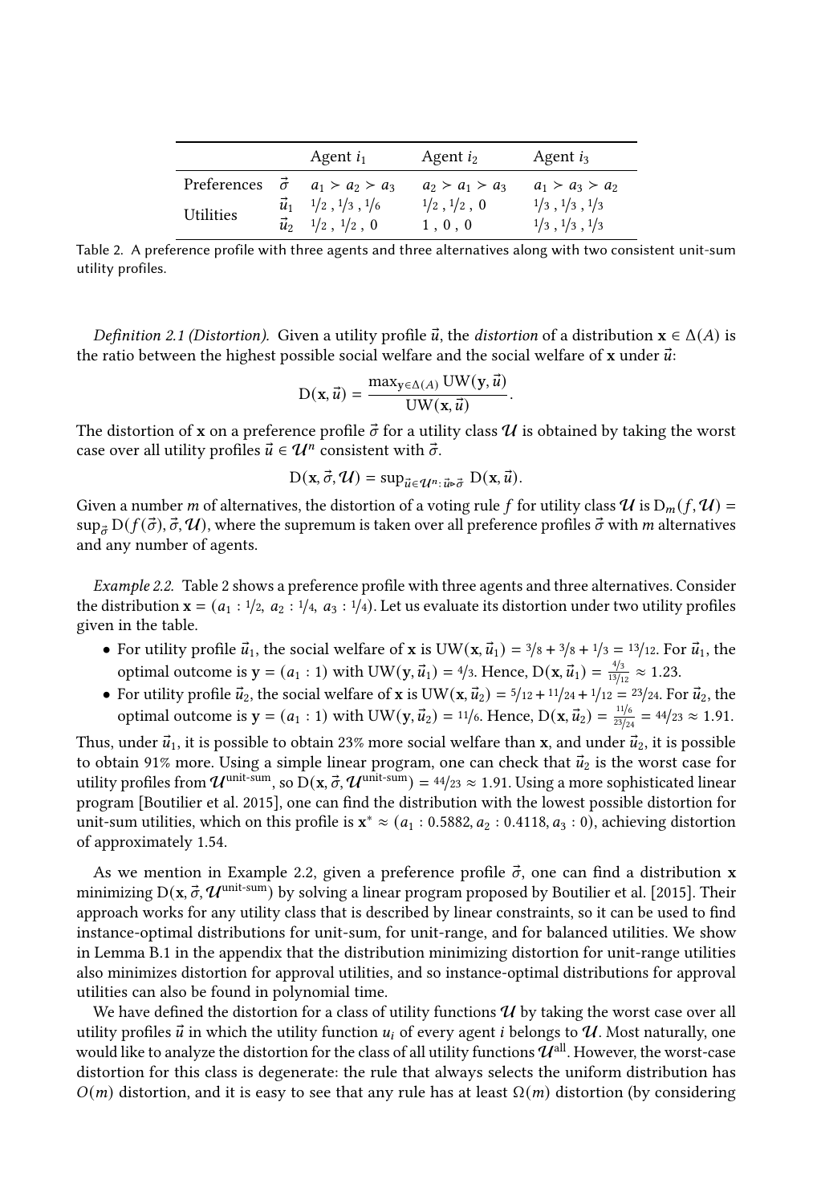| | | Agent $i_1$ | Agent $i_2$ | Agent $i_3$ |
|---|---|---|---|---|
| Preferences | $\vec{\sigma}$ | $a_1 \succ a_2 \succ a_3$ | $a_2 \succ a_1 \succ a_3$ | $a_1 \succ a_3 \succ a_2$ |
| Utilities | $\vec{u}_1$ | $1/2$ , $1/3$ , $1/6$ | $1/2$ , $1/2$ , 0 | $1/3$ , $1/3$ , $1/3$ |
| | $\vec{u}_2$ | $1/2$ , $1/2$ , 0 | 1 , 0 , 0 | $1/3$ , $1/3$ , $1/3$ |

Table 2. A preference profile with three agents and three alternatives along with two consistent unit-sum utility profiles.

*Definition 2.1 (Distortion).* Given a utility profile $\vec{u}$, the *distortion* of a distribution $\mathbf{x} \in \Delta(A)$ is the ratio between the highest possible social welfare and the social welfare of $\mathbf{x}$ under $\vec{u}$:

$$\mathrm{D}(\mathbf{x}, \vec{u}) = \frac{\max_{\mathbf{y} \in \Delta(A)} \mathrm{UW}(\mathbf{y}, \vec{u})}{\mathrm{UW}(\mathbf{x}, \vec{u})}.$$

The distortion of $\mathbf{x}$ on a preference profile $\vec{\sigma}$ for a utility class $\mathcal{U}$ is obtained by taking the worst case over all utility profiles $\vec{u} \in \mathcal{U}^n$ consistent with $\vec{\sigma}$.

$$\mathrm{D}(\mathbf{x}, \vec{\sigma}, \mathcal{U}) = \sup_{\vec{u} \in \mathcal{U}^n : \vec{u} \triangleright \vec{\sigma}} \mathrm{D}(\mathbf{x}, \vec{u}).$$

Given a number $m$ of alternatives, the distortion of a voting rule $f$ for utility class $\mathcal{U}$ is $\mathrm{D}_m(f, \mathcal{U}) = \sup_{\vec{\sigma}} \mathrm{D}(f(\vec{\sigma}), \vec{\sigma}, \mathcal{U})$, where the supremum is taken over all preference profiles $\vec{\sigma}$ with $m$ alternatives and any number of agents.

*Example 2.2.* Table 2 shows a preference profile with three agents and three alternatives. Consider the distribution $\mathbf{x} = (a_1 : 1/2,\ a_2 : 1/4,\ a_3 : 1/4)$. Let us evaluate its distortion under two utility profiles given in the table.

- For utility profile $\vec{u}_1$, the social welfare of $\mathbf{x}$ is $\mathrm{UW}(\mathbf{x}, \vec{u}_1) = 3/8 + 3/8 + 1/3 = 13/12$. For $\vec{u}_1$, the optimal outcome is $\mathbf{y} = (a_1 : 1)$ with $\mathrm{UW}(\mathbf{y}, \vec{u}_1) = 4/3$. Hence, $\mathrm{D}(\mathbf{x}, \vec{u}_1) = \frac{4/3}{13/12} \approx 1.23$.
- For utility profile $\vec{u}_2$, the social welfare of $\mathbf{x}$ is $\mathrm{UW}(\mathbf{x}, \vec{u}_2) = 5/12 + 11/24 + 1/12 = 23/24$. For $\vec{u}_2$, the optimal outcome is $\mathbf{y} = (a_1 : 1)$ with $\mathrm{UW}(\mathbf{y}, \vec{u}_2) = 11/6$. Hence, $\mathrm{D}(\mathbf{x}, \vec{u}_2) = \frac{11/6}{23/24} = 44/23 \approx 1.91$.

Thus, under $\vec{u}_1$, it is possible to obtain 23% more social welfare than $\mathbf{x}$, and under $\vec{u}_2$, it is possible to obtain 91% more. Using a simple linear program, one can check that $\vec{u}_2$ is the worst case for utility profiles from $\mathcal{U}^{\text{unit-sum}}$, so $\mathrm{D}(\mathbf{x}, \vec{\sigma}, \mathcal{U}^{\text{unit-sum}}) = 44/23 \approx 1.91$. Using a more sophisticated linear program [Boutilier et al. 2015], one can find the distribution with the lowest possible distortion for unit-sum utilities, which on this profile is $\mathbf{x}^* \approx (a_1 : 0.5882, a_2 : 0.4118, a_3 : 0)$, achieving distortion of approximately 1.54.

As we mention in Example 2.2, given a preference profile $\vec{\sigma}$, one can find a distribution $\mathbf{x}$ minimizing $\mathrm{D}(\mathbf{x}, \vec{\sigma}, \mathcal{U}^{\text{unit-sum}})$ by solving a linear program proposed by Boutilier et al. [2015]. Their approach works for any utility class that is described by linear constraints, so it can be used to find instance-optimal distributions for unit-sum, for unit-range, and for balanced utilities. We show in Lemma B.1 in the appendix that the distribution minimizing distortion for unit-range utilities also minimizes distortion for approval utilities, and so instance-optimal distributions for approval utilities can also be found in polynomial time.

We have defined the distortion for a class of utility functions $\mathcal{U}$ by taking the worst case over all utility profiles $\vec{u}$ in which the utility function $u_i$ of every agent $i$ belongs to $\mathcal{U}$. Most naturally, one would like to analyze the distortion for the class of all utility functions $\mathcal{U}^{\text{all}}$. However, the worst-case distortion for this class is degenerate: the rule that always selects the uniform distribution has $O(m)$ distortion, and it is easy to see that any rule has at least $\Omega(m)$ distortion (by considering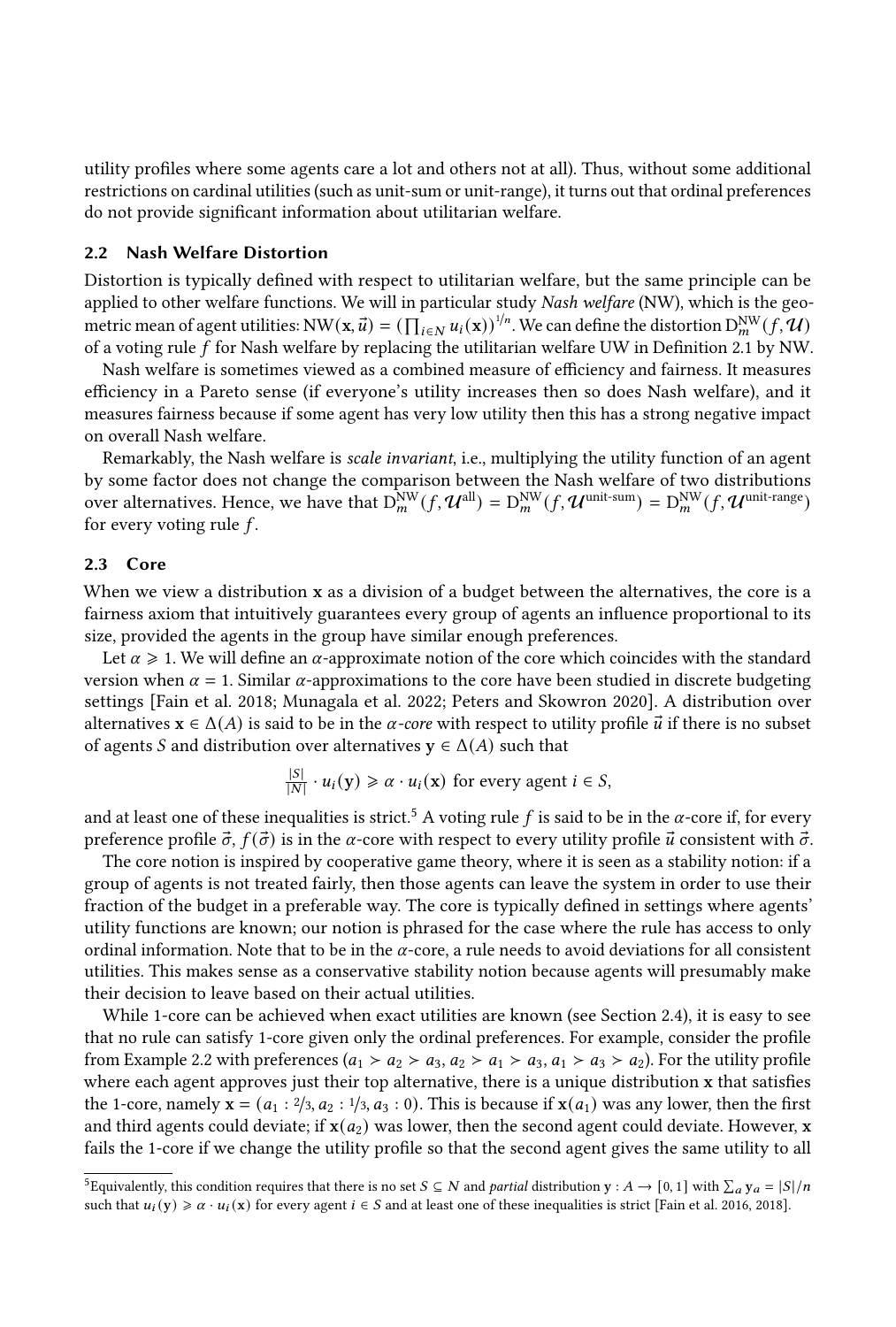utility profiles where some agents care a lot and others not at all). Thus, without some additional restrictions on cardinal utilities (such as unit-sum or unit-range), it turns out that ordinal preferences do not provide significant information about utilitarian welfare.

## 2.2 Nash Welfare Distortion

Distortion is typically defined with respect to utilitarian welfare, but the same principle can be applied to other welfare functions. We will in particular study *Nash welfare* (NW), which is the geometric mean of agent utilities: $\mathrm{NW}(\mathbf{x}, \vec{u}) = \left(\prod_{i \in N} u_i(\mathbf{x})\right)^{1/n}$. We can define the distortion $\mathrm{D}_m^{\mathrm{NW}}(f, \mathcal{U})$ of a voting rule $f$ for Nash welfare by replacing the utilitarian welfare UW in Definition 2.1 by NW.

Nash welfare is sometimes viewed as a combined measure of efficiency and fairness. It measures efficiency in a Pareto sense (if everyone's utility increases then so does Nash welfare), and it measures fairness because if some agent has very low utility then this has a strong negative impact on overall Nash welfare.

Remarkably, the Nash welfare is *scale invariant*, i.e., multiplying the utility function of an agent by some factor does not change the comparison between the Nash welfare of two distributions over alternatives. Hence, we have that $\mathrm{D}_m^{\mathrm{NW}}(f, \mathcal{U}^{\mathrm{all}}) = \mathrm{D}_m^{\mathrm{NW}}(f, \mathcal{U}^{\mathrm{unit\text{-}sum}}) = \mathrm{D}_m^{\mathrm{NW}}(f, \mathcal{U}^{\mathrm{unit\text{-}range}})$ for every voting rule $f$.

## 2.3 Core

When we view a distribution $\mathbf{x}$ as a division of a budget between the alternatives, the core is a fairness axiom that intuitively guarantees every group of agents an influence proportional to its size, provided the agents in the group have similar enough preferences.

Let $\alpha \geqslant 1$. We will define an $\alpha$-approximate notion of the core which coincides with the standard version when $\alpha = 1$. Similar $\alpha$-approximations to the core have been studied in discrete budgeting settings [Fain et al. 2018; Munagala et al. 2022; Peters and Skowron 2020]. A distribution over alternatives $\mathbf{x} \in \Delta(A)$ is said to be in the $\alpha$-*core* with respect to utility profile $\vec{u}$ if there is no subset of agents $S$ and distribution over alternatives $\mathbf{y} \in \Delta(A)$ such that

$$\tfrac{|S|}{|N|} \cdot u_i(\mathbf{y}) \geqslant \alpha \cdot u_i(\mathbf{x}) \text{ for every agent } i \in S,$$

and at least one of these inequalities is strict.[5] A voting rule $f$ is said to be in the $\alpha$-core if, for every preference profile $\vec{\sigma}$, $f(\vec{\sigma})$ is in the $\alpha$-core with respect to every utility profile $\vec{u}$ consistent with $\vec{\sigma}$.

The core notion is inspired by cooperative game theory, where it is seen as a stability notion: if a group of agents is not treated fairly, then those agents can leave the system in order to use their fraction of the budget in a preferable way. The core is typically defined in settings where agents' utility functions are known; our notion is phrased for the case where the rule has access to only ordinal information. Note that to be in the $\alpha$-core, a rule needs to avoid deviations for all consistent utilities. This makes sense as a conservative stability notion because agents will presumably make their decision to leave based on their actual utilities.

While 1-core can be achieved when exact utilities are known (see Section 2.4), it is easy to see that no rule can satisfy 1-core given only the ordinal preferences. For example, consider the profile from Example 2.2 with preferences ($a_1 \succ a_2 \succ a_3$, $a_2 \succ a_1 \succ a_3$, $a_1 \succ a_3 \succ a_2$). For the utility profile where each agent approves just their top alternative, there is a unique distribution $\mathbf{x}$ that satisfies the 1-core, namely $\mathbf{x} = (a_1 : 2/3, a_2 : 1/3, a_3 : 0)$. This is because if $\mathbf{x}(a_1)$ was any lower, then the first and third agents could deviate; if $\mathbf{x}(a_2)$ was lower, then the second agent could deviate. However, $\mathbf{x}$ fails the 1-core if we change the utility profile so that the second agent gives the same utility to all

[5] Equivalently, this condition requires that there is no set $S \subseteq N$ and *partial* distribution $\mathrm{y} : A \to [0, 1]$ with $\sum_a \mathrm{y}_a = |S|/n$ such that $u_i(\mathrm{y}) \geqslant \alpha \cdot u_i(\mathbf{x})$ for every agent $i \in S$ and at least one of these inequalities is strict [Fain et al. 2016, 2018].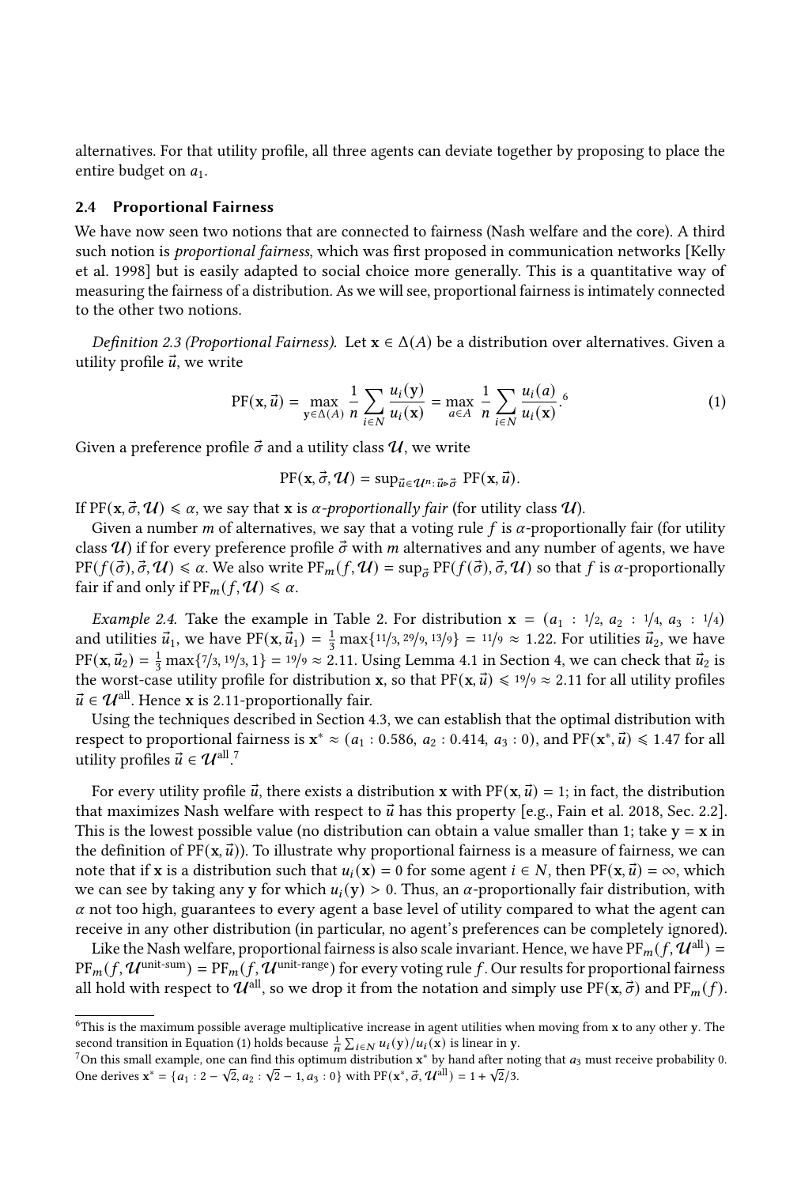alternatives. For that utility profile, all three agents can deviate together by proposing to place the entire budget on $a_1$.

### 2.4 Proportional Fairness

We have now seen two notions that are connected to fairness (Nash welfare and the core). A third such notion is *proportional fairness*, which was first proposed in communication networks [Kelly et al. 1998] but is easily adapted to social choice more generally. This is a quantitative way of measuring the fairness of a distribution. As we will see, proportional fairness is intimately connected to the other two notions.

*Definition 2.3 (Proportional Fairness).* Let $\mathbf{x} \in \Delta(A)$ be a distribution over alternatives. Given a utility profile $\vec{u}$, we write

$$\mathrm{PF}(\mathbf{x}, \vec{u}) = \max_{\mathbf{y} \in \Delta(A)} \frac{1}{n} \sum_{i \in N} \frac{u_i(\mathbf{y})}{u_i(\mathbf{x})} = \max_{a \in A} \frac{1}{n} \sum_{i \in N} \frac{u_i(a)}{u_i(\mathbf{x})}.^{6} \tag{1}$$

Given a preference profile $\vec{\sigma}$ and a utility class $\mathcal{U}$, we write

$$\mathrm{PF}(\mathbf{x}, \vec{\sigma}, \mathcal{U}) = \sup_{\vec{u} \in \mathcal{U}^n : \vec{u} \triangleright \vec{\sigma}} \mathrm{PF}(\mathbf{x}, \vec{u}).$$

If $\mathrm{PF}(\mathbf{x}, \vec{\sigma}, \mathcal{U}) \leqslant \alpha$, we say that $\mathbf{x}$ is *$\alpha$-proportionally fair* (for utility class $\mathcal{U}$).

Given a number $m$ of alternatives, we say that a voting rule $f$ is $\alpha$-proportionally fair (for utility class $\mathcal{U}$) if for every preference profile $\vec{\sigma}$ with $m$ alternatives and any number of agents, we have $\mathrm{PF}(f(\vec{\sigma}), \vec{\sigma}, \mathcal{U}) \leqslant \alpha$. We also write $\mathrm{PF}_m(f, \mathcal{U}) = \sup_{\vec{\sigma}} \mathrm{PF}(f(\vec{\sigma}), \vec{\sigma}, \mathcal{U})$ so that $f$ is $\alpha$-proportionally fair if and only if $\mathrm{PF}_m(f, \mathcal{U}) \leqslant \alpha$.

*Example 2.4.* Take the example in Table 2. For distribution $\mathbf{x} = (a_1 : 1/2,\ a_2 : 1/4,\ a_3 : 1/4)$ and utilities $\vec{u}_1$, we have $\mathrm{PF}(\mathbf{x}, \vec{u}_1) = \frac{1}{3}\max\{11/3, 29/9, 13/9\} = 11/9 \approx 1.22$. For utilities $\vec{u}_2$, we have $\mathrm{PF}(\mathbf{x}, \vec{u}_2) = \frac{1}{3}\max\{7/3, 19/3, 1\} = 19/9 \approx 2.11$. Using Lemma 4.1 in Section 4, we can check that $\vec{u}_2$ is the worst-case utility profile for distribution $\mathbf{x}$, so that $\mathrm{PF}(\mathbf{x}, \vec{u}) \leqslant 19/9 \approx 2.11$ for all utility profiles $\vec{u} \in \mathcal{U}^{\text{all}}$. Hence $\mathbf{x}$ is 2.11-proportionally fair.

Using the techniques described in Section 4.3, we can establish that the optimal distribution with respect to proportional fairness is $\mathbf{x}^* \approx (a_1 : 0.586,\ a_2 : 0.414,\ a_3 : 0)$, and $\mathrm{PF}(\mathbf{x}^*, \vec{u}) \leqslant 1.47$ for all utility profiles $\vec{u} \in \mathcal{U}^{\text{all}}$.[7]

For every utility profile $\vec{u}$, there exists a distribution $\mathbf{x}$ with $\mathrm{PF}(\mathbf{x}, \vec{u}) = 1$; in fact, the distribution that maximizes Nash welfare with respect to $\vec{u}$ has this property [e.g., Fain et al. 2018, Sec. 2.2]. This is the lowest possible value (no distribution can obtain a value smaller than 1; take $\mathbf{y} = \mathbf{x}$ in the definition of $\mathrm{PF}(\mathbf{x}, \vec{u})$). To illustrate why proportional fairness is a measure of fairness, we can note that if $\mathbf{x}$ is a distribution such that $u_i(\mathbf{x}) = 0$ for some agent $i \in N$, then $\mathrm{PF}(\mathbf{x}, \vec{u}) = \infty$, which we can see by taking any $\mathbf{y}$ for which $u_i(\mathbf{y}) > 0$. Thus, an $\alpha$-proportionally fair distribution, with $\alpha$ not too high, guarantees to every agent a base level of utility compared to what the agent can receive in any other distribution (in particular, no agent's preferences can be completely ignored).

Like the Nash welfare, proportional fairness is also scale invariant. Hence, we have $\mathrm{PF}_m(f, \mathcal{U}^{\text{all}}) = \mathrm{PF}_m(f, \mathcal{U}^{\text{unit-sum}}) = \mathrm{PF}_m(f, \mathcal{U}^{\text{unit-range}})$ for every voting rule $f$. Our results for proportional fairness all hold with respect to $\mathcal{U}^{\text{all}}$, so we drop it from the notation and simply use $\mathrm{PF}(\mathbf{x}, \vec{\sigma})$ and $\mathrm{PF}_m(f)$.

[6] This is the maximum possible average multiplicative increase in agent utilities when moving from $\mathbf{x}$ to any other $\mathbf{y}$. The second transition in Equation (1) holds because $\frac{1}{n}\sum_{i \in N} u_i(\mathbf{y})/u_i(\mathbf{x})$ is linear in $\mathbf{y}$.

[7] On this small example, one can find this optimum distribution $\mathbf{x}^*$ by hand after noting that $a_3$ must receive probability 0. One derives $\mathbf{x}^* = \{a_1 : 2 - \sqrt{2}, a_2 : \sqrt{2} - 1, a_3 : 0\}$ with $\mathrm{PF}(\mathbf{x}^*, \vec{\sigma}, \mathcal{U}^{\text{all}}) = 1 + \sqrt{2}/3$.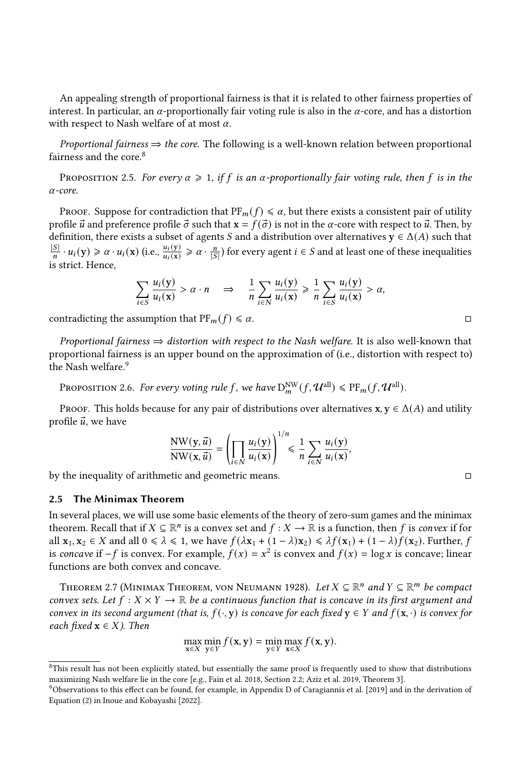An appealing strength of proportional fairness is that it is related to other fairness properties of interest. In particular, an $\alpha$-proportionally fair voting rule is also in the $\alpha$-core, and has a distortion with respect to Nash welfare of at most $\alpha$.

*Proportional fairness* $\Rightarrow$ *the core.* The following is a well-known relation between proportional fairness and the core.[8]

Proposition 2.5. *For every $\alpha \geqslant 1$, if $f$ is an $\alpha$-proportionally fair voting rule, then $f$ is in the $\alpha$-core.*

Proof. Suppose for contradiction that $\mathrm{PF}_m(f) \leqslant \alpha$, but there exists a consistent pair of utility profile $\vec{u}$ and preference profile $\vec{\sigma}$ such that $\mathbf{x} = f(\vec{\sigma})$ is not in the $\alpha$-core with respect to $\vec{u}$. Then, by definition, there exists a subset of agents $S$ and a distribution over alternatives $\mathbf{y} \in \Delta(A)$ such that $\frac{|S|}{n} \cdot u_i(\mathbf{y}) \geqslant \alpha \cdot u_i(\mathbf{x})$ (i.e., $\frac{u_i(\mathbf{y})}{u_i(\mathbf{x})} \geqslant \alpha \cdot \frac{n}{|S|}$) for every agent $i \in S$ and at least one of these inequalities is strict. Hence,

$$\sum_{i \in S} \frac{u_i(\mathbf{y})}{u_i(\mathbf{x})} > \alpha \cdot n \quad \Rightarrow \quad \frac{1}{n} \sum_{i \in N} \frac{u_i(\mathbf{y})}{u_i(\mathbf{x})} \geqslant \frac{1}{n} \sum_{i \in S} \frac{u_i(\mathbf{y})}{u_i(\mathbf{x})} > \alpha,$$

contradicting the assumption that $\mathrm{PF}_m(f) \leqslant \alpha$. □

*Proportional fairness* $\Rightarrow$ *distortion with respect to the Nash welfare.* It is also well-known that proportional fairness is an upper bound on the approximation of (i.e., distortion with respect to) the Nash welfare.[9]

Proposition 2.6. *For every voting rule $f$, we have $\mathrm{D}_m^{\mathrm{NW}}(f, \mathcal{U}^{\mathrm{all}}) \leqslant \mathrm{PF}_m(f, \mathcal{U}^{\mathrm{all}})$.*

Proof. This holds because for any pair of distributions over alternatives $\mathbf{x}, \mathbf{y} \in \Delta(A)$ and utility profile $\vec{u}$, we have

$$\frac{\mathrm{NW}(\mathbf{y}, \vec{u})}{\mathrm{NW}(\mathbf{x}, \vec{u})} = \left( \prod_{i \in N} \frac{u_i(\mathbf{y})}{u_i(\mathbf{x})} \right)^{1/n} \leqslant \frac{1}{n} \sum_{i \in N} \frac{u_i(\mathbf{y})}{u_i(\mathbf{x})},$$

by the inequality of arithmetic and geometric means. □

## 2.5 The Minimax Theorem

In several places, we will use some basic elements of the theory of zero-sum games and the minimax theorem. Recall that if $X \subseteq \mathbb{R}^n$ is a convex set and $f : X \to \mathbb{R}$ is a function, then $f$ is *convex* if for all $\mathbf{x}_1, \mathbf{x}_2 \in X$ and all $0 \leqslant \lambda \leqslant 1$, we have $f(\lambda \mathbf{x}_1 + (1 - \lambda)\mathbf{x}_2) \leqslant \lambda f(\mathbf{x}_1) + (1 - \lambda) f(\mathbf{x}_2)$. Further, $f$ is *concave* if $-f$ is convex. For example, $f(x) = x^2$ is convex and $f(x) = \log x$ is concave; linear functions are both convex and concave.

Theorem 2.7 (Minimax Theorem, von Neumann 1928). *Let $X \subseteq \mathbb{R}^n$ and $Y \subseteq \mathbb{R}^m$ be compact convex sets. Let $f : X \times Y \to \mathbb{R}$ be a continuous function that is concave in its first argument and convex in its second argument (that is, $f(\cdot, \mathbf{y})$ is concave for each fixed $\mathbf{y} \in Y$ and $f(\mathbf{x}, \cdot)$ is convex for each fixed $\mathbf{x} \in X$). Then*

$$\max_{\mathbf{x} \in X} \min_{\mathbf{y} \in Y} f(\mathbf{x}, \mathbf{y}) = \min_{\mathbf{y} \in Y} \max_{\mathbf{x} \in X} f(\mathbf{x}, \mathbf{y}).$$

---

[8] This result has not been explicitly stated, but essentially the same proof is frequently used to show that distributions maximizing Nash welfare lie in the core [e.g., Fain et al. 2018, Section 2.2; Aziz et al. 2019, Theorem 3].

[9] Observations to this effect can be found, for example, in Appendix D of Caragiannis et al. [2019] and in the derivation of Equation (2) in Inoue and Kobayashi [2022].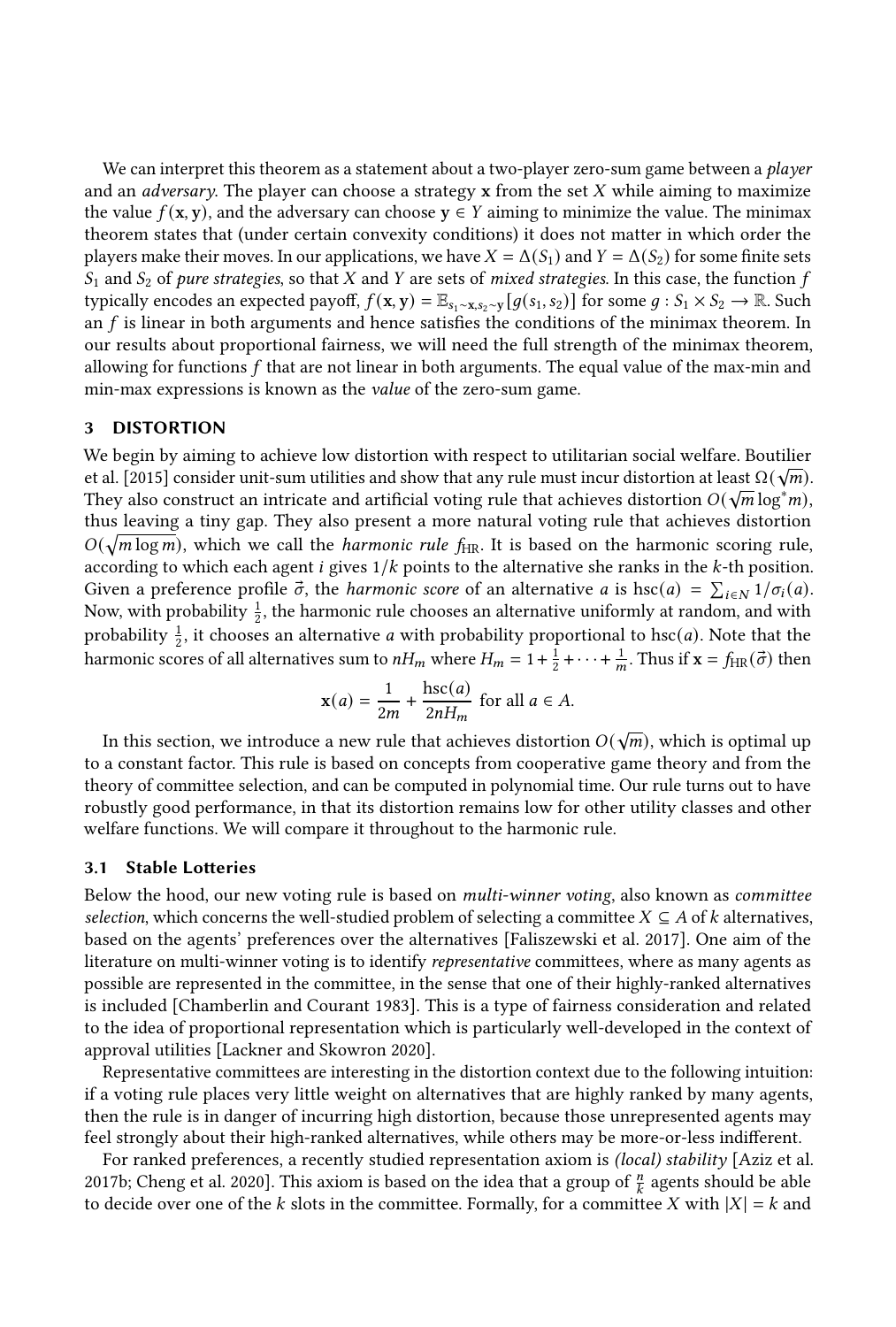We can interpret this theorem as a statement about a two-player zero-sum game between a *player* and an *adversary*. The player can choose a strategy $\mathbf{x}$ from the set $X$ while aiming to maximize the value $f(\mathbf{x}, \mathbf{y})$, and the adversary can choose $\mathbf{y} \in Y$ aiming to minimize the value. The minimax theorem states that (under certain convexity conditions) it does not matter in which order the players make their moves. In our applications, we have $X = \Delta(S_1)$ and $Y = \Delta(S_2)$ for some finite sets $S_1$ and $S_2$ of *pure strategies*, so that $X$ and $Y$ are sets of *mixed strategies*. In this case, the function $f$ typically encodes an expected payoff, $f(\mathbf{x}, \mathbf{y}) = \mathbb{E}_{s_1 \sim \mathbf{x}, s_2 \sim \mathbf{y}}[g(s_1, s_2)]$ for some $g : S_1 \times S_2 \to \mathbb{R}$. Such an $f$ is linear in both arguments and hence satisfies the conditions of the minimax theorem. In our results about proportional fairness, we will need the full strength of the minimax theorem, allowing for functions $f$ that are not linear in both arguments. The equal value of the max-min and min-max expressions is known as the *value* of the zero-sum game.

## 3 DISTORTION

We begin by aiming to achieve low distortion with respect to utilitarian social welfare. Boutilier et al. [2015] consider unit-sum utilities and show that any rule must incur distortion at least $\Omega(\sqrt{m})$. They also construct an intricate and artificial voting rule that achieves distortion $O(\sqrt{m} \log^* m)$, thus leaving a tiny gap. They also present a more natural voting rule that achieves distortion $O(\sqrt{m \log m})$, which we call the *harmonic rule* $f_{\text{HR}}$. It is based on the harmonic scoring rule, according to which each agent $i$ gives $1/k$ points to the alternative she ranks in the $k$-th position. Given a preference profile $\vec{\sigma}$, the *harmonic score* of an alternative $a$ is $\text{hsc}(a) = \sum_{i \in N} 1/\sigma_i(a)$. Now, with probability $\frac{1}{2}$, the harmonic rule chooses an alternative uniformly at random, and with probability $\frac{1}{2}$, it chooses an alternative $a$ with probability proportional to $\text{hsc}(a)$. Note that the harmonic scores of all alternatives sum to $nH_m$ where $H_m = 1 + \frac{1}{2} + \cdots + \frac{1}{m}$. Thus if $\mathbf{x} = f_{\text{HR}}(\vec{\sigma})$ then

$$\mathbf{x}(a) = \frac{1}{2m} + \frac{\text{hsc}(a)}{2nH_m} \quad \text{for all } a \in A.$$

In this section, we introduce a new rule that achieves distortion $O(\sqrt{m})$, which is optimal up to a constant factor. This rule is based on concepts from cooperative game theory and from the theory of committee selection, and can be computed in polynomial time. Our rule turns out to have robustly good performance, in that its distortion remains low for other utility classes and other welfare functions. We will compare it throughout to the harmonic rule.

### 3.1 Stable Lotteries

Below the hood, our new voting rule is based on *multi-winner voting*, also known as *committee selection*, which concerns the well-studied problem of selecting a committee $X \subseteq A$ of $k$ alternatives, based on the agents' preferences over the alternatives [Faliszewski et al. 2017]. One aim of the literature on multi-winner voting is to identify *representative* committees, where as many agents as possible are represented in the committee, in the sense that one of their highly-ranked alternatives is included [Chamberlin and Courant 1983]. This is a type of fairness consideration and related to the idea of proportional representation which is particularly well-developed in the context of approval utilities [Lackner and Skowron 2020].

Representative committees are interesting in the distortion context due to the following intuition: if a voting rule places very little weight on alternatives that are highly ranked by many agents, then the rule is in danger of incurring high distortion, because those unrepresented agents may feel strongly about their high-ranked alternatives, while others may be more-or-less indifferent.

For ranked preferences, a recently studied representation axiom is *(local) stability* [Aziz et al. 2017b; Cheng et al. 2020]. This axiom is based on the idea that a group of $\frac{n}{k}$ agents should be able to decide over one of the $k$ slots in the committee. Formally, for a committee $X$ with $|X| = k$ and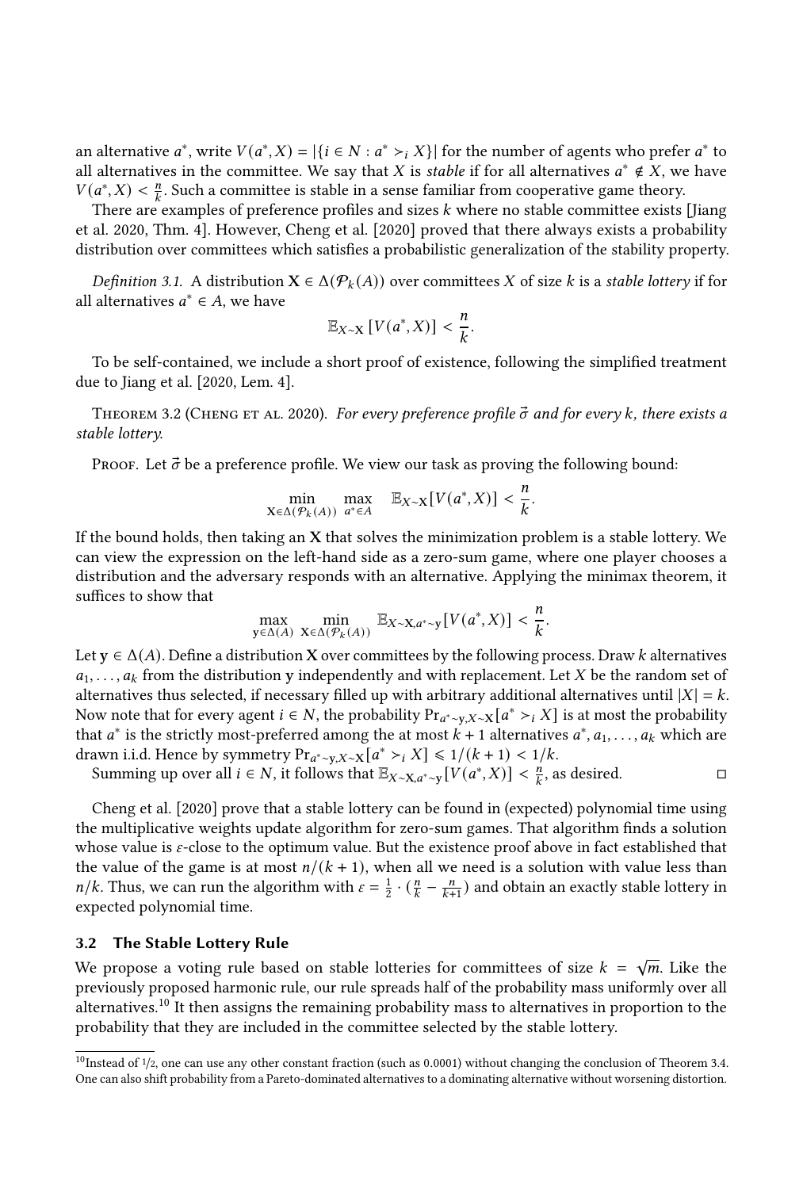an alternative $a^*$, write $V(a^*, X) = |\{i \in N : a^* \succ_i X\}|$ for the number of agents who prefer $a^*$ to all alternatives in the committee. We say that $X$ is *stable* if for all alternatives $a^* \notin X$, we have $V(a^*, X) < \frac{n}{k}$. Such a committee is stable in a sense familiar from cooperative game theory.

There are examples of preference profiles and sizes $k$ where no stable committee exists [Jiang et al. 2020, Thm. 4]. However, Cheng et al. [2020] proved that there always exists a probability distribution over committees which satisfies a probabilistic generalization of the stability property.

*Definition 3.1.* A distribution $\mathbf{X} \in \Delta(\mathcal{P}_k(A))$ over committees $X$ of size $k$ is a *stable lottery* if for all alternatives $a^* \in A$, we have

$$\mathbb{E}_{X \sim \mathbf{X}}\left[V(a^*, X)\right] < \frac{n}{k}.$$

To be self-contained, we include a short proof of existence, following the simplified treatment due to Jiang et al. [2020, Lem. 4].

Theorem 3.2 (Cheng et al. 2020). *For every preference profile $\vec{\sigma}$ and for every $k$, there exists a stable lottery.*

Proof. Let $\vec{\sigma}$ be a preference profile. We view our task as proving the following bound:

$$\min_{\mathbf{X} \in \Delta(\mathcal{P}_k(A))} \max_{a^* \in A} \quad \mathbb{E}_{X \sim \mathbf{X}}[V(a^*, X)] < \frac{n}{k}.$$

If the bound holds, then taking an $\mathbf{X}$ that solves the minimization problem is a stable lottery. We can view the expression on the left-hand side as a zero-sum game, where one player chooses a distribution and the adversary responds with an alternative. Applying the minimax theorem, it suffices to show that

$$\max_{\mathbf{y} \in \Delta(A)} \min_{\mathbf{X} \in \Delta(\mathcal{P}_k(A))} \mathbb{E}_{X \sim \mathbf{X}, a^* \sim \mathbf{y}}[V(a^*, X)] < \frac{n}{k}.$$

Let $\mathbf{y} \in \Delta(A)$. Define a distribution $\mathbf{X}$ over committees by the following process. Draw $k$ alternatives $a_1, \dots, a_k$ from the distribution $\mathbf{y}$ independently and with replacement. Let $X$ be the random set of alternatives thus selected, if necessary filled up with arbitrary additional alternatives until $|X| = k$. Now note that for every agent $i \in N$, the probability $\Pr_{a^* \sim \mathbf{y}, X \sim \mathbf{X}}[a^* \succ_i X]$ is at most the probability that $a^*$ is the strictly most-preferred among the at most $k+1$ alternatives $a^*, a_1, \dots, a_k$ which are drawn i.i.d. Hence by symmetry $\Pr_{a^* \sim \mathbf{y}, X \sim \mathbf{X}}[a^* \succ_i X] \leqslant 1/(k+1) < 1/k$.

Summing up over all $i \in N$, it follows that $\mathbb{E}_{X \sim \mathbf{X}, a^* \sim \mathbf{y}}[V(a^*, X)] < \frac{n}{k}$, as desired. ◻

Cheng et al. [2020] prove that a stable lottery can be found in (expected) polynomial time using the multiplicative weights update algorithm for zero-sum games. That algorithm finds a solution whose value is $\varepsilon$-close to the optimum value. But the existence proof above in fact established that the value of the game is at most $n/(k+1)$, when all we need is a solution with value less than $n/k$. Thus, we can run the algorithm with $\varepsilon = \frac{1}{2} \cdot (\frac{n}{k} - \frac{n}{k+1})$ and obtain an exactly stable lottery in expected polynomial time.

### 3.2 The Stable Lottery Rule

We propose a voting rule based on stable lotteries for committees of size $k = \sqrt{m}$. Like the previously proposed harmonic rule, our rule spreads half of the probability mass uniformly over all alternatives.[10] It then assigns the remaining probability mass to alternatives in proportion to the probability that they are included in the committee selected by the stable lottery.

[10] Instead of $1/2$, one can use any other constant fraction (such as 0.0001) without changing the conclusion of Theorem 3.4. One can also shift probability from a Pareto-dominated alternatives to a dominating alternative without worsening distortion.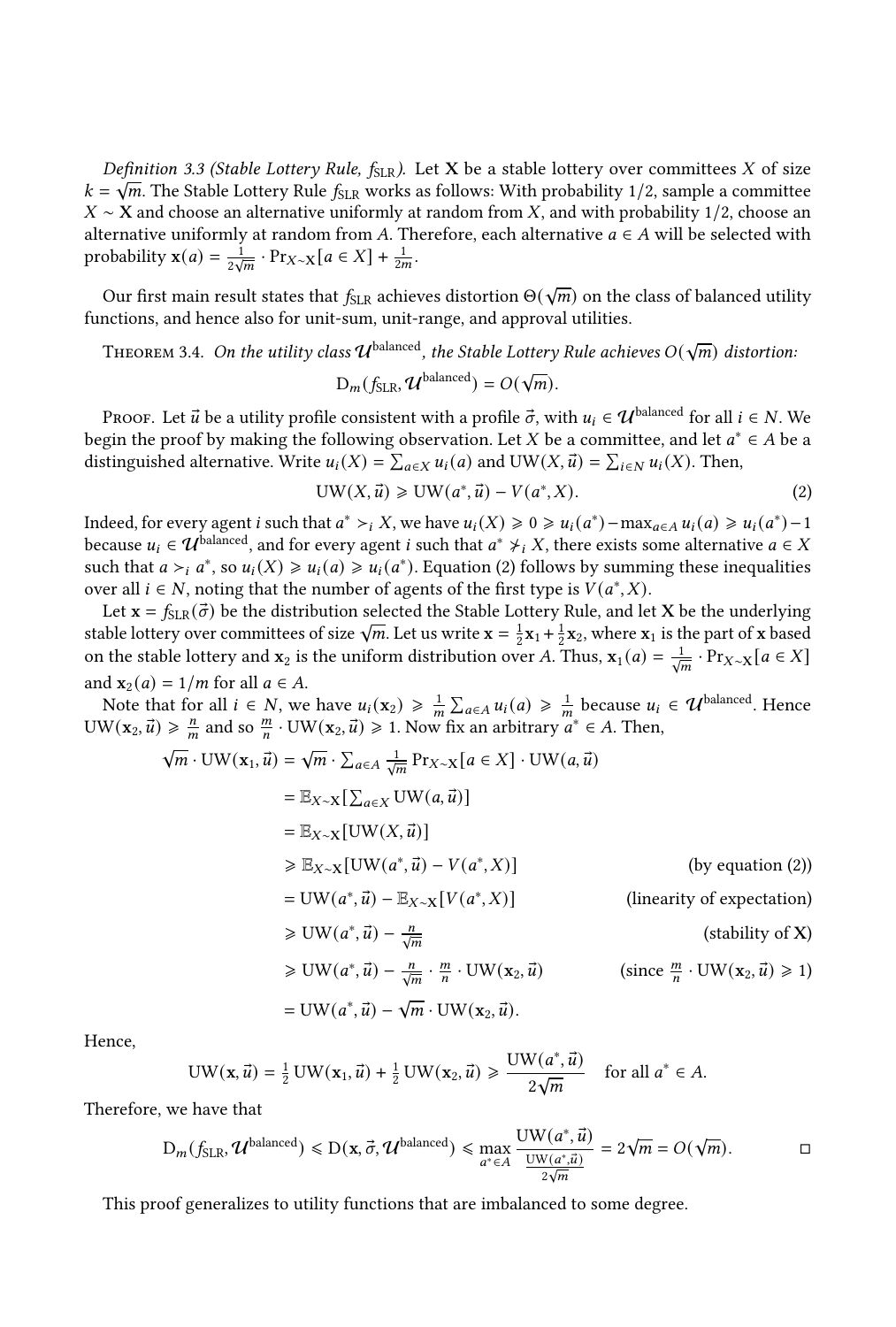*Definition 3.3 (Stable Lottery Rule, $f_{\text{SLR}}$).* Let $\mathbf{X}$ be a stable lottery over committees $X$ of size $k = \sqrt{m}$. The Stable Lottery Rule $f_{\text{SLR}}$ works as follows: With probability 1/2, sample a committee $X \sim \mathbf{X}$ and choose an alternative uniformly at random from $X$, and with probability 1/2, choose an alternative uniformly at random from $A$. Therefore, each alternative $a \in A$ will be selected with probability $\mathbf{x}(a) = \frac{1}{2\sqrt{m}} \cdot \Pr_{X\sim\mathbf{X}}[a \in X] + \frac{1}{2m}$.

Our first main result states that $f_{\text{SLR}}$ achieves distortion $\Theta(\sqrt{m})$ on the class of balanced utility functions, and hence also for unit-sum, unit-range, and approval utilities.

Theorem 3.4. *On the utility class $\mathcal{U}^{\text{balanced}}$, the Stable Lottery Rule achieves $O(\sqrt{m})$ distortion:*

$$\mathrm{D}_m(f_{\text{SLR}}, \mathcal{U}^{\text{balanced}}) = O(\sqrt{m}).$$

Proof. Let $\vec{u}$ be a utility profile consistent with a profile $\vec{\sigma}$, with $u_i \in \mathcal{U}^{\text{balanced}}$ for all $i \in N$. We begin the proof by making the following observation. Let $X$ be a committee, and let $a^* \in A$ be a distinguished alternative. Write $u_i(X) = \sum_{a\in X} u_i(a)$ and $\mathrm{UW}(X, \vec{u}) = \sum_{i\in N} u_i(X)$. Then,

$$\mathrm{UW}(X, \vec{u}) \geqslant \mathrm{UW}(a^*, \vec{u}) - V(a^*, X). \tag{2}$$

Indeed, for every agent $i$ such that $a^* \succ_i X$, we have $u_i(X) \geqslant 0 \geqslant u_i(a^*) - \max_{a\in A} u_i(a) \geqslant u_i(a^*) - 1$ because $u_i \in \mathcal{U}^{\text{balanced}}$, and for every agent $i$ such that $a^* \not\succ_i X$, there exists some alternative $a \in X$ such that $a \succ_i a^*$, so $u_i(X) \geqslant u_i(a) \geqslant u_i(a^*)$. Equation (2) follows by summing these inequalities over all $i \in N$, noting that the number of agents of the first type is $V(a^*, X)$.

Let $\mathbf{x} = f_{\text{SLR}}(\vec{\sigma})$ be the distribution selected the Stable Lottery Rule, and let $\mathbf{X}$ be the underlying stable lottery over committees of size $\sqrt{m}$. Let us write $\mathbf{x} = \frac{1}{2}\mathbf{x}_1 + \frac{1}{2}\mathbf{x}_2$, where $\mathbf{x}_1$ is the part of $\mathbf{x}$ based on the stable lottery and $\mathbf{x}_2$ is the uniform distribution over $A$. Thus, $\mathbf{x}_1(a) = \frac{1}{\sqrt{m}} \cdot \Pr_{X\sim\mathbf{X}}[a \in X]$ and $\mathbf{x}_2(a) = 1/m$ for all $a \in A$.

Note that for all $i \in N$, we have $u_i(\mathbf{x}_2) \geqslant \frac{1}{m}\sum_{a\in A} u_i(a) \geqslant \frac{1}{m}$ because $u_i \in \mathcal{U}^{\text{balanced}}$. Hence $\mathrm{UW}(\mathbf{x}_2, \vec{u}) \geqslant \frac{n}{m}$ and so $\frac{m}{n} \cdot \mathrm{UW}(\mathbf{x}_2, \vec{u}) \geqslant 1$. Now fix an arbitrary $a^* \in A$. Then,

$$
\begin{aligned}
\sqrt{m} \cdot \mathrm{UW}(\mathbf{x}_1, \vec{u}) &= \sqrt{m} \cdot \textstyle\sum_{a\in A} \frac{1}{\sqrt{m}} \Pr_{X\sim\mathbf{X}}[a \in X] \cdot \mathrm{UW}(a, \vec{u}) \\
&= \mathbb{E}_{X\sim\mathbf{X}}[\textstyle\sum_{a\in X} \mathrm{UW}(a, \vec{u})] \\
&= \mathbb{E}_{X\sim\mathbf{X}}[\mathrm{UW}(X, \vec{u})] \\
&\geqslant \mathbb{E}_{X\sim\mathbf{X}}[\mathrm{UW}(a^*, \vec{u}) - V(a^*, X)] && \text{(by equation (2))} \\
&= \mathrm{UW}(a^*, \vec{u}) - \mathbb{E}_{X\sim\mathbf{X}}[V(a^*, X)] && \text{(linearity of expectation)} \\
&\geqslant \mathrm{UW}(a^*, \vec{u}) - \tfrac{n}{\sqrt{m}} && \text{(stability of } \mathbf{X}) \\
&\geqslant \mathrm{UW}(a^*, \vec{u}) - \tfrac{n}{\sqrt{m}} \cdot \tfrac{m}{n} \cdot \mathrm{UW}(\mathbf{x}_2, \vec{u}) && (\text{since } \tfrac{m}{n} \cdot \mathrm{UW}(\mathbf{x}_2, \vec{u}) \geqslant 1) \\
&= \mathrm{UW}(a^*, \vec{u}) - \sqrt{m} \cdot \mathrm{UW}(\mathbf{x}_2, \vec{u}).
\end{aligned}
$$

Hence,

$$\mathrm{UW}(\mathbf{x}, \vec{u}) = \tfrac{1}{2}\mathrm{UW}(\mathbf{x}_1, \vec{u}) + \tfrac{1}{2}\mathrm{UW}(\mathbf{x}_2, \vec{u}) \geqslant \frac{\mathrm{UW}(a^*, \vec{u})}{2\sqrt{m}} \quad \text{for all } a^* \in A.$$

Therefore, we have that

$$\mathrm{D}_m(f_{\text{SLR}}, \mathcal{U}^{\text{balanced}}) \leqslant \mathrm{D}(\mathbf{x}, \vec{\sigma}, \mathcal{U}^{\text{balanced}}) \leqslant \max_{a^*\in A} \frac{\mathrm{UW}(a^*, \vec{u})}{\frac{\mathrm{UW}(a^*, \vec{u})}{2\sqrt{m}}} = 2\sqrt{m} = O(\sqrt{m}). \qquad \square$$

This proof generalizes to utility functions that are imbalanced to some degree.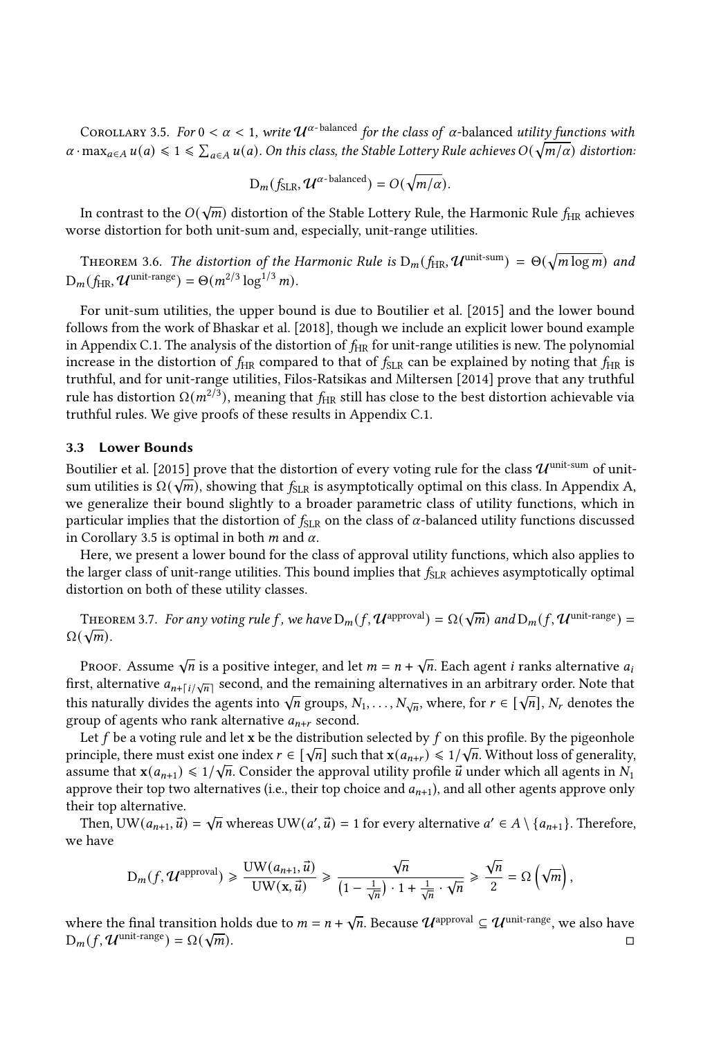Corollary 3.5. *For $0 < \alpha < 1$, write $\mathcal{U}^{\alpha\text{-balanced}}$ for the class of* $\alpha$-balanced *utility functions with $\alpha \cdot \max_{a \in A} u(a) \leqslant 1 \leqslant \sum_{a \in A} u(a)$. On this class, the Stable Lottery Rule achieves $O(\sqrt{m/\alpha})$ distortion:*

$$\mathrm{D}_m(f_{\mathrm{SLR}}, \mathcal{U}^{\alpha\text{-balanced}}) = O(\sqrt{m/\alpha}).$$

In contrast to the $O(\sqrt{m})$ distortion of the Stable Lottery Rule, the Harmonic Rule $f_{\mathrm{HR}}$ achieves worse distortion for both unit-sum and, especially, unit-range utilities.

Theorem 3.6. *The distortion of the Harmonic Rule is $\mathrm{D}_m(f_{\mathrm{HR}}, \mathcal{U}^{\text{unit-sum}}) = \Theta(\sqrt{m \log m})$ and $\mathrm{D}_m(f_{\mathrm{HR}}, \mathcal{U}^{\text{unit-range}}) = \Theta(m^{2/3} \log^{1/3} m)$.*

For unit-sum utilities, the upper bound is due to Boutilier et al. [2015] and the lower bound follows from the work of Bhaskar et al. [2018], though we include an explicit lower bound example in Appendix C.1. The analysis of the distortion of $f_{\mathrm{HR}}$ for unit-range utilities is new. The polynomial increase in the distortion of $f_{\mathrm{HR}}$ compared to that of $f_{\mathrm{SLR}}$ can be explained by noting that $f_{\mathrm{HR}}$ is truthful, and for unit-range utilities, Filos-Ratsikas and Miltersen [2014] prove that any truthful rule has distortion $\Omega(m^{2/3})$, meaning that $f_{\mathrm{HR}}$ still has close to the best distortion achievable via truthful rules. We give proofs of these results in Appendix C.1.

### 3.3 Lower Bounds

Boutilier et al. [2015] prove that the distortion of every voting rule for the class $\mathcal{U}^{\text{unit-sum}}$ of unit-sum utilities is $\Omega(\sqrt{m})$, showing that $f_{\mathrm{SLR}}$ is asymptotically optimal on this class. In Appendix A, we generalize their bound slightly to a broader parametric class of utility functions, which in particular implies that the distortion of $f_{\mathrm{SLR}}$ on the class of $\alpha$-balanced utility functions discussed in Corollary 3.5 is optimal in both $m$ and $\alpha$.

Here, we present a lower bound for the class of approval utility functions, which also applies to the larger class of unit-range utilities. This bound implies that $f_{\mathrm{SLR}}$ achieves asymptotically optimal distortion on both of these utility classes.

Theorem 3.7. *For any voting rule $f$, we have $\mathrm{D}_m(f, \mathcal{U}^{\text{approval}}) = \Omega(\sqrt{m})$ and $\mathrm{D}_m(f, \mathcal{U}^{\text{unit-range}}) = \Omega(\sqrt{m})$.*

Proof. Assume $\sqrt{n}$ is a positive integer, and let $m = n + \sqrt{n}$. Each agent $i$ ranks alternative $a_i$ first, alternative $a_{n+\lceil i/\sqrt{n} \rceil}$ second, and the remaining alternatives in an arbitrary order. Note that this naturally divides the agents into $\sqrt{n}$ groups, $N_1, \ldots, N_{\sqrt{n}}$, where, for $r \in [\sqrt{n}]$, $N_r$ denotes the group of agents who rank alternative $a_{n+r}$ second.

Let $f$ be a voting rule and let $\mathbf{x}$ be the distribution selected by $f$ on this profile. By the pigeonhole principle, there must exist one index $r \in [\sqrt{n}]$ such that $\mathbf{x}(a_{n+r}) \leqslant 1/\sqrt{n}$. Without loss of generality, assume that $\mathbf{x}(a_{n+1}) \leqslant 1/\sqrt{n}$. Consider the approval utility profile $\vec{u}$ under which all agents in $N_1$ approve their top two alternatives (i.e., their top choice and $a_{n+1}$), and all other agents approve only their top alternative.

Then, $\mathrm{UW}(a_{n+1}, \vec{u}) = \sqrt{n}$ whereas $\mathrm{UW}(a', \vec{u}) = 1$ for every alternative $a' \in A \setminus \{a_{n+1}\}$. Therefore, we have

$$\mathrm{D}_m(f, \mathcal{U}^{\text{approval}}) \geqslant \frac{\mathrm{UW}(a_{n+1}, \vec{u})}{\mathrm{UW}(\mathbf{x}, \vec{u})} \geqslant \frac{\sqrt{n}}{\left(1 - \frac{1}{\sqrt{n}}\right) \cdot 1 + \frac{1}{\sqrt{n}} \cdot \sqrt{n}} \geqslant \frac{\sqrt{n}}{2} = \Omega\left(\sqrt{m}\right),$$

where the final transition holds due to $m = n + \sqrt{n}$. Because $\mathcal{U}^{\text{approval}} \subseteq \mathcal{U}^{\text{unit-range}}$, we also have $\mathrm{D}_m(f, \mathcal{U}^{\text{unit-range}}) = \Omega(\sqrt{m})$. □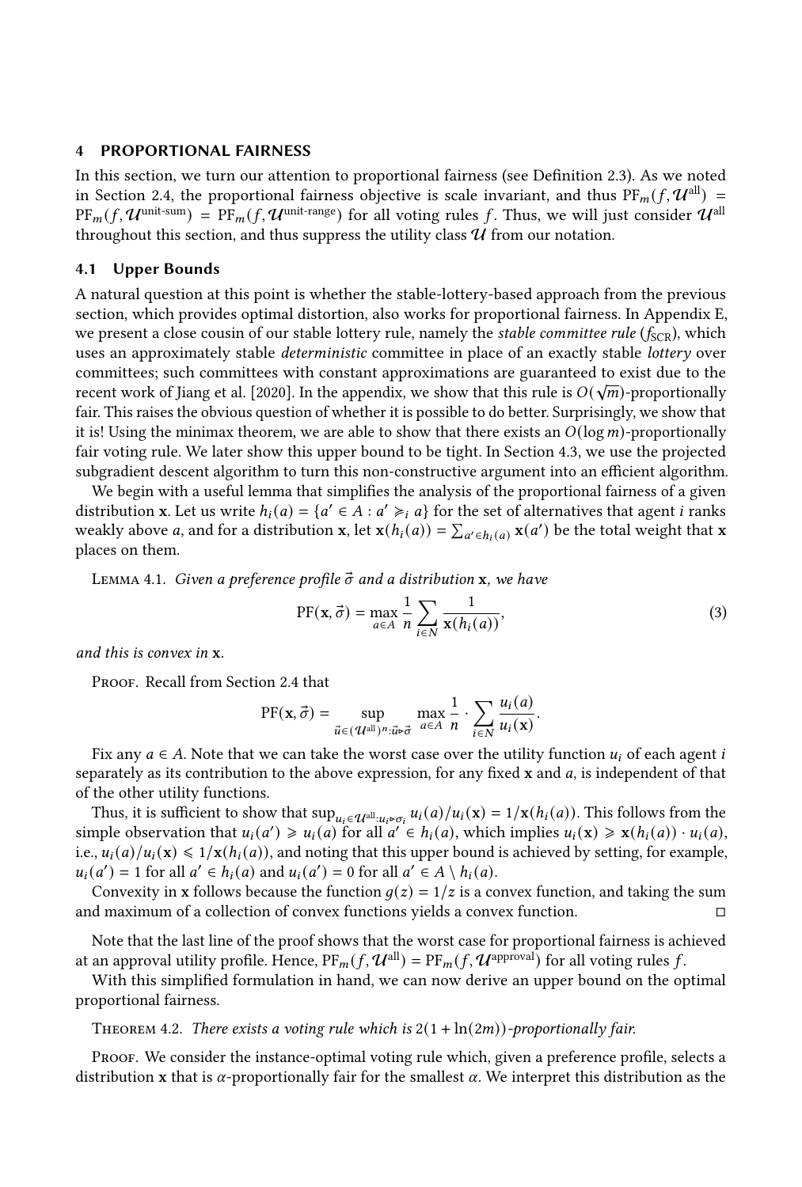## 4 PROPORTIONAL FAIRNESS

In this section, we turn our attention to proportional fairness (see Definition 2.3). As we noted in Section 2.4, the proportional fairness objective is scale invariant, and thus $\text{PF}_m(f, \mathcal{U}^{\text{all}}) = \text{PF}_m(f, \mathcal{U}^{\text{unit-sum}}) = \text{PF}_m(f, \mathcal{U}^{\text{unit-range}})$ for all voting rules $f$. Thus, we will just consider $\mathcal{U}^{\text{all}}$ throughout this section, and thus suppress the utility class $\mathcal{U}$ from our notation.

### 4.1 Upper Bounds

A natural question at this point is whether the stable-lottery-based approach from the previous section, which provides optimal distortion, also works for proportional fairness. In Appendix E, we present a close cousin of our stable lottery rule, namely the *stable committee rule* ($f_{\text{SCR}}$), which uses an approximately stable *deterministic* committee in place of an exactly stable *lottery* over committees; such committees with constant approximations are guaranteed to exist due to the recent work of Jiang et al. [2020]. In the appendix, we show that this rule is $O(\sqrt{m})$-proportionally fair. This raises the obvious question of whether it is possible to do better. Surprisingly, we show that it is! Using the minimax theorem, we are able to show that there exists an $O(\log m)$-proportionally fair voting rule. We later show this upper bound to be tight. In Section 4.3, we use the projected subgradient descent algorithm to turn this non-constructive argument into an efficient algorithm.

We begin with a useful lemma that simplifies the analysis of the proportional fairness of a given distribution $\mathbf{x}$. Let us write $h_i(a) = \{a' \in A : a' \succcurlyeq_i a\}$ for the set of alternatives that agent $i$ ranks weakly above $a$, and for a distribution $\mathbf{x}$, let $\mathbf{x}(h_i(a)) = \sum_{a' \in h_i(a)} \mathbf{x}(a')$ be the total weight that $\mathbf{x}$ places on them.

Lemma 4.1. *Given a preference profile $\vec{\sigma}$ and a distribution $\mathbf{x}$, we have*

$$\text{PF}(\mathbf{x}, \vec{\sigma}) = \max_{a \in A} \frac{1}{n} \sum_{i \in N} \frac{1}{\mathbf{x}(h_i(a))}, \tag{3}$$

*and this is convex in $\mathbf{x}$.*

Proof. Recall from Section 2.4 that

$$\text{PF}(\mathbf{x}, \vec{\sigma}) = \sup_{\vec{u} \in (\mathcal{U}^{\text{all}})^n : \vec{u} \triangleright \vec{\sigma}} \max_{a \in A} \frac{1}{n} \cdot \sum_{i \in N} \frac{u_i(a)}{u_i(\mathbf{x})}.$$

Fix any $a \in A$. Note that we can take the worst case over the utility function $u_i$ of each agent $i$ separately as its contribution to the above expression, for any fixed $\mathbf{x}$ and $a$, is independent of that of the other utility functions.

Thus, it is sufficient to show that $\sup_{u_i \in \mathcal{U}^{\text{all}} : u_i \triangleright \sigma_i} u_i(a)/u_i(\mathbf{x}) = 1/\mathbf{x}(h_i(a))$. This follows from the simple observation that $u_i(a') \geqslant u_i(a)$ for all $a' \in h_i(a)$, which implies $u_i(\mathbf{x}) \geqslant \mathbf{x}(h_i(a)) \cdot u_i(a)$, i.e., $u_i(a)/u_i(\mathbf{x}) \leqslant 1/\mathbf{x}(h_i(a))$, and noting that this upper bound is achieved by setting, for example, $u_i(a') = 1$ for all $a' \in h_i(a)$ and $u_i(a') = 0$ for all $a' \in A \setminus h_i(a)$.

Convexity in $\mathbf{x}$ follows because the function $g(z) = 1/z$ is a convex function, and taking the sum and maximum of a collection of convex functions yields a convex function. □

Note that the last line of the proof shows that the worst case for proportional fairness is achieved at an approval utility profile. Hence, $\text{PF}_m(f, \mathcal{U}^{\text{all}}) = \text{PF}_m(f, \mathcal{U}^{\text{approval}})$ for all voting rules $f$.

With this simplified formulation in hand, we can now derive an upper bound on the optimal proportional fairness.

Theorem 4.2. *There exists a voting rule which is $2(1 + \ln(2m))$-proportionally fair.*

Proof. We consider the instance-optimal voting rule which, given a preference profile, selects a distribution $\mathbf{x}$ that is $\alpha$-proportionally fair for the smallest $\alpha$. We interpret this distribution as the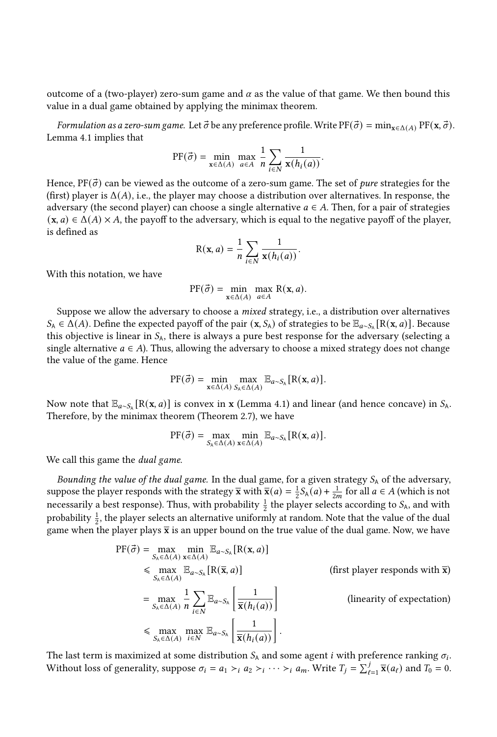outcome of a (two-player) zero-sum game and $\alpha$ as the value of that game. We then bound this value in a dual game obtained by applying the minimax theorem.

*Formulation as a zero-sum game.* Let $\vec{\sigma}$ be any preference profile. Write $\mathrm{PF}(\vec{\sigma}) = \min_{\mathbf{x}\in\Delta(A)} \mathrm{PF}(\mathbf{x}, \vec{\sigma})$. Lemma 4.1 implies that

$$\mathrm{PF}(\vec{\sigma}) = \min_{\mathbf{x}\in\Delta(A)} \max_{a\in A} \frac{1}{n} \sum_{i\in N} \frac{1}{\mathbf{x}(h_i(a))}.$$

Hence, $\mathrm{PF}(\vec{\sigma})$ can be viewed as the outcome of a zero-sum game. The set of *pure* strategies for the (first) player is $\Delta(A)$, i.e., the player may choose a distribution over alternatives. In response, the adversary (the second player) can choose a single alternative $a \in A$. Then, for a pair of strategies $(\mathbf{x}, a) \in \Delta(A) \times A$, the payoff to the adversary, which is equal to the negative payoff of the player, is defined as

$$\mathrm{R}(\mathbf{x}, a) = \frac{1}{n} \sum_{i\in N} \frac{1}{\mathbf{x}(h_i(a))}.$$

With this notation, we have

$$\mathrm{PF}(\vec{\sigma}) = \min_{\mathbf{x}\in\Delta(A)} \max_{a\in A} \mathrm{R}(\mathbf{x}, a).$$

Suppose we allow the adversary to choose a *mixed* strategy, i.e., a distribution over alternatives $S_{\mathsf{A}} \in \Delta(A)$. Define the expected payoff of the pair $(\mathbf{x}, S_{\mathsf{A}})$ of strategies to be $\mathbb{E}_{a\sim S_{\mathsf{A}}}[\mathrm{R}(\mathbf{x}, a)]$. Because this objective is linear in $S_{\mathsf{A}}$, there is always a pure best response for the adversary (selecting a single alternative $a \in A$). Thus, allowing the adversary to choose a mixed strategy does not change the value of the game. Hence

$$\mathrm{PF}(\vec{\sigma}) = \min_{\mathbf{x}\in\Delta(A)} \max_{S_{\mathsf{A}}\in\Delta(A)} \mathbb{E}_{a\sim S_{\mathsf{A}}}[\mathrm{R}(\mathbf{x}, a)].$$

Now note that $\mathbb{E}_{a\sim S_{\mathsf{A}}}[\mathrm{R}(\mathbf{x}, a)]$ is convex in $\mathbf{x}$ (Lemma 4.1) and linear (and hence concave) in $S_{\mathsf{A}}$. Therefore, by the minimax theorem (Theorem 2.7), we have

$$\mathrm{PF}(\vec{\sigma}) = \max_{S_{\mathsf{A}}\in\Delta(A)} \min_{\mathbf{x}\in\Delta(A)} \mathbb{E}_{a\sim S_{\mathsf{A}}}[\mathrm{R}(\mathbf{x}, a)].$$

We call this game the *dual game*.

*Bounding the value of the dual game.* In the dual game, for a given strategy $S_{\mathsf{A}}$ of the adversary, suppose the player responds with the strategy $\overline{\mathbf{x}}$ with $\overline{\mathbf{x}}(a) = \frac{1}{2}S_{\mathsf{A}}(a) + \frac{1}{2m}$ for all $a \in A$ (which is not necessarily a best response). Thus, with probability $\frac{1}{2}$ the player selects according to $S_{\mathsf{A}}$, and with probability $\frac{1}{2}$, the player selects an alternative uniformly at random. Note that the value of the dual game when the player plays $\overline{\mathbf{x}}$ is an upper bound on the true value of the dual game. Now, we have

$$\begin{aligned}
\mathrm{PF}(\vec{\sigma}) &= \max_{S_{\mathsf{A}}\in\Delta(A)} \min_{\mathbf{x}\in\Delta(A)} \mathbb{E}_{a\sim S_{\mathsf{A}}}[\mathrm{R}(\mathbf{x}, a)] \\
&\leqslant \max_{S_{\mathsf{A}}\in\Delta(A)} \mathbb{E}_{a\sim S_{\mathsf{A}}}[\mathrm{R}(\overline{\mathbf{x}}, a)] && \text{(first player responds with } \overline{\mathbf{x}}\text{)} \\
&= \max_{S_{\mathsf{A}}\in\Delta(A)} \frac{1}{n} \sum_{i\in N} \mathbb{E}_{a\sim S_{\mathsf{A}}}\left[\frac{1}{\overline{\mathbf{x}}(h_i(a))}\right] && \text{(linearity of expectation)} \\
&\leqslant \max_{S_{\mathsf{A}}\in\Delta(A)} \max_{i\in N} \mathbb{E}_{a\sim S_{\mathsf{A}}}\left[\frac{1}{\overline{\mathbf{x}}(h_i(a))}\right].
\end{aligned}$$

The last term is maximized at some distribution $S_{\mathsf{A}}$ and some agent $i$ with preference ranking $\sigma_i$. Without loss of generality, suppose $\sigma_i = a_1 \succ_i a_2 \succ_i \cdots \succ_i a_m$. Write $T_j = \sum_{\ell=1}^{j} \overline{\mathbf{x}}(a_\ell)$ and $T_0 = 0$.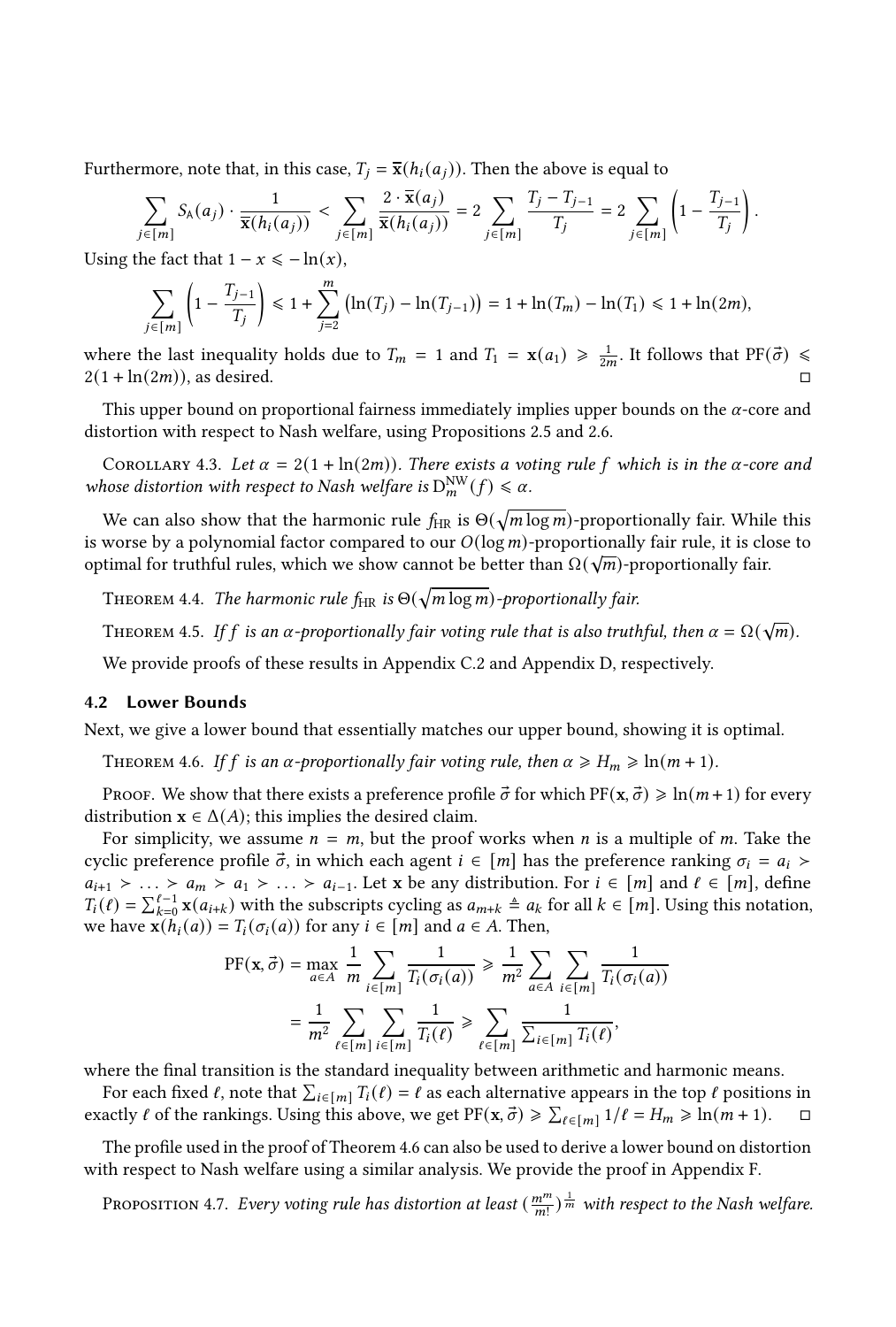Furthermore, note that, in this case, $T_j = \overline{\mathbf{x}}(h_i(a_j))$. Then the above is equal to

$$\sum_{j\in[m]} S_{\mathsf{A}}(a_j) \cdot \frac{1}{\overline{\mathbf{x}}(h_i(a_j))} < \sum_{j\in[m]} \frac{2\cdot \overline{\mathbf{x}}(a_j)}{\overline{\mathbf{x}}(h_i(a_j))} = 2\sum_{j\in[m]} \frac{T_j - T_{j-1}}{T_j} = 2\sum_{j\in[m]}\left(1 - \frac{T_{j-1}}{T_j}\right).$$

Using the fact that $1 - x \leqslant -\ln(x)$,

$$\sum_{j\in[m]}\left(1 - \frac{T_{j-1}}{T_j}\right) \leqslant 1 + \sum_{j=2}^{m}\big(\ln(T_j) - \ln(T_{j-1})\big) = 1 + \ln(T_m) - \ln(T_1) \leqslant 1 + \ln(2m),$$

where the last inequality holds due to $T_m = 1$ and $T_1 = \mathbf{x}(a_1) \geqslant \frac{1}{2m}$. It follows that $\mathrm{PF}(\vec{\sigma}) \leqslant 2(1+\ln(2m))$, as desired. □

This upper bound on proportional fairness immediately implies upper bounds on the $\alpha$-core and distortion with respect to Nash welfare, using Propositions 2.5 and 2.6.

Corollary 4.3. *Let $\alpha = 2(1+\ln(2m))$. There exists a voting rule $f$ which is in the $\alpha$-core and whose distortion with respect to Nash welfare is $\mathrm{D}_m^{\mathrm{NW}}(f) \leqslant \alpha$.*

We can also show that the harmonic rule $f_{\mathrm{HR}}$ is $\Theta(\sqrt{m\log m})$-proportionally fair. While this is worse by a polynomial factor compared to our $O(\log m)$-proportionally fair rule, it is close to optimal for truthful rules, which we show cannot be better than $\Omega(\sqrt{m})$-proportionally fair.

Theorem 4.4. *The harmonic rule $f_{\mathrm{HR}}$ is $\Theta(\sqrt{m\log m})$-proportionally fair.*

Theorem 4.5. *If $f$ is an $\alpha$-proportionally fair voting rule that is also truthful, then $\alpha = \Omega(\sqrt{m})$.*

We provide proofs of these results in Appendix C.2 and Appendix D, respectively.

## 4.2 Lower Bounds

Next, we give a lower bound that essentially matches our upper bound, showing it is optimal.

Theorem 4.6. *If $f$ is an $\alpha$-proportionally fair voting rule, then $\alpha \geqslant H_m \geqslant \ln(m+1)$.*

Proof. We show that there exists a preference profile $\vec{\sigma}$ for which $\mathrm{PF}(\mathbf{x},\vec{\sigma}) \geqslant \ln(m+1)$ for every distribution $\mathbf{x} \in \Delta(A)$; this implies the desired claim.

For simplicity, we assume $n = m$, but the proof works when $n$ is a multiple of $m$. Take the cyclic preference profile $\vec{\sigma}$, in which each agent $i \in [m]$ has the preference ranking $\sigma_i = a_i \succ a_{i+1} \succ \ldots \succ a_m \succ a_1 \succ \ldots \succ a_{i-1}$. Let $\mathbf{x}$ be any distribution. For $i \in [m]$ and $\ell \in [m]$, define $T_i(\ell) = \sum_{k=0}^{\ell-1} \mathbf{x}(a_{i+k})$ with the subscripts cycling as $a_{m+k} \triangleq a_k$ for all $k \in [m]$. Using this notation, we have $\mathbf{x}(h_i(a)) = T_i(\sigma_i(a))$ for any $i \in [m]$ and $a \in A$. Then,

$$\mathrm{PF}(\mathbf{x},\vec{\sigma}) = \max_{a\in A} \frac{1}{m}\sum_{i\in[m]} \frac{1}{T_i(\sigma_i(a))} \geqslant \frac{1}{m^2}\sum_{a\in A}\sum_{i\in[m]} \frac{1}{T_i(\sigma_i(a))}$$

$$= \frac{1}{m^2}\sum_{\ell\in[m]}\sum_{i\in[m]} \frac{1}{T_i(\ell)} \geqslant \sum_{\ell\in[m]} \frac{1}{\sum_{i\in[m]} T_i(\ell)},$$

where the final transition is the standard inequality between arithmetic and harmonic means.

For each fixed $\ell$, note that $\sum_{i\in[m]} T_i(\ell) = \ell$ as each alternative appears in the top $\ell$ positions in exactly $\ell$ of the rankings. Using this above, we get $\mathrm{PF}(\mathbf{x},\vec{\sigma}) \geqslant \sum_{\ell\in[m]} 1/\ell = H_m \geqslant \ln(m+1)$. □

The profile used in the proof of Theorem 4.6 can also be used to derive a lower bound on distortion with respect to Nash welfare using a similar analysis. We provide the proof in Appendix F.

Proposition 4.7. *Every voting rule has distortion at least $(\frac{m^m}{m!})^{\frac{1}{m}}$ with respect to the Nash welfare.*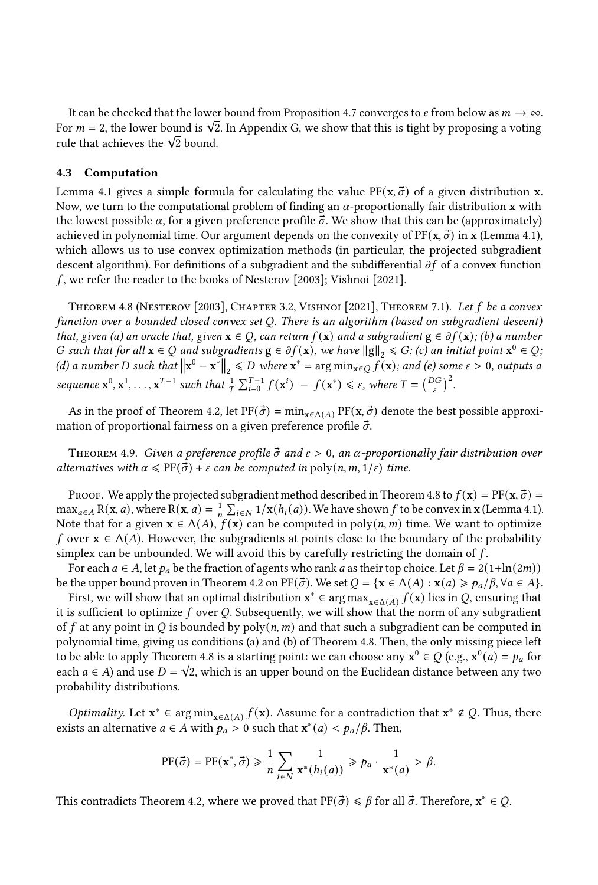It can be checked that the lower bound from Proposition 4.7 converges to $e$ from below as $m \to \infty$. For $m = 2$, the lower bound is $\sqrt{2}$. In Appendix G, we show that this is tight by proposing a voting rule that achieves the $\sqrt{2}$ bound.

### 4.3 Computation

Lemma 4.1 gives a simple formula for calculating the value $\mathrm{PF}(\mathbf{x}, \vec{\sigma})$ of a given distribution $\mathbf{x}$. Now, we turn to the computational problem of finding an $\alpha$-proportionally fair distribution $\mathbf{x}$ with the lowest possible $\alpha$, for a given preference profile $\vec{\sigma}$. We show that this can be (approximately) achieved in polynomial time. Our argument depends on the convexity of $\mathrm{PF}(\mathbf{x}, \vec{\sigma})$ in $\mathbf{x}$ (Lemma 4.1), which allows us to use convex optimization methods (in particular, the projected subgradient descent algorithm). For definitions of a subgradient and the subdifferential $\partial f$ of a convex function $f$, we refer the reader to the books of Nesterov [2003]; Vishnoi [2021].

Theorem 4.8 (Nesterov [2003], Chapter 3.2, Vishnoi [2021], Theorem 7.1). *Let $f$ be a convex function over a bounded closed convex set $Q$. There is an algorithm (based on subgradient descent) that, given (a) an oracle that, given $\mathbf{x} \in Q$, can return $f(\mathbf{x})$ and a subgradient $\mathbf{g} \in \partial f(\mathbf{x})$; (b) a number $G$ such that for all $\mathbf{x} \in Q$ and subgradients $\mathbf{g} \in \partial f(\mathbf{x})$, we have $\|\mathbf{g}\|_2 \leqslant G$; (c) an initial point $\mathbf{x}^0 \in Q$; (d) a number $D$ such that $\|\mathbf{x}^0 - \mathbf{x}^*\|_2 \leqslant D$ where $\mathbf{x}^* = \arg\min_{\mathbf{x} \in Q} f(\mathbf{x})$; and (e) some $\varepsilon > 0$, outputs a sequence $\mathbf{x}^0, \mathbf{x}^1, \ldots, \mathbf{x}^{T-1}$ such that $\frac{1}{T}\sum_{i=0}^{T-1} f(\mathbf{x}^i) - f(\mathbf{x}^*) \leqslant \varepsilon$, where $T = \left(\frac{DG}{\varepsilon}\right)^2$.*

As in the proof of Theorem 4.2, let $\mathrm{PF}(\vec{\sigma}) = \min_{\mathbf{x} \in \Delta(A)} \mathrm{PF}(\mathbf{x}, \vec{\sigma})$ denote the best possible approximation of proportional fairness on a given preference profile $\vec{\sigma}$.

Theorem 4.9. *Given a preference profile $\vec{\sigma}$ and $\varepsilon > 0$, an $\alpha$-proportionally fair distribution over alternatives with $\alpha \leqslant \mathrm{PF}(\vec{\sigma}) + \varepsilon$ can be computed in $\mathrm{poly}(n, m, 1/\varepsilon)$ time.*

Proof. We apply the projected subgradient method described in Theorem 4.8 to $f(\mathbf{x}) = \mathrm{PF}(\mathbf{x}, \vec{\sigma}) = \max_{a \in A} \mathrm{R}(\mathbf{x}, a)$, where $\mathrm{R}(\mathbf{x}, a) = \frac{1}{n}\sum_{i \in N} 1/\mathbf{x}(h_i(a))$. We have shown $f$ to be convex in $\mathbf{x}$ (Lemma 4.1). Note that for a given $\mathbf{x} \in \Delta(A)$, $f(\mathbf{x})$ can be computed in $\mathrm{poly}(n, m)$ time. We want to optimize $f$ over $\mathbf{x} \in \Delta(A)$. However, the subgradients at points close to the boundary of the probability simplex can be unbounded. We will avoid this by carefully restricting the domain of $f$.

For each $a \in A$, let $p_a$ be the fraction of agents who rank $a$ as their top choice. Let $\beta = 2(1+\ln(2m))$ be the upper bound proven in Theorem 4.2 on $\mathrm{PF}(\vec{\sigma})$. We set $Q = \{\mathbf{x} \in \Delta(A) : \mathbf{x}(a) \geqslant p_a/\beta, \forall a \in A\}$.

First, we will show that an optimal distribution $\mathbf{x}^* \in \arg\max_{\mathbf{x} \in \Delta(A)} f(\mathbf{x})$ lies in $Q$, ensuring that it is sufficient to optimize $f$ over $Q$. Subsequently, we will show that the norm of any subgradient of $f$ at any point in $Q$ is bounded by $\mathrm{poly}(n, m)$ and that such a subgradient can be computed in polynomial time, giving us conditions (a) and (b) of Theorem 4.8. Then, the only missing piece left to be able to apply Theorem 4.8 is a starting point: we can choose any $\mathbf{x}^0 \in Q$ (e.g., $\mathbf{x}^0(a) = p_a$ for each $a \in A$) and use $D = \sqrt{2}$, which is an upper bound on the Euclidean distance between any two probability distributions.

*Optimality.* Let $\mathbf{x}^* \in \arg\min_{\mathbf{x} \in \Delta(A)} f(\mathbf{x})$. Assume for a contradiction that $\mathbf{x}^* \notin Q$. Thus, there exists an alternative $a \in A$ with $p_a > 0$ such that $\mathbf{x}^*(a) < p_a/\beta$. Then,

$$\mathrm{PF}(\vec{\sigma}) = \mathrm{PF}(\mathbf{x}^*, \vec{\sigma}) \geqslant \frac{1}{n}\sum_{i \in N} \frac{1}{\mathbf{x}^*(h_i(a))} \geqslant p_a \cdot \frac{1}{\mathbf{x}^*(a)} > \beta.$$

This contradicts Theorem 4.2, where we proved that $\mathrm{PF}(\vec{\sigma}) \leqslant \beta$ for all $\vec{\sigma}$. Therefore, $\mathbf{x}^* \in Q$.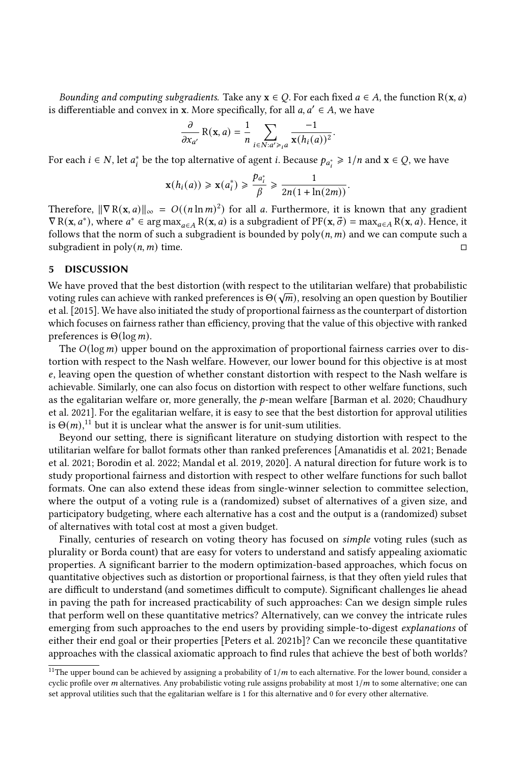*Bounding and computing subgradients.* Take any $\mathbf{x} \in Q$. For each fixed $a \in A$, the function $\mathrm{R}(\mathbf{x}, a)$ is differentiable and convex in $\mathbf{x}$. More specifically, for all $a, a' \in A$, we have

$$\frac{\partial}{\partial x_{a'}} \mathrm{R}(\mathbf{x}, a) = \frac{1}{n} \sum_{i \in N : a' \succcurlyeq_i a} \frac{-1}{\mathbf{x}(h_i(a))^2}.$$

For each $i \in N$, let $a_i^*$ be the top alternative of agent $i$. Because $p_{a_i^*} \geqslant 1/n$ and $\mathbf{x} \in Q$, we have

$$\mathbf{x}(h_i(a)) \geqslant \mathbf{x}(a_i^*) \geqslant \frac{p_{a_i^*}}{\beta} \geqslant \frac{1}{2n(1 + \ln(2m))}.$$

Therefore, $\|\nabla \mathrm{R}(\mathbf{x}, a)\|_\infty = O((n \ln m)^2)$ for all $a$. Furthermore, it is known that any gradient $\nabla \mathrm{R}(\mathbf{x}, a^*)$, where $a^* \in \arg\max_{a \in A} \mathrm{R}(\mathbf{x}, a)$ is a subgradient of $\mathrm{PF}(\mathbf{x}, \vec{\sigma}) = \max_{a \in A} \mathrm{R}(\mathbf{x}, a)$. Hence, it follows that the norm of such a subgradient is bounded by $\mathrm{poly}(n, m)$ and we can compute such a subgradient in $\mathrm{poly}(n, m)$ time. □

## 5 DISCUSSION

We have proved that the best distortion (with respect to the utilitarian welfare) that probabilistic voting rules can achieve with ranked preferences is $\Theta(\sqrt{m})$, resolving an open question by Boutilier et al. [2015]. We have also initiated the study of proportional fairness as the counterpart of distortion which focuses on fairness rather than efficiency, proving that the value of this objective with ranked preferences is $\Theta(\log m)$.

The $O(\log m)$ upper bound on the approximation of proportional fairness carries over to distortion with respect to the Nash welfare. However, our lower bound for this objective is at most $e$, leaving open the question of whether constant distortion with respect to the Nash welfare is achievable. Similarly, one can also focus on distortion with respect to other welfare functions, such as the egalitarian welfare or, more generally, the $p$-mean welfare [Barman et al. 2020; Chaudhury et al. 2021]. For the egalitarian welfare, it is easy to see that the best distortion for approval utilities is $\Theta(m)$,[11] but it is unclear what the answer is for unit-sum utilities.

Beyond our setting, there is significant literature on studying distortion with respect to the utilitarian welfare for ballot formats other than ranked preferences [Amanatidis et al. 2021; Benade et al. 2021; Borodin et al. 2022; Mandal et al. 2019, 2020]. A natural direction for future work is to study proportional fairness and distortion with respect to other welfare functions for such ballot formats. One can also extend these ideas from single-winner selection to committee selection, where the output of a voting rule is a (randomized) subset of alternatives of a given size, and participatory budgeting, where each alternative has a cost and the output is a (randomized) subset of alternatives with total cost at most a given budget.

Finally, centuries of research on voting theory has focused on *simple* voting rules (such as plurality or Borda count) that are easy for voters to understand and satisfy appealing axiomatic properties. A significant barrier to the modern optimization-based approaches, which focus on quantitative objectives such as distortion or proportional fairness, is that they often yield rules that are difficult to understand (and sometimes difficult to compute). Significant challenges lie ahead in paving the path for increased practicability of such approaches: Can we design simple rules that perform well on these quantitative metrics? Alternatively, can we convey the intricate rules emerging from such approaches to the end users by providing simple-to-digest *explanations* of either their end goal or their properties [Peters et al. 2021b]? Can we reconcile these quantitative approaches with the classical axiomatic approach to find rules that achieve the best of both worlds?

[11] The upper bound can be achieved by assigning a probability of $1/m$ to each alternative. For the lower bound, consider a cyclic profile over $m$ alternatives. Any probabilistic voting rule assigns probability at most $1/m$ to some alternative; one can set approval utilities such that the egalitarian welfare is 1 for this alternative and 0 for every other alternative.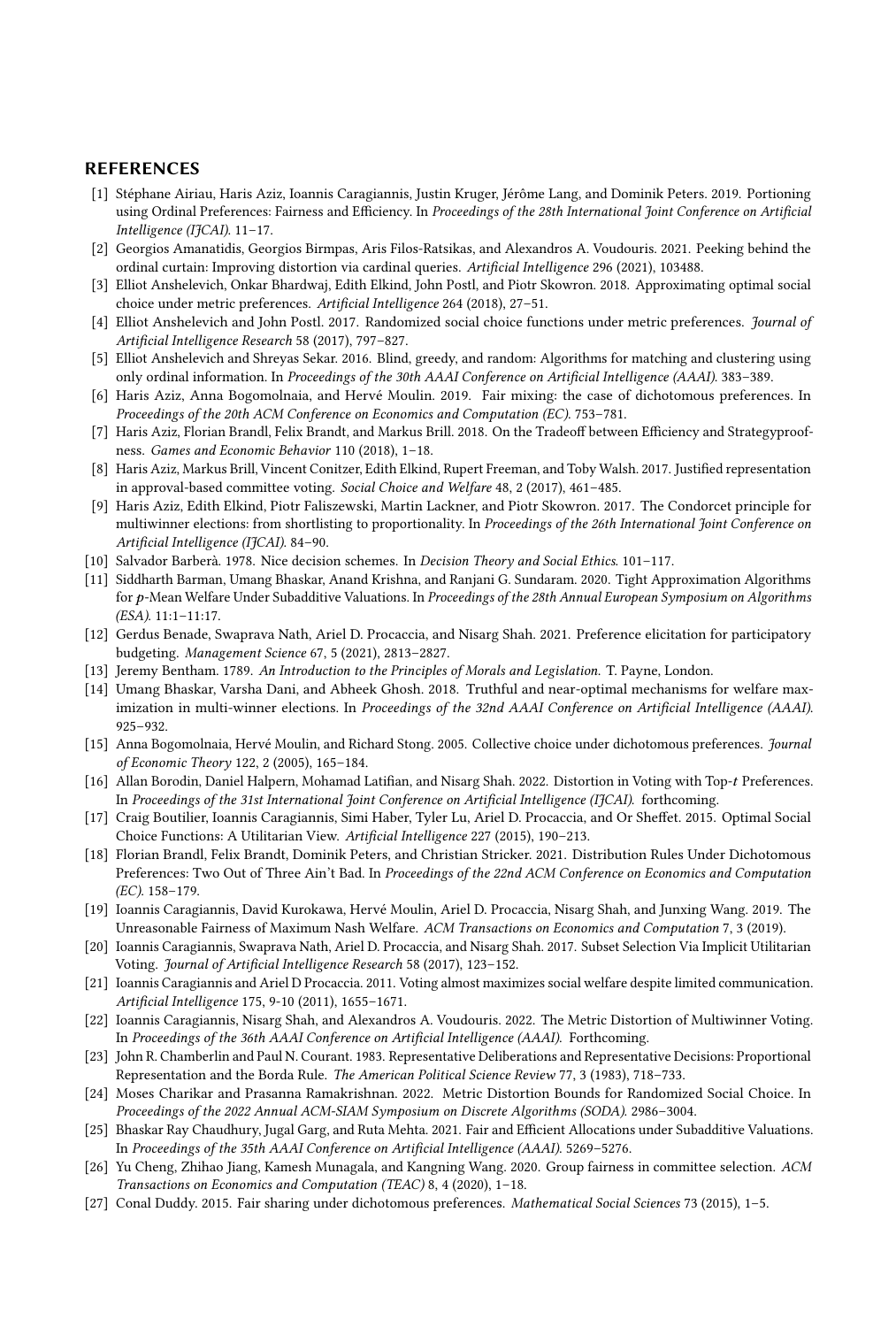## REFERENCES

[1] Stéphane Airiau, Haris Aziz, Ioannis Caragiannis, Justin Kruger, Jérôme Lang, and Dominik Peters. 2019. Portioning using Ordinal Preferences: Fairness and Efficiency. In *Proceedings of the 28th International Joint Conference on Artificial Intelligence (IJCAI)*. 11–17.

[2] Georgios Amanatidis, Georgios Birmpas, Aris Filos-Ratsikas, and Alexandros A. Voudouris. 2021. Peeking behind the ordinal curtain: Improving distortion via cardinal queries. *Artificial Intelligence* 296 (2021), 103488.

[3] Elliot Anshelevich, Onkar Bhardwaj, Edith Elkind, John Postl, and Piotr Skowron. 2018. Approximating optimal social choice under metric preferences. *Artificial Intelligence* 264 (2018), 27–51.

[4] Elliot Anshelevich and John Postl. 2017. Randomized social choice functions under metric preferences. *Journal of Artificial Intelligence Research* 58 (2017), 797–827.

[5] Elliot Anshelevich and Shreyas Sekar. 2016. Blind, greedy, and random: Algorithms for matching and clustering using only ordinal information. In *Proceedings of the 30th AAAI Conference on Artificial Intelligence (AAAI)*. 383–389.

[6] Haris Aziz, Anna Bogomolnaia, and Hervé Moulin. 2019. Fair mixing: the case of dichotomous preferences. In *Proceedings of the 20th ACM Conference on Economics and Computation (EC)*. 753–781.

[7] Haris Aziz, Florian Brandl, Felix Brandt, and Markus Brill. 2018. On the Tradeoff between Efficiency and Strategyproofness. *Games and Economic Behavior* 110 (2018), 1–18.

[8] Haris Aziz, Markus Brill, Vincent Conitzer, Edith Elkind, Rupert Freeman, and Toby Walsh. 2017. Justified representation in approval-based committee voting. *Social Choice and Welfare* 48, 2 (2017), 461–485.

[9] Haris Aziz, Edith Elkind, Piotr Faliszewski, Martin Lackner, and Piotr Skowron. 2017. The Condorcet principle for multiwinner elections: from shortlisting to proportionality. In *Proceedings of the 26th International Joint Conference on Artificial Intelligence (IJCAI)*. 84–90.

[10] Salvador Barberà. 1978. Nice decision schemes. In *Decision Theory and Social Ethics*. 101–117.

[11] Siddharth Barman, Umang Bhaskar, Anand Krishna, and Ranjani G. Sundaram. 2020. Tight Approximation Algorithms for $p$-Mean Welfare Under Subadditive Valuations. In *Proceedings of the 28th Annual European Symposium on Algorithms (ESA)*. 11:1–11:17.

[12] Gerdus Benade, Swaprava Nath, Ariel D. Procaccia, and Nisarg Shah. 2021. Preference elicitation for participatory budgeting. *Management Science* 67, 5 (2021), 2813–2827.

[13] Jeremy Bentham. 1789. *An Introduction to the Principles of Morals and Legislation*. T. Payne, London.

[14] Umang Bhaskar, Varsha Dani, and Abheek Ghosh. 2018. Truthful and near-optimal mechanisms for welfare maximization in multi-winner elections. In *Proceedings of the 32nd AAAI Conference on Artificial Intelligence (AAAI)*. 925–932.

[15] Anna Bogomolnaia, Hervé Moulin, and Richard Stong. 2005. Collective choice under dichotomous preferences. *Journal of Economic Theory* 122, 2 (2005), 165–184.

[16] Allan Borodin, Daniel Halpern, Mohamad Latifian, and Nisarg Shah. 2022. Distortion in Voting with Top-$t$ Preferences. In *Proceedings of the 31st International Joint Conference on Artificial Intelligence (IJCAI)*. forthcoming.

[17] Craig Boutilier, Ioannis Caragiannis, Simi Haber, Tyler Lu, Ariel D. Procaccia, and Or Sheffet. 2015. Optimal Social Choice Functions: A Utilitarian View. *Artificial Intelligence* 227 (2015), 190–213.

[18] Florian Brandl, Felix Brandt, Dominik Peters, and Christian Stricker. 2021. Distribution Rules Under Dichotomous Preferences: Two Out of Three Ain't Bad. In *Proceedings of the 22nd ACM Conference on Economics and Computation (EC)*. 158–179.

[19] Ioannis Caragiannis, David Kurokawa, Hervé Moulin, Ariel D. Procaccia, Nisarg Shah, and Junxing Wang. 2019. The Unreasonable Fairness of Maximum Nash Welfare. *ACM Transactions on Economics and Computation* 7, 3 (2019).

[20] Ioannis Caragiannis, Swaprava Nath, Ariel D. Procaccia, and Nisarg Shah. 2017. Subset Selection Via Implicit Utilitarian Voting. *Journal of Artificial Intelligence Research* 58 (2017), 123–152.

[21] Ioannis Caragiannis and Ariel D Procaccia. 2011. Voting almost maximizes social welfare despite limited communication. *Artificial Intelligence* 175, 9-10 (2011), 1655–1671.

[22] Ioannis Caragiannis, Nisarg Shah, and Alexandros A. Voudouris. 2022. The Metric Distortion of Multiwinner Voting. In *Proceedings of the 36th AAAI Conference on Artificial Intelligence (AAAI)*. Forthcoming.

[23] John R. Chamberlin and Paul N. Courant. 1983. Representative Deliberations and Representative Decisions: Proportional Representation and the Borda Rule. *The American Political Science Review* 77, 3 (1983), 718–733.

[24] Moses Charikar and Prasanna Ramakrishnan. 2022. Metric Distortion Bounds for Randomized Social Choice. In *Proceedings of the 2022 Annual ACM-SIAM Symposium on Discrete Algorithms (SODA)*. 2986–3004.

[25] Bhaskar Ray Chaudhury, Jugal Garg, and Ruta Mehta. 2021. Fair and Efficient Allocations under Subadditive Valuations. In *Proceedings of the 35th AAAI Conference on Artificial Intelligence (AAAI)*. 5269–5276.

[26] Yu Cheng, Zhihao Jiang, Kamesh Munagala, and Kangning Wang. 2020. Group fairness in committee selection. *ACM Transactions on Economics and Computation (TEAC)* 8, 4 (2020), 1–18.

[27] Conal Duddy. 2015. Fair sharing under dichotomous preferences. *Mathematical Social Sciences* 73 (2015), 1–5.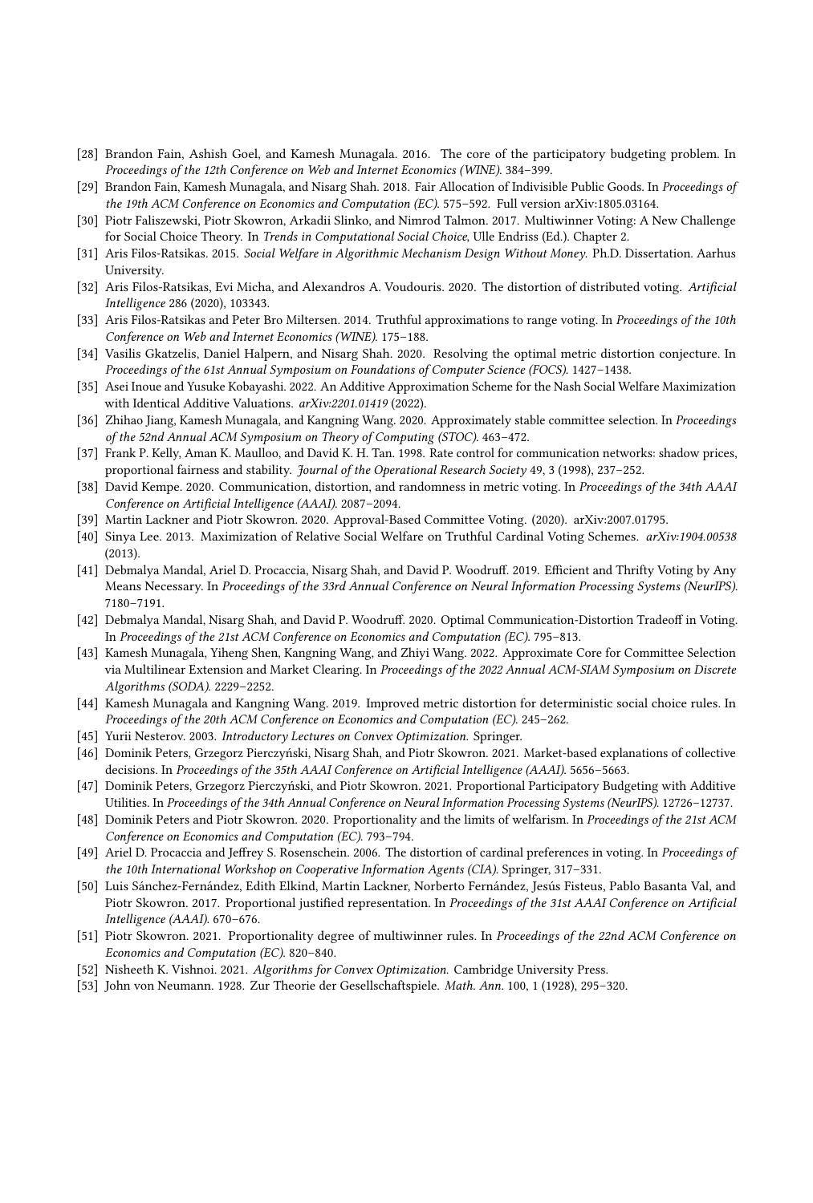[28] Brandon Fain, Ashish Goel, and Kamesh Munagala. 2016. The core of the participatory budgeting problem. In *Proceedings of the 12th Conference on Web and Internet Economics (WINE)*. 384–399.

[29] Brandon Fain, Kamesh Munagala, and Nisarg Shah. 2018. Fair Allocation of Indivisible Public Goods. In *Proceedings of the 19th ACM Conference on Economics and Computation (EC)*. 575–592. Full version arXiv:1805.03164.

[30] Piotr Faliszewski, Piotr Skowron, Arkadii Slinko, and Nimrod Talmon. 2017. Multiwinner Voting: A New Challenge for Social Choice Theory. In *Trends in Computational Social Choice*, Ulle Endriss (Ed.). Chapter 2.

[31] Aris Filos-Ratsikas. 2015. *Social Welfare in Algorithmic Mechanism Design Without Money*. Ph.D. Dissertation. Aarhus University.

[32] Aris Filos-Ratsikas, Evi Micha, and Alexandros A. Voudouris. 2020. The distortion of distributed voting. *Artificial Intelligence* 286 (2020), 103343.

[33] Aris Filos-Ratsikas and Peter Bro Miltersen. 2014. Truthful approximations to range voting. In *Proceedings of the 10th Conference on Web and Internet Economics (WINE)*. 175–188.

[34] Vasilis Gkatzelis, Daniel Halpern, and Nisarg Shah. 2020. Resolving the optimal metric distortion conjecture. In *Proceedings of the 61st Annual Symposium on Foundations of Computer Science (FOCS)*. 1427–1438.

[35] Asei Inoue and Yusuke Kobayashi. 2022. An Additive Approximation Scheme for the Nash Social Welfare Maximization with Identical Additive Valuations. *arXiv:2201.01419* (2022).

[36] Zhihao Jiang, Kamesh Munagala, and Kangning Wang. 2020. Approximately stable committee selection. In *Proceedings of the 52nd Annual ACM Symposium on Theory of Computing (STOC)*. 463–472.

[37] Frank P. Kelly, Aman K. Maulloo, and David K. H. Tan. 1998. Rate control for communication networks: shadow prices, proportional fairness and stability. *Journal of the Operational Research Society* 49, 3 (1998), 237–252.

[38] David Kempe. 2020. Communication, distortion, and randomness in metric voting. In *Proceedings of the 34th AAAI Conference on Artificial Intelligence (AAAI)*. 2087–2094.

[39] Martin Lackner and Piotr Skowron. 2020. Approval-Based Committee Voting. (2020). arXiv:2007.01795.

[40] Sinya Lee. 2013. Maximization of Relative Social Welfare on Truthful Cardinal Voting Schemes. *arXiv:1904.00538* (2013).

[41] Debmalya Mandal, Ariel D. Procaccia, Nisarg Shah, and David P. Woodruff. 2019. Efficient and Thrifty Voting by Any Means Necessary. In *Proceedings of the 33rd Annual Conference on Neural Information Processing Systems (NeurIPS)*. 7180–7191.

[42] Debmalya Mandal, Nisarg Shah, and David P. Woodruff. 2020. Optimal Communication-Distortion Tradeoff in Voting. In *Proceedings of the 21st ACM Conference on Economics and Computation (EC)*. 795–813.

[43] Kamesh Munagala, Yiheng Shen, Kangning Wang, and Zhiyi Wang. 2022. Approximate Core for Committee Selection via Multilinear Extension and Market Clearing. In *Proceedings of the 2022 Annual ACM-SIAM Symposium on Discrete Algorithms (SODA)*. 2229–2252.

[44] Kamesh Munagala and Kangning Wang. 2019. Improved metric distortion for deterministic social choice rules. In *Proceedings of the 20th ACM Conference on Economics and Computation (EC)*. 245–262.

[45] Yurii Nesterov. 2003. *Introductory Lectures on Convex Optimization*. Springer.

[46] Dominik Peters, Grzegorz Pierczyński, Nisarg Shah, and Piotr Skowron. 2021. Market-based explanations of collective decisions. In *Proceedings of the 35th AAAI Conference on Artificial Intelligence (AAAI)*. 5656–5663.

[47] Dominik Peters, Grzegorz Pierczyński, and Piotr Skowron. 2021. Proportional Participatory Budgeting with Additive Utilities. In *Proceedings of the 34th Annual Conference on Neural Information Processing Systems (NeurIPS)*. 12726–12737.

[48] Dominik Peters and Piotr Skowron. 2020. Proportionality and the limits of welfarism. In *Proceedings of the 21st ACM Conference on Economics and Computation (EC)*. 793–794.

[49] Ariel D. Procaccia and Jeffrey S. Rosenschein. 2006. The distortion of cardinal preferences in voting. In *Proceedings of the 10th International Workshop on Cooperative Information Agents (CIA)*. Springer, 317–331.

[50] Luis Sánchez-Fernández, Edith Elkind, Martin Lackner, Norberto Fernández, Jesús Fisteus, Pablo Basanta Val, and Piotr Skowron. 2017. Proportional justified representation. In *Proceedings of the 31st AAAI Conference on Artificial Intelligence (AAAI)*. 670–676.

[51] Piotr Skowron. 2021. Proportionality degree of multiwinner rules. In *Proceedings of the 22nd ACM Conference on Economics and Computation (EC)*. 820–840.

[52] Nisheeth K. Vishnoi. 2021. *Algorithms for Convex Optimization*. Cambridge University Press.

[53] John von Neumann. 1928. Zur Theorie der Gesellschaftspiele. *Math. Ann.* 100, 1 (1928), 295–320.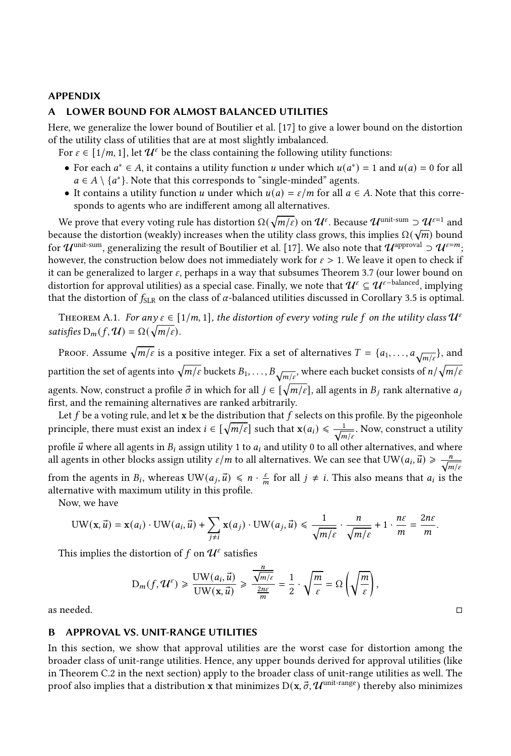# APPENDIX

## A LOWER BOUND FOR ALMOST BALANCED UTILITIES

Here, we generalize the lower bound of Boutilier et al. [17] to give a lower bound on the distortion of the utility class of utilities that are at most slightly imbalanced.

For $\varepsilon \in [1/m, 1]$, let $\mathcal{U}^\varepsilon$ be the class containing the following utility functions:

- For each $a^* \in A$, it contains a utility function $u$ under which $u(a^*) = 1$ and $u(a) = 0$ for all $a \in A \setminus \{a^*\}$. Note that this corresponds to "single-minded" agents.
- It contains a utility function $u$ under which $u(a) = \varepsilon/m$ for all $a \in A$. Note that this corresponds to agents who are indifferent among all alternatives.

We prove that every voting rule has distortion $\Omega(\sqrt{m/\varepsilon})$ on $\mathcal{U}^\varepsilon$. Because $\mathcal{U}^{\text{unit-sum}} \supset \mathcal{U}^{\varepsilon=1}$ and because the distortion (weakly) increases when the utility class grows, this implies $\Omega(\sqrt{m})$ bound for $\mathcal{U}^{\text{unit-sum}}$, generalizing the result of Boutilier et al. [17]. We also note that $\mathcal{U}^{\text{approval}} \supset \mathcal{U}^{\varepsilon=m}$; however, the construction below does not immediately work for $\varepsilon > 1$. We leave it open to check if it can be generalized to larger $\varepsilon$, perhaps in a way that subsumes Theorem 3.7 (our lower bound on distortion for approval utilities) as a special case. Finally, we note that $\mathcal{U}^\varepsilon \subseteq \mathcal{U}^{\varepsilon\text{-balanced}}$, implying that the distortion of $f_{\text{SLR}}$ on the class of $\alpha$-balanced utilities discussed in Corollary 3.5 is optimal.

Theorem A.1. *For any $\varepsilon \in [1/m, 1]$, the distortion of every voting rule $f$ on the utility class $\mathcal{U}^\varepsilon$ satisfies $\mathrm{D}_m(f, \mathcal{U}) = \Omega(\sqrt{m/\varepsilon})$.*

Proof. Assume $\sqrt{m/\varepsilon}$ is a positive integer. Fix a set of alternatives $T = \{a_1, \ldots, a_{\sqrt{m/\varepsilon}}\}$, and partition the set of agents into $\sqrt{m/\varepsilon}$ buckets $B_1, \ldots, B_{\sqrt{m/\varepsilon}}$, where each bucket consists of $n/\sqrt{m/\varepsilon}$ agents. Now, construct a profile $\vec{\sigma}$ in which for all $j \in [\sqrt{m/\varepsilon}]$, all agents in $B_j$ rank alternative $a_j$ first, and the remaining alternatives are ranked arbitrarily.

Let $f$ be a voting rule, and let $\mathbf{x}$ be the distribution that $f$ selects on this profile. By the pigeonhole principle, there must exist an index $i \in [\sqrt{m/\varepsilon}]$ such that $\mathbf{x}(a_i) \leqslant \frac{1}{\sqrt{m/\varepsilon}}$. Now, construct a utility profile $\vec{u}$ where all agents in $B_i$ assign utility 1 to $a_i$ and utility 0 to all other alternatives, and where all agents in other blocks assign utility $\varepsilon/m$ to all alternatives. We can see that $\mathrm{UW}(a_i, \vec{u}) \geqslant \frac{n}{\sqrt{m/\varepsilon}}$ from the agents in $B_i$, whereas $\mathrm{UW}(a_j, \vec{u}) \leqslant n \cdot \frac{\varepsilon}{m}$ for all $j \neq i$. This also means that $a_i$ is the alternative with maximum utility in this profile.

Now, we have

$$\mathrm{UW}(\mathbf{x}, \vec{u}) = \mathbf{x}(a_i) \cdot \mathrm{UW}(a_i, \vec{u}) + \sum_{j \neq i} \mathbf{x}(a_j) \cdot \mathrm{UW}(a_j, \vec{u}) \leqslant \frac{1}{\sqrt{m/\varepsilon}} \cdot \frac{n}{\sqrt{m/\varepsilon}} + 1 \cdot \frac{n\varepsilon}{m} = \frac{2n\varepsilon}{m}.$$

This implies the distortion of $f$ on $\mathcal{U}^\varepsilon$ satisfies

$$\mathrm{D}_m(f, \mathcal{U}^\varepsilon) \geqslant \frac{\mathrm{UW}(a_i, \vec{u})}{\mathrm{UW}(\mathbf{x}, \vec{u})} \geqslant \frac{\frac{n}{\sqrt{m/\varepsilon}}}{\frac{2n\varepsilon}{m}} = \frac{1}{2} \cdot \sqrt{\frac{m}{\varepsilon}} = \Omega\left(\sqrt{\frac{m}{\varepsilon}}\right),$$

as needed. ◻

## B APPROVAL VS. UNIT-RANGE UTILITIES

In this section, we show that approval utilities are the worst case for distortion among the broader class of unit-range utilities. Hence, any upper bounds derived for approval utilities (like in Theorem C.2 in the next section) apply to the broader class of unit-range utilities as well. The proof also implies that a distribution $\mathbf{x}$ that minimizes $\mathrm{D}(\mathbf{x}, \vec{\sigma}, \mathcal{U}^{\text{unit-range}})$ thereby also minimizes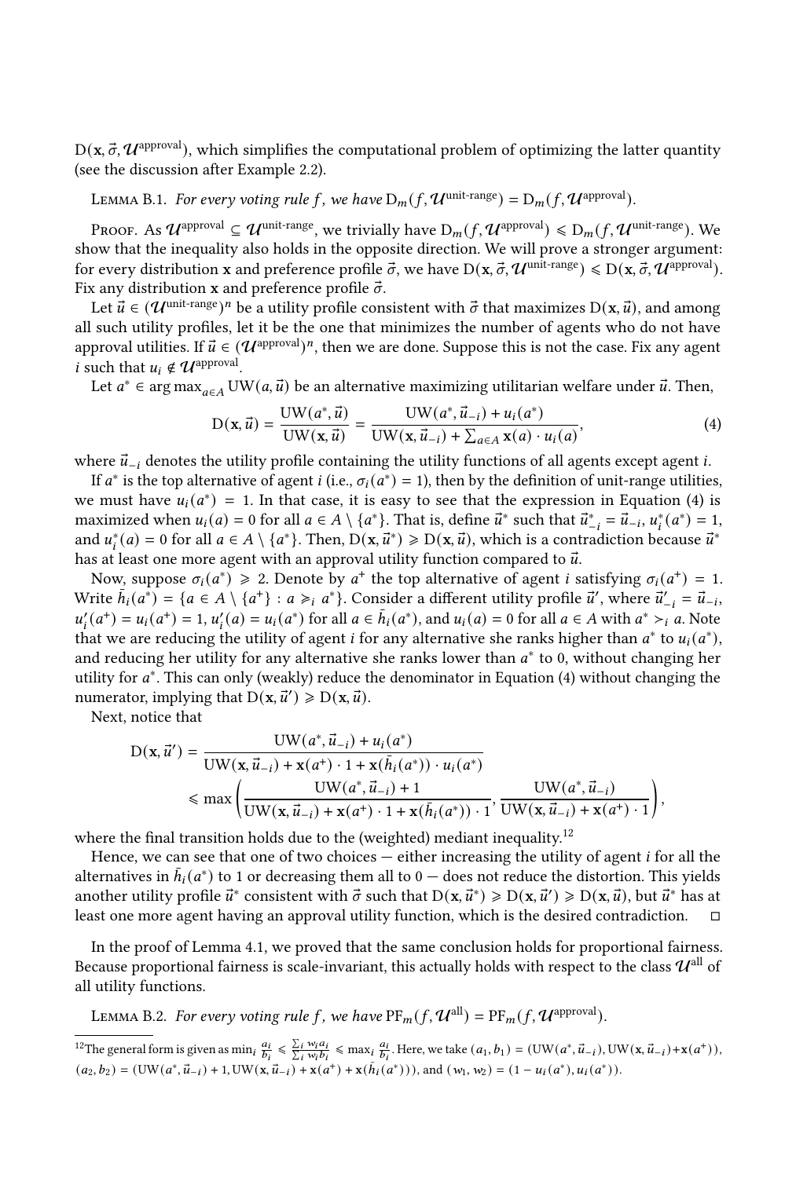$\mathrm{D}(\mathbf{x}, \vec{\sigma}, \mathcal{U}^{\text{approval}})$, which simplifies the computational problem of optimizing the latter quantity (see the discussion after Example 2.2).

Lemma B.1. *For every voting rule $f$, we have $\mathrm{D}_m(f, \mathcal{U}^{\text{unit-range}}) = \mathrm{D}_m(f, \mathcal{U}^{\text{approval}})$.*

Proof. As $\mathcal{U}^{\text{approval}} \subseteq \mathcal{U}^{\text{unit-range}}$, we trivially have $\mathrm{D}_m(f, \mathcal{U}^{\text{approval}}) \leqslant \mathrm{D}_m(f, \mathcal{U}^{\text{unit-range}})$. We show that the inequality also holds in the opposite direction. We will prove a stronger argument: for every distribution $\mathbf{x}$ and preference profile $\vec{\sigma}$, we have $\mathrm{D}(\mathbf{x}, \vec{\sigma}, \mathcal{U}^{\text{unit-range}}) \leqslant \mathrm{D}(\mathbf{x}, \vec{\sigma}, \mathcal{U}^{\text{approval}})$. Fix any distribution $\mathbf{x}$ and preference profile $\vec{\sigma}$.

Let $\vec{u} \in (\mathcal{U}^{\text{unit-range}})^n$ be a utility profile consistent with $\vec{\sigma}$ that maximizes $\mathrm{D}(\mathbf{x}, \vec{u})$, and among all such utility profiles, let it be the one that minimizes the number of agents who do not have approval utilities. If $\vec{u} \in (\mathcal{U}^{\text{approval}})^n$, then we are done. Suppose this is not the case. Fix any agent $i$ such that $u_i \notin \mathcal{U}^{\text{approval}}$.

Let $a^* \in \arg\max_{a \in A} \mathrm{UW}(a, \vec{u})$ be an alternative maximizing utilitarian welfare under $\vec{u}$. Then,

$$\mathrm{D}(\mathbf{x}, \vec{u}) = \frac{\mathrm{UW}(a^*, \vec{u})}{\mathrm{UW}(\mathbf{x}, \vec{u})} = \frac{\mathrm{UW}(a^*, \vec{u}_{-i}) + u_i(a^*)}{\mathrm{UW}(\mathbf{x}, \vec{u}_{-i}) + \sum_{a \in A} \mathbf{x}(a) \cdot u_i(a)}, \tag{4}$$

where $\vec{u}_{-i}$ denotes the utility profile containing the utility functions of all agents except agent $i$.

If $a^*$ is the top alternative of agent $i$ (i.e., $\sigma_i(a^*) = 1$), then by the definition of unit-range utilities, we must have $u_i(a^*) = 1$. In that case, it is easy to see that the expression in Equation (4) is maximized when $u_i(a) = 0$ for all $a \in A \setminus \{a^*\}$. That is, define $\vec{u}^*$ such that $\vec{u}^*_{-i} = \vec{u}_{-i}$, $u_i^*(a^*) = 1$, and $u_i^*(a) = 0$ for all $a \in A \setminus \{a^*\}$. Then, $\mathrm{D}(\mathbf{x}, \vec{u}^*) \geqslant \mathrm{D}(\mathbf{x}, \vec{u})$, which is a contradiction because $\vec{u}^*$ has at least one more agent with an approval utility function compared to $\vec{u}$.

Now, suppose $\sigma_i(a^*) \geqslant 2$. Denote by $a^+$ the top alternative of agent $i$ satisfying $\sigma_i(a^+) = 1$. Write $\bar{h}_i(a^*) = \{a \in A \setminus \{a^+\} : a \succcurlyeq_i a^*\}$. Consider a different utility profile $\vec{u}'$, where $\vec{u}'_{-i} = \vec{u}_{-i}$, $u_i'(a^+) = u_i(a^+) = 1$, $u_i'(a) = u_i(a^*)$ for all $a \in \bar{h}_i(a^*)$, and $u_i(a) = 0$ for all $a \in A$ with $a^* \succ_i a$. Note that we are reducing the utility of agent $i$ for any alternative she ranks higher than $a^*$ to $u_i(a^*)$, and reducing her utility for any alternative she ranks lower than $a^*$ to 0, without changing her utility for $a^*$. This can only (weakly) reduce the denominator in Equation (4) without changing the numerator, implying that $\mathrm{D}(\mathbf{x}, \vec{u}') \geqslant \mathrm{D}(\mathbf{x}, \vec{u})$.

Next, notice that

$$\begin{aligned}
\mathrm{D}(\mathbf{x}, \vec{u}') &= \frac{\mathrm{UW}(a^*, \vec{u}_{-i}) + u_i(a^*)}{\mathrm{UW}(\mathbf{x}, \vec{u}_{-i}) + \mathbf{x}(a^+) \cdot 1 + \mathbf{x}(\bar{h}_i(a^*)) \cdot u_i(a^*)} \\
&\leqslant \max\left( \frac{\mathrm{UW}(a^*, \vec{u}_{-i}) + 1}{\mathrm{UW}(\mathbf{x}, \vec{u}_{-i}) + \mathbf{x}(a^+) \cdot 1 + \mathbf{x}(\bar{h}_i(a^*)) \cdot 1}, \frac{\mathrm{UW}(a^*, \vec{u}_{-i})}{\mathrm{UW}(\mathbf{x}, \vec{u}_{-i}) + \mathbf{x}(a^+) \cdot 1} \right),
\end{aligned}$$

where the final transition holds due to the (weighted) mediant inequality.[12]

Hence, we can see that one of two choices — either increasing the utility of agent $i$ for all the alternatives in $\bar{h}_i(a^*)$ to 1 or decreasing them all to 0 — does not reduce the distortion. This yields another utility profile $\vec{u}^*$ consistent with $\vec{\sigma}$ such that $\mathrm{D}(\mathbf{x}, \vec{u}^*) \geqslant \mathrm{D}(\mathbf{x}, \vec{u}') \geqslant \mathrm{D}(\mathbf{x}, \vec{u})$, but $\vec{u}^*$ has at least one more agent having an approval utility function, which is the desired contradiction. □

In the proof of Lemma 4.1, we proved that the same conclusion holds for proportional fairness. Because proportional fairness is scale-invariant, this actually holds with respect to the class $\mathcal{U}^{\text{all}}$ of all utility functions.

Lemma B.2. *For every voting rule $f$, we have $\mathrm{PF}_m(f, \mathcal{U}^{\text{all}}) = \mathrm{PF}_m(f, \mathcal{U}^{\text{approval}})$.*

---

[12] The general form is given as $\min_i \frac{a_i}{b_i} \leqslant \frac{\sum_i w_i a_i}{\sum_i w_i b_i} \leqslant \max_i \frac{a_i}{b_i}$. Here, we take $(a_1, b_1) = (\mathrm{UW}(a^*, \vec{u}_{-i}), \mathrm{UW}(\mathbf{x}, \vec{u}_{-i}) + \mathbf{x}(a^+))$, $(a_2, b_2) = (\mathrm{UW}(a^*, \vec{u}_{-i}) + 1, \mathrm{UW}(\mathbf{x}, \vec{u}_{-i}) + \mathbf{x}(a^+) + \mathbf{x}(\bar{h}_i(a^*)))$, and $(w_1, w_2) = (1 - u_i(a^*), u_i(a^*))$.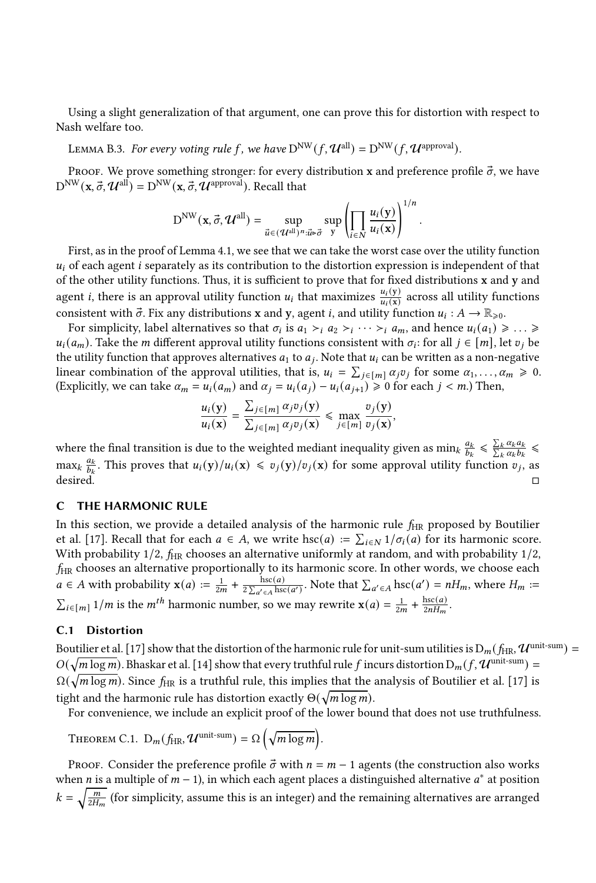Using a slight generalization of that argument, one can prove this for distortion with respect to Nash welfare too.

Lemma B.3. *For every voting rule $f$, we have $\mathrm{D}^{\mathrm{NW}}(f, \mathcal{U}^{\mathrm{all}}) = \mathrm{D}^{\mathrm{NW}}(f, \mathcal{U}^{\mathrm{approval}})$.*

Proof. We prove something stronger: for every distribution $\mathbf{x}$ and preference profile $\vec{\sigma}$, we have $\mathrm{D}^{\mathrm{NW}}(\mathbf{x}, \vec{\sigma}, \mathcal{U}^{\mathrm{all}}) = \mathrm{D}^{\mathrm{NW}}(\mathbf{x}, \vec{\sigma}, \mathcal{U}^{\mathrm{approval}})$. Recall that

$$\mathrm{D}^{\mathrm{NW}}(\mathbf{x}, \vec{\sigma}, \mathcal{U}^{\mathrm{all}}) = \sup_{\vec{u} \in (\mathcal{U}^{\mathrm{all}})^n : \vec{u} \triangleright \vec{\sigma}} \sup_{\mathbf{y}} \left( \prod_{i \in N} \frac{u_i(\mathbf{y})}{u_i(\mathbf{x})} \right)^{1/n}.$$

First, as in the proof of Lemma 4.1, we see that we can take the worst case over the utility function $u_i$ of each agent $i$ separately as its contribution to the distortion expression is independent of that of the other utility functions. Thus, it is sufficient to prove that for fixed distributions $\mathbf{x}$ and $\mathbf{y}$ and agent $i$, there is an approval utility function $u_i$ that maximizes $\frac{u_i(\mathbf{y})}{u_i(\mathbf{x})}$ across all utility functions consistent with $\vec{\sigma}$. Fix any distributions $\mathbf{x}$ and $\mathbf{y}$, agent $i$, and utility function $u_i : A \to \mathbb{R}_{\geqslant 0}$.

For simplicity, label alternatives so that $\sigma_i$ is $a_1 \succ_i a_2 \succ_i \cdots \succ_i a_m$, and hence $u_i(a_1) \geqslant \ldots \geqslant u_i(a_m)$. Take the $m$ different approval utility functions consistent with $\sigma_i$: for all $j \in [m]$, let $v_j$ be the utility function that approves alternatives $a_1$ to $a_j$. Note that $u_i$ can be written as a non-negative linear combination of the approval utilities, that is, $u_i = \sum_{j \in [m]} \alpha_j v_j$ for some $\alpha_1, \ldots, \alpha_m \geqslant 0$. (Explicitly, we can take $\alpha_m = u_i(a_m)$ and $\alpha_j = u_i(a_j) - u_i(a_{j+1}) \geqslant 0$ for each $j < m$.) Then,

$$\frac{u_i(\mathbf{y})}{u_i(\mathbf{x})} = \frac{\sum_{j \in [m]} \alpha_j v_j(\mathbf{y})}{\sum_{j \in [m]} \alpha_j v_j(\mathbf{x})} \leqslant \max_{j \in [m]} \frac{v_j(\mathbf{y})}{v_j(\mathbf{x})},$$

where the final transition is due to the weighted mediant inequality given as $\min_k \frac{a_k}{b_k} \leqslant \frac{\sum_k \alpha_k a_k}{\sum_k \alpha_k b_k} \leqslant \max_k \frac{a_k}{b_k}$. This proves that $u_i(\mathbf{y})/u_i(\mathbf{x}) \leqslant v_j(\mathbf{y})/v_j(\mathbf{x})$ for some approval utility function $v_j$, as desired. □

## C THE HARMONIC RULE

In this section, we provide a detailed analysis of the harmonic rule $f_{\mathrm{HR}}$ proposed by Boutilier et al. [17]. Recall that for each $a \in A$, we write $\mathrm{hsc}(a) := \sum_{i \in N} 1/\sigma_i(a)$ for its harmonic score. With probability 1/2, $f_{\mathrm{HR}}$ chooses an alternative uniformly at random, and with probability 1/2, $f_{\mathrm{HR}}$ chooses an alternative proportionally to its harmonic score. In other words, we choose each $a \in A$ with probability $\mathbf{x}(a) := \frac{1}{2m} + \frac{\mathrm{hsc}(a)}{2\sum_{a' \in A} \mathrm{hsc}(a')}$. Note that $\sum_{a' \in A} \mathrm{hsc}(a') = nH_m$, where $H_m := \sum_{i \in [m]} 1/m$ is the $m^{th}$ harmonic number, so we may rewrite $\mathbf{x}(a) = \frac{1}{2m} + \frac{\mathrm{hsc}(a)}{2nH_m}$.

### C.1 Distortion

Boutilier et al. [17] show that the distortion of the harmonic rule for unit-sum utilities is $\mathrm{D}_m(f_{\mathrm{HR}}, \mathcal{U}^{\text{unit-sum}}) = O(\sqrt{m \log m})$. Bhaskar et al. [14] show that every truthful rule $f$ incurs distortion $\mathrm{D}_m(f, \mathcal{U}^{\text{unit-sum}}) = \Omega(\sqrt{m \log m})$. Since $f_{\mathrm{HR}}$ is a truthful rule, this implies that the analysis of Boutilier et al. [17] is tight and the harmonic rule has distortion exactly $\Theta(\sqrt{m \log m})$.

For convenience, we include an explicit proof of the lower bound that does not use truthfulness.

Theorem C.1. $\mathrm{D}_m(f_{\mathrm{HR}}, \mathcal{U}^{\text{unit-sum}}) = \Omega\left(\sqrt{m \log m}\right)$.

Proof. Consider the preference profile $\vec{\sigma}$ with $n = m - 1$ agents (the construction also works when $n$ is a multiple of $m - 1$), in which each agent places a distinguished alternative $a^*$ at position $k = \sqrt{\frac{m}{2H_m}}$ (for simplicity, assume this is an integer) and the remaining alternatives are arranged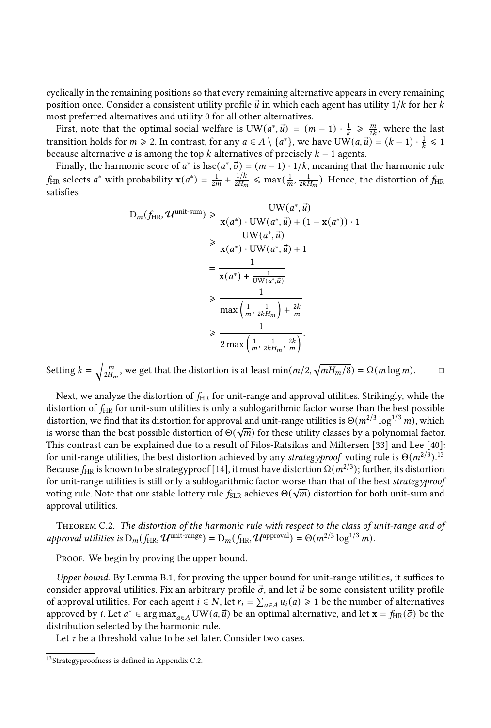cyclically in the remaining positions so that every remaining alternative appears in every remaining position once. Consider a consistent utility profile $\vec{u}$ in which each agent has utility $1/k$ for her $k$ most preferred alternatives and utility 0 for all other alternatives.

First, note that the optimal social welfare is $\mathrm{UW}(a^*, \vec{u}) = (m-1) \cdot \frac{1}{k} \geqslant \frac{m}{2k}$, where the last transition holds for $m \geqslant 2$. In contrast, for any $a \in A \setminus \{a^*\}$, we have $\mathrm{UW}(a, \vec{u}) = (k-1) \cdot \frac{1}{k} \leqslant 1$ because alternative $a$ is among the top $k$ alternatives of precisely $k-1$ agents.

Finally, the harmonic score of $a^*$ is $\mathrm{hsc}(a^*, \vec{\sigma}) = (m-1) \cdot 1/k$, meaning that the harmonic rule $f_{\mathrm{HR}}$ selects $a^*$ with probability $\mathbf{x}(a^*) = \frac{1}{2m} + \frac{1/k}{2H_m} \leqslant \max(\frac{1}{m}, \frac{1}{2kH_m})$. Hence, the distortion of $f_{\mathrm{HR}}$ satisfies

$$
\begin{aligned}
\mathrm{D}_m(f_{\mathrm{HR}}, \mathcal{U}^{\text{unit-sum}}) &\geqslant \frac{\mathrm{UW}(a^*, \vec{u})}{\mathbf{x}(a^*) \cdot \mathrm{UW}(a^*, \vec{u}) + (1 - \mathbf{x}(a^*)) \cdot 1} \\
&\geqslant \frac{\mathrm{UW}(a^*, \vec{u})}{\mathbf{x}(a^*) \cdot \mathrm{UW}(a^*, \vec{u}) + 1} \\
&= \frac{1}{\mathbf{x}(a^*) + \frac{1}{\mathrm{UW}(a^*, \vec{u})}} \\
&\geqslant \frac{1}{\max\left(\frac{1}{m}, \frac{1}{2kH_m}\right) + \frac{2k}{m}} \\
&\geqslant \frac{1}{2\max\left(\frac{1}{m}, \frac{1}{2kH_m}, \frac{2k}{m}\right)}.
\end{aligned}
$$

Setting $k = \sqrt{\frac{m}{2H_m}}$, we get that the distortion is at least $\min(m/2, \sqrt{mH_m/8}) = \Omega(m \log m)$. ◻

Next, we analyze the distortion of $f_{\mathrm{HR}}$ for unit-range and approval utilities. Strikingly, while the distortion of $f_{\mathrm{HR}}$ for unit-sum utilities is only a sublogarithmic factor worse than the best possible distortion, we find that its distortion for approval and unit-range utilities is $\Theta(m^{2/3} \log^{1/3} m)$, which is worse than the best possible distortion of $\Theta(\sqrt{m})$ for these utility classes by a polynomial factor. This contrast can be explained due to a result of Filos-Ratsikas and Miltersen [33] and Lee [40]: for unit-range utilities, the best distortion achieved by any *strategyproof* voting rule is $\Theta(m^{2/3})$.[13] Because $f_{\mathrm{HR}}$ is known to be strategyproof [14], it must have distortion $\Omega(m^{2/3})$; further, its distortion for unit-range utilities is still only a sublogarithmic factor worse than that of the best *strategyproof* voting rule. Note that our stable lottery rule $f_{\mathrm{SLR}}$ achieves $\Theta(\sqrt{m})$ distortion for both unit-sum and approval utilities.

Theorem C.2. *The distortion of the harmonic rule with respect to the class of unit-range and of approval utilities is* $\mathrm{D}_m(f_{\mathrm{HR}}, \mathcal{U}^{\text{unit-range}}) = \mathrm{D}_m(f_{\mathrm{HR}}, \mathcal{U}^{\text{approval}}) = \Theta(m^{2/3} \log^{1/3} m)$.

Proof. We begin by proving the upper bound.

*Upper bound.* By Lemma B.1, for proving the upper bound for unit-range utilities, it suffices to consider approval utilities. Fix an arbitrary profile $\vec{\sigma}$, and let $\vec{u}$ be some consistent utility profile of approval utilities. For each agent $i \in N$, let $r_i = \sum_{a \in A} u_i(a) \geqslant 1$ be the number of alternatives approved by $i$. Let $a^* \in \arg\max_{a \in A} \mathrm{UW}(a, \vec{u})$ be an optimal alternative, and let $\mathbf{x} = f_{\mathrm{HR}}(\vec{\sigma})$ be the distribution selected by the harmonic rule.

Let $\tau$ be a threshold value to be set later. Consider two cases.

[13] Strategyproofness is defined in Appendix C.2.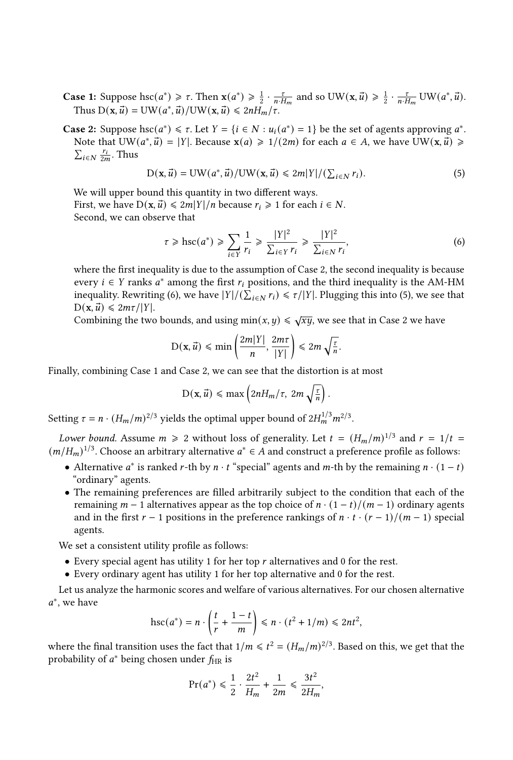- **Case 1:** Suppose $\text{hsc}(a^*) \geqslant \tau$. Then $\mathbf{x}(a^*) \geqslant \frac{1}{2} \cdot \frac{\tau}{n \cdot H_m}$ and so $\text{UW}(\mathbf{x}, \vec{u}) \geqslant \frac{1}{2} \cdot \frac{\tau}{n \cdot H_m} \text{UW}(a^*, \vec{u})$. Thus $\text{D}(\mathbf{x}, \vec{u}) = \text{UW}(a^*, \vec{u})/\text{UW}(\mathbf{x}, \vec{u}) \leqslant 2nH_m/\tau$.
- **Case 2:** Suppose $\text{hsc}(a^*) \leqslant \tau$. Let $Y = \{i \in N : u_i(a^*) = 1\}$ be the set of agents approving $a^*$. Note that $\text{UW}(a^*, \vec{u}) = |Y|$. Because $\mathbf{x}(a) \geqslant 1/(2m)$ for each $a \in A$, we have $\text{UW}(\mathbf{x}, \vec{u}) \geqslant \sum_{i \in N} \frac{r_i}{2m}$. Thus

$$\text{D}(\mathbf{x}, \vec{u}) = \text{UW}(a^*, \vec{u})/\text{UW}(\mathbf{x}, \vec{u}) \leqslant 2m|Y|/(\textstyle\sum_{i \in N} r_i). \tag{5}$$

We will upper bound this quantity in two different ways.

First, we have $\text{D}(\mathbf{x}, \vec{u}) \leqslant 2m|Y|/n$ because $r_i \geqslant 1$ for each $i \in N$.

Second, we can observe that

$$\tau \geqslant \text{hsc}(a^*) \geqslant \sum_{i \in Y} \frac{1}{r_i} \geqslant \frac{|Y|^2}{\sum_{i \in Y} r_i} \geqslant \frac{|Y|^2}{\sum_{i \in N} r_i}, \tag{6}$$

where the first inequality is due to the assumption of Case 2, the second inequality is because every $i \in Y$ ranks $a^*$ among the first $r_i$ positions, and the third inequality is the AM-HM inequality. Rewriting (6), we have $|Y|/(\sum_{i \in N} r_i) \leqslant \tau/|Y|$. Plugging this into (5), we see that $\text{D}(\mathbf{x}, \vec{u}) \leqslant 2m\tau/|Y|$.

Combining the two bounds, and using $\min(x, y) \leqslant \sqrt{xy}$, we see that in Case 2 we have

$$\text{D}(\mathbf{x}, \vec{u}) \leqslant \min\left(\frac{2m|Y|}{n}, \frac{2m\tau}{|Y|}\right) \leqslant 2m\sqrt{\frac{\tau}{n}}.$$

Finally, combining Case 1 and Case 2, we can see that the distortion is at most

$$\text{D}(\mathbf{x}, \vec{u}) \leqslant \max\left(2nH_m/\tau,\ 2m\sqrt{\tfrac{\tau}{n}}\right).$$

Setting $\tau = n \cdot (H_m/m)^{2/3}$ yields the optimal upper bound of $2H_m^{1/3} m^{2/3}$.

*Lower bound.* Assume $m \geqslant 2$ without loss of generality. Let $t = (H_m/m)^{1/3}$ and $r = 1/t = (m/H_m)^{1/3}$. Choose an arbitrary alternative $a^* \in A$ and construct a preference profile as follows:

- Alternative $a^*$ is ranked $r$-th by $n \cdot t$ "special" agents and $m$-th by the remaining $n \cdot (1 - t)$ "ordinary" agents.
- The remaining preferences are filled arbitrarily subject to the condition that each of the remaining $m - 1$ alternatives appear as the top choice of $n \cdot (1 - t)/(m - 1)$ ordinary agents and in the first $r - 1$ positions in the preference rankings of $n \cdot t \cdot (r - 1)/(m - 1)$ special agents.

We set a consistent utility profile as follows:

- Every special agent has utility 1 for her top $r$ alternatives and 0 for the rest.
- Every ordinary agent has utility 1 for her top alternative and 0 for the rest.

Let us analyze the harmonic scores and welfare of various alternatives. For our chosen alternative $a^*$, we have

$$\text{hsc}(a^*) = n \cdot \left(\frac{t}{r} + \frac{1 - t}{m}\right) \leqslant n \cdot (t^2 + 1/m) \leqslant 2nt^2,$$

where the final transition uses the fact that $1/m \leqslant t^2 = (H_m/m)^{2/3}$. Based on this, we get that the probability of $a^*$ being chosen under $f_{\text{HR}}$ is

$$\Pr(a^*) \leqslant \frac{1}{2} \cdot \frac{2t^2}{H_m} + \frac{1}{2m} \leqslant \frac{3t^2}{2H_m},$$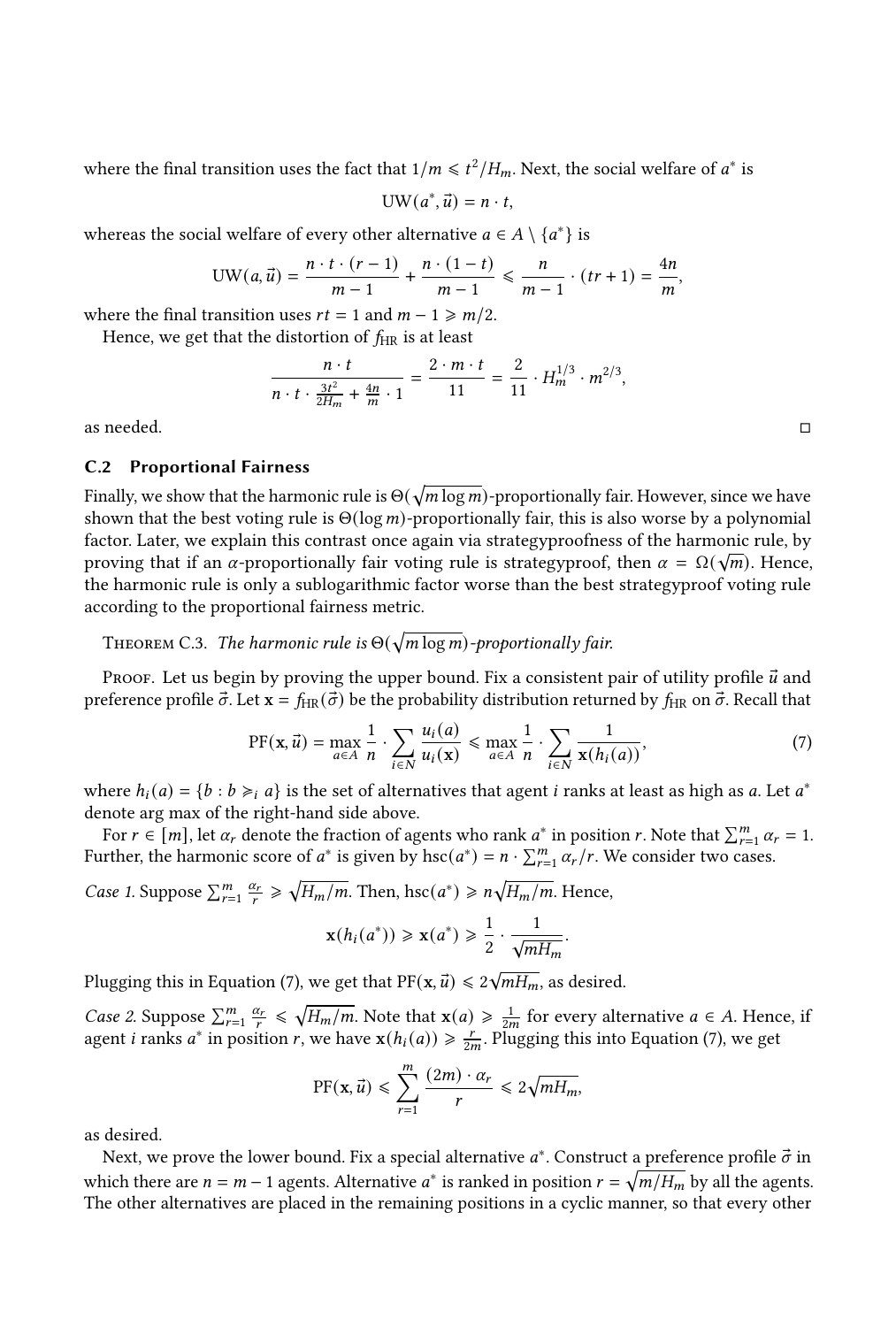where the final transition uses the fact that $1/m \leqslant t^2/H_m$. Next, the social welfare of $a^*$ is

$$\mathrm{UW}(a^*, \vec{u}) = n \cdot t,$$

whereas the social welfare of every other alternative $a \in A \setminus \{a^*\}$ is

$$\mathrm{UW}(a, \vec{u}) = \frac{n \cdot t \cdot (r-1)}{m-1} + \frac{n \cdot (1-t)}{m-1} \leqslant \frac{n}{m-1} \cdot (tr+1) = \frac{4n}{m},$$

where the final transition uses $rt = 1$ and $m - 1 \geqslant m/2$.

Hence, we get that the distortion of $f_{\mathrm{HR}}$ is at least

$$\frac{n \cdot t}{n \cdot t \cdot \frac{3t^2}{2H_m} + \frac{4n}{m} \cdot 1} = \frac{2 \cdot m \cdot t}{11} = \frac{2}{11} \cdot H_m^{1/3} \cdot m^{2/3},$$

as needed. □

## C.2 Proportional Fairness

Finally, we show that the harmonic rule is $\Theta(\sqrt{m \log m})$-proportionally fair. However, since we have shown that the best voting rule is $\Theta(\log m)$-proportionally fair, this is also worse by a polynomial factor. Later, we explain this contrast once again via strategyproofness of the harmonic rule, by proving that if an $\alpha$-proportionally fair voting rule is strategyproof, then $\alpha = \Omega(\sqrt{m})$. Hence, the harmonic rule is only a sublogarithmic factor worse than the best strategyproof voting rule according to the proportional fairness metric.

**Theorem C.3.** *The harmonic rule is $\Theta(\sqrt{m \log m})$-proportionally fair.*

*Proof.* Let us begin by proving the upper bound. Fix a consistent pair of utility profile $\vec{u}$ and preference profile $\vec{\sigma}$. Let $\mathbf{x} = f_{\mathrm{HR}}(\vec{\sigma})$ be the probability distribution returned by $f_{\mathrm{HR}}$ on $\vec{\sigma}$. Recall that

$$\mathrm{PF}(\mathbf{x}, \vec{u}) = \max_{a \in A} \frac{1}{n} \cdot \sum_{i \in N} \frac{u_i(a)}{u_i(\mathbf{x})} \leqslant \max_{a \in A} \frac{1}{n} \cdot \sum_{i \in N} \frac{1}{\mathbf{x}(h_i(a))}, \tag{7}$$

where $h_i(a) = \{b : b \succcurlyeq_i a\}$ is the set of alternatives that agent $i$ ranks at least as high as $a$. Let $a^*$ denote arg max of the right-hand side above.

For $r \in [m]$, let $\alpha_r$ denote the fraction of agents who rank $a^*$ in position $r$. Note that $\sum_{r=1}^m \alpha_r = 1$. Further, the harmonic score of $a^*$ is given by $\mathrm{hsc}(a^*) = n \cdot \sum_{r=1}^m \alpha_r / r$. We consider two cases.

*Case 1.* Suppose $\sum_{r=1}^m \frac{\alpha_r}{r} \geqslant \sqrt{H_m/m}$. Then, $\mathrm{hsc}(a^*) \geqslant n\sqrt{H_m/m}$. Hence,

$$\mathbf{x}(h_i(a^*)) \geqslant \mathbf{x}(a^*) \geqslant \frac{1}{2} \cdot \frac{1}{\sqrt{m H_m}}.$$

Plugging this in Equation (7), we get that $\mathrm{PF}(\mathbf{x}, \vec{u}) \leqslant 2\sqrt{m H_m}$, as desired.

*Case 2.* Suppose $\sum_{r=1}^m \frac{\alpha_r}{r} \leqslant \sqrt{H_m/m}$. Note that $\mathbf{x}(a) \geqslant \frac{1}{2m}$ for every alternative $a \in A$. Hence, if agent $i$ ranks $a^*$ in position $r$, we have $\mathbf{x}(h_i(a)) \geqslant \frac{r}{2m}$. Plugging this into Equation (7), we get

$$\mathrm{PF}(\mathbf{x}, \vec{u}) \leqslant \sum_{r=1}^m \frac{(2m) \cdot \alpha_r}{r} \leqslant 2\sqrt{m H_m},$$

as desired.

Next, we prove the lower bound. Fix a special alternative $a^*$. Construct a preference profile $\vec{\sigma}$ in which there are $n = m - 1$ agents. Alternative $a^*$ is ranked in position $r = \sqrt{m/H_m}$ by all the agents. The other alternatives are placed in the remaining positions in a cyclic manner, so that every other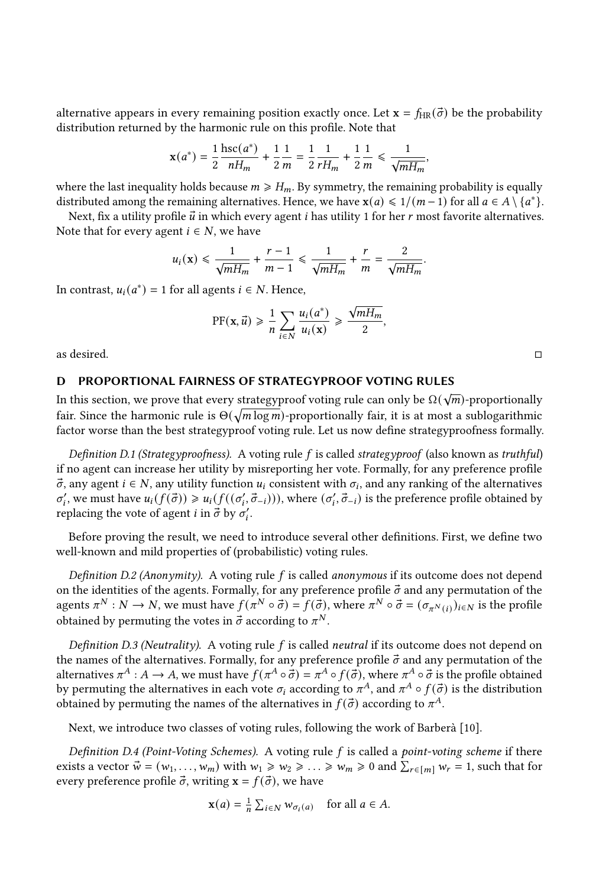alternative appears in every remaining position exactly once. Let $\mathbf{x} = f_{\text{HR}}(\vec{\sigma})$ be the probability distribution returned by the harmonic rule on this profile. Note that

$$\mathbf{x}(a^*) = \frac{1}{2}\frac{\text{hsc}(a^*)}{nH_m} + \frac{1}{2}\frac{1}{m} = \frac{1}{2}\frac{1}{rH_m} + \frac{1}{2}\frac{1}{m} \leqslant \frac{1}{\sqrt{mH_m}},$$

where the last inequality holds because $m \geqslant H_m$. By symmetry, the remaining probability is equally distributed among the remaining alternatives. Hence, we have $\mathbf{x}(a) \leqslant 1/(m-1)$ for all $a \in A \setminus \{a^*\}$.

Next, fix a utility profile $\vec{u}$ in which every agent $i$ has utility 1 for her $r$ most favorite alternatives. Note that for every agent $i \in N$, we have

$$u_i(\mathbf{x}) \leqslant \frac{1}{\sqrt{mH_m}} + \frac{r-1}{m-1} \leqslant \frac{1}{\sqrt{mH_m}} + \frac{r}{m} = \frac{2}{\sqrt{mH_m}}.$$

In contrast, $u_i(a^*) = 1$ for all agents $i \in N$. Hence,

$$\text{PF}(\mathbf{x}, \vec{u}) \geqslant \frac{1}{n}\sum_{i \in N} \frac{u_i(a^*)}{u_i(\mathbf{x})} \geqslant \frac{\sqrt{mH_m}}{2},$$

as desired. □

## D PROPORTIONAL FAIRNESS OF STRATEGYPROOF VOTING RULES

In this section, we prove that every strategyproof voting rule can only be $\Omega(\sqrt{m})$-proportionally fair. Since the harmonic rule is $\Theta(\sqrt{m \log m})$-proportionally fair, it is at most a sublogarithmic factor worse than the best strategyproof voting rule. Let us now define strategyproofness formally.

*Definition D.1 (Strategyproofness).* A voting rule $f$ is called *strategyproof* (also known as *truthful*) if no agent can increase her utility by misreporting her vote. Formally, for any preference profile $\vec{\sigma}$, any agent $i \in N$, any utility function $u_i$ consistent with $\sigma_i$, and any ranking of the alternatives $\sigma'_i$, we must have $u_i(f(\vec{\sigma})) \geqslant u_i(f((\sigma'_i, \vec{\sigma}_{-i})))$, where $(\sigma'_i, \vec{\sigma}_{-i})$ is the preference profile obtained by replacing the vote of agent $i$ in $\vec{\sigma}$ by $\sigma'_i$.

Before proving the result, we need to introduce several other definitions. First, we define two well-known and mild properties of (probabilistic) voting rules.

*Definition D.2 (Anonymity).* A voting rule $f$ is called *anonymous* if its outcome does not depend on the identities of the agents. Formally, for any preference profile $\vec{\sigma}$ and any permutation of the agents $\pi^N : N \to N$, we must have $f(\pi^N \circ \vec{\sigma}) = f(\vec{\sigma})$, where $\pi^N \circ \vec{\sigma} = (\sigma_{\pi^N(i)})_{i \in N}$ is the profile obtained by permuting the votes in $\vec{\sigma}$ according to $\pi^N$.

*Definition D.3 (Neutrality).* A voting rule $f$ is called *neutral* if its outcome does not depend on the names of the alternatives. Formally, for any preference profile $\vec{\sigma}$ and any permutation of the alternatives $\pi^A : A \to A$, we must have $f(\pi^A \circ \vec{\sigma}) = \pi^A \circ f(\vec{\sigma})$, where $\pi^A \circ \vec{\sigma}$ is the profile obtained by permuting the alternatives in each vote $\sigma_i$ according to $\pi^A$, and $\pi^A \circ f(\vec{\sigma})$ is the distribution obtained by permuting the names of the alternatives in $f(\vec{\sigma})$ according to $\pi^A$.

Next, we introduce two classes of voting rules, following the work of Barberà [10].

*Definition D.4 (Point-Voting Schemes).* A voting rule $f$ is called a *point-voting scheme* if there exists a vector $\vec{w} = (w_1, \ldots, w_m)$ with $w_1 \geqslant w_2 \geqslant \ldots \geqslant w_m \geqslant 0$ and $\sum_{r \in [m]} w_r = 1$, such that for every preference profile $\vec{\sigma}$, writing $\mathbf{x} = f(\vec{\sigma})$, we have

$$\mathbf{x}(a) = \tfrac{1}{n}\textstyle\sum_{i \in N} w_{\sigma_i(a)} \quad \text{for all } a \in A.$$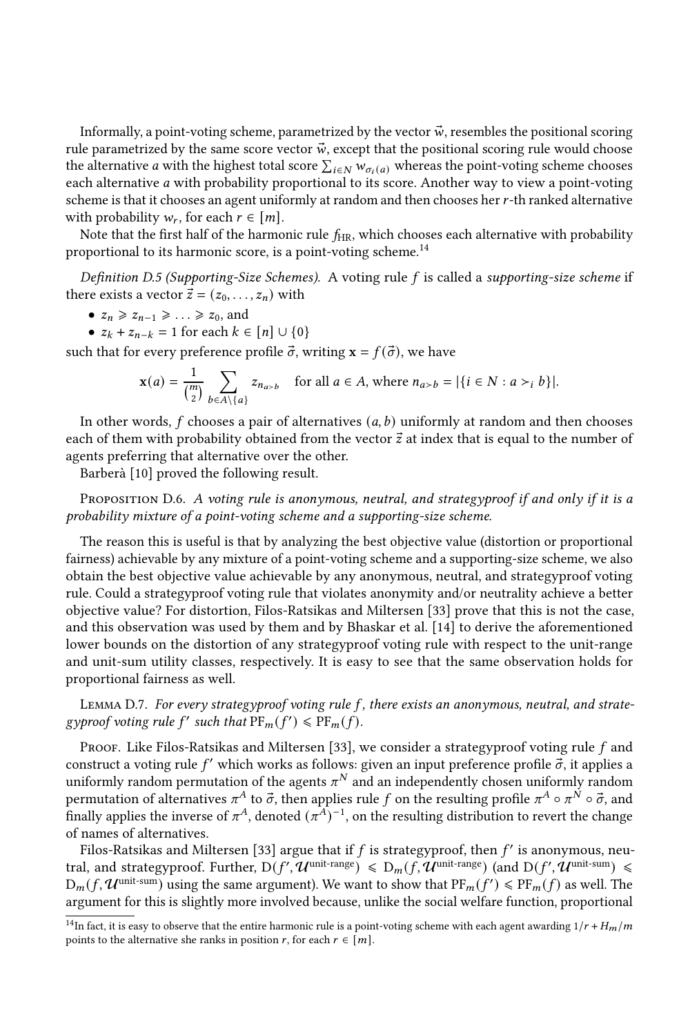Informally, a point-voting scheme, parametrized by the vector $\vec{w}$, resembles the positional scoring rule parametrized by the same score vector $\vec{w}$, except that the positional scoring rule would choose the alternative $a$ with the highest total score $\sum_{i \in N} w_{\sigma_i(a)}$ whereas the point-voting scheme chooses each alternative $a$ with probability proportional to its score. Another way to view a point-voting scheme is that it chooses an agent uniformly at random and then chooses her $r$-th ranked alternative with probability $w_r$, for each $r \in [m]$.

Note that the first half of the harmonic rule $f_{\text{HR}}$, which chooses each alternative with probability proportional to its harmonic score, is a point-voting scheme.[14]

*Definition D.5 (Supporting-Size Schemes).* A voting rule $f$ is called a *supporting-size scheme* if there exists a vector $\vec{z} = (z_0, \ldots, z_n)$ with

- $z_n \geqslant z_{n-1} \geqslant \ldots \geqslant z_0$, and
- $z_k + z_{n-k} = 1$ for each $k \in [n] \cup \{0\}$

such that for every preference profile $\vec{\sigma}$, writing $\mathbf{x} = f(\vec{\sigma})$, we have

$$\mathbf{x}(a) = \frac{1}{\binom{m}{2}} \sum_{b \in A \setminus \{a\}} z_{n_{a \succ b}} \quad \text{for all } a \in A \text{, where } n_{a \succ b} = |\{i \in N : a \succ_i b\}|.$$

In other words, $f$ chooses a pair of alternatives $(a, b)$ uniformly at random and then chooses each of them with probability obtained from the vector $\vec{z}$ at index that is equal to the number of agents preferring that alternative over the other.

Barberà [10] proved the following result.

Proposition D.6. *A voting rule is anonymous, neutral, and strategyproof if and only if it is a probability mixture of a point-voting scheme and a supporting-size scheme.*

The reason this is useful is that by analyzing the best objective value (distortion or proportional fairness) achievable by any mixture of a point-voting scheme and a supporting-size scheme, we also obtain the best objective value achievable by any anonymous, neutral, and strategyproof voting rule. Could a strategyproof voting rule that violates anonymity and/or neutrality achieve a better objective value? For distortion, Filos-Ratsikas and Miltersen [33] prove that this is not the case, and this observation was used by them and by Bhaskar et al. [14] to derive the aforementioned lower bounds on the distortion of any strategyproof voting rule with respect to the unit-range and unit-sum utility classes, respectively. It is easy to see that the same observation holds for proportional fairness as well.

Lemma D.7. *For every strategyproof voting rule $f$, there exists an anonymous, neutral, and strategyproof voting rule $f'$ such that $\text{PF}_m(f') \leqslant \text{PF}_m(f)$.*

Proof. Like Filos-Ratsikas and Miltersen [33], we consider a strategyproof voting rule $f$ and construct a voting rule $f'$ which works as follows: given an input preference profile $\vec{\sigma}$, it applies a uniformly random permutation of the agents $\pi^N$ and an independently chosen uniformly random permutation of alternatives $\pi^A$ to $\vec{\sigma}$, then applies rule $f$ on the resulting profile $\pi^A \circ \pi^N \circ \vec{\sigma}$, and finally applies the inverse of $\pi^A$, denoted $(\pi^A)^{-1}$, on the resulting distribution to revert the change of names of alternatives.

Filos-Ratsikas and Miltersen [33] argue that if $f$ is strategyproof, then $f'$ is anonymous, neutral, and strategyproof. Further, $\text{D}(f', \mathcal{U}^{\text{unit-range}}) \leqslant \text{D}_m(f, \mathcal{U}^{\text{unit-range}})$ (and $\text{D}(f', \mathcal{U}^{\text{unit-sum}}) \leqslant \text{D}_m(f, \mathcal{U}^{\text{unit-sum}})$ using the same argument). We want to show that $\text{PF}_m(f') \leqslant \text{PF}_m(f)$ as well. The argument for this is slightly more involved because, unlike the social welfare function, proportional

[14] In fact, it is easy to observe that the entire harmonic rule is a point-voting scheme with each agent awarding $1/r + H_m/m$ points to the alternative she ranks in position $r$, for each $r \in [m]$.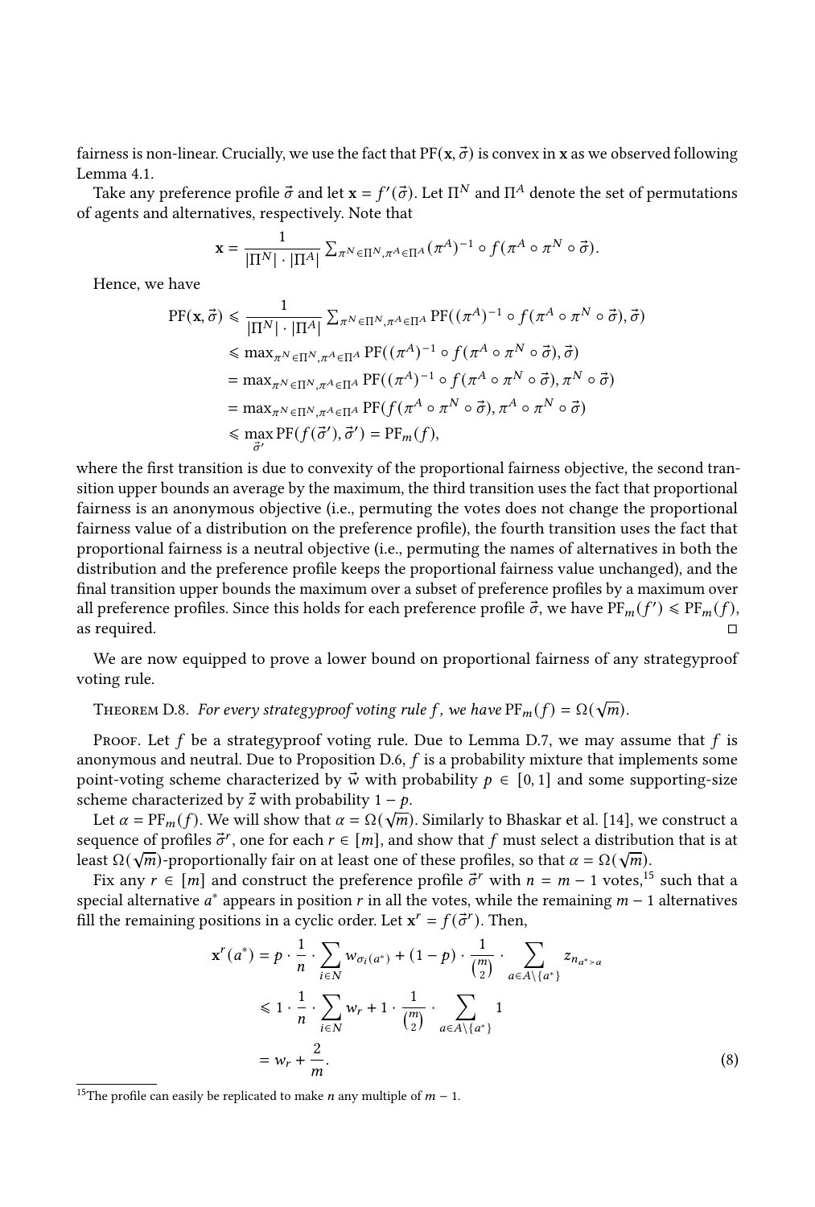fairness is non-linear. Crucially, we use the fact that $\text{PF}(\mathbf{x}, \vec{\sigma})$ is convex in $\mathbf{x}$ as we observed following Lemma 4.1.

Take any preference profile $\vec{\sigma}$ and let $\mathbf{x} = f'(\vec{\sigma})$. Let $\Pi^N$ and $\Pi^A$ denote the set of permutations of agents and alternatives, respectively. Note that

$$\mathbf{x} = \frac{1}{|\Pi^N| \cdot |\Pi^A|} \sum_{\pi^N \in \Pi^N, \pi^A \in \Pi^A} (\pi^A)^{-1} \circ f(\pi^A \circ \pi^N \circ \vec{\sigma}).$$

Hence, we have

$$\begin{aligned}
\text{PF}(\mathbf{x}, \vec{\sigma}) &\leqslant \frac{1}{|\Pi^N| \cdot |\Pi^A|} \sum_{\pi^N \in \Pi^N, \pi^A \in \Pi^A} \text{PF}((\pi^A)^{-1} \circ f(\pi^A \circ \pi^N \circ \vec{\sigma}), \vec{\sigma}) \\
&\leqslant \max_{\pi^N \in \Pi^N, \pi^A \in \Pi^A} \text{PF}((\pi^A)^{-1} \circ f(\pi^A \circ \pi^N \circ \vec{\sigma}), \vec{\sigma}) \\
&= \max_{\pi^N \in \Pi^N, \pi^A \in \Pi^A} \text{PF}((\pi^A)^{-1} \circ f(\pi^A \circ \pi^N \circ \vec{\sigma}), \pi^N \circ \vec{\sigma}) \\
&= \max_{\pi^N \in \Pi^N, \pi^A \in \Pi^A} \text{PF}(f(\pi^A \circ \pi^N \circ \vec{\sigma}), \pi^A \circ \pi^N \circ \vec{\sigma}) \\
&\leqslant \max_{\vec{\sigma}'} \text{PF}(f(\vec{\sigma}'), \vec{\sigma}') = \text{PF}_m(f),
\end{aligned}$$

where the first transition is due to convexity of the proportional fairness objective, the second transition upper bounds an average by the maximum, the third transition uses the fact that proportional fairness is an anonymous objective (i.e., permuting the votes does not change the proportional fairness value of a distribution on the preference profile), the fourth transition uses the fact that proportional fairness is a neutral objective (i.e., permuting the names of alternatives in both the distribution and the preference profile keeps the proportional fairness value unchanged), and the final transition upper bounds the maximum over a subset of preference profiles by a maximum over all preference profiles. Since this holds for each preference profile $\vec{\sigma}$, we have $\text{PF}_m(f') \leqslant \text{PF}_m(f)$, as required. ◻

We are now equipped to prove a lower bound on proportional fairness of any strategyproof voting rule.

**Theorem D.8.** *For every strategyproof voting rule $f$, we have $\text{PF}_m(f) = \Omega(\sqrt{m})$.*

*Proof.* Let $f$ be a strategyproof voting rule. Due to Lemma D.7, we may assume that $f$ is anonymous and neutral. Due to Proposition D.6, $f$ is a probability mixture that implements some point-voting scheme characterized by $\vec{w}$ with probability $p \in [0, 1]$ and some supporting-size scheme characterized by $\vec{z}$ with probability $1 - p$.

Let $\alpha = \text{PF}_m(f)$. We will show that $\alpha = \Omega(\sqrt{m})$. Similarly to Bhaskar et al. [14], we construct a sequence of profiles $\vec{\sigma}^r$, one for each $r \in [m]$, and show that $f$ must select a distribution that is at least $\Omega(\sqrt{m})$-proportionally fair on at least one of these profiles, so that $\alpha = \Omega(\sqrt{m})$.

Fix any $r \in [m]$ and construct the preference profile $\vec{\sigma}^r$ with $n = m - 1$ votes,[15] such that a special alternative $a^*$ appears in position $r$ in all the votes, while the remaining $m - 1$ alternatives fill the remaining positions in a cyclic order. Let $\mathbf{x}^r = f(\vec{\sigma}^r)$. Then,

$$\begin{aligned}
\mathbf{x}^r(a^*) &= p \cdot \frac{1}{n} \cdot \sum_{i \in N} w_{\sigma_i(a^*)} + (1 - p) \cdot \frac{1}{\binom{m}{2}} \cdot \sum_{a \in A \setminus \{a^*\}} z_{n_{a^* \succ a}} \\
&\leqslant 1 \cdot \frac{1}{n} \cdot \sum_{i \in N} w_r + 1 \cdot \frac{1}{\binom{m}{2}} \cdot \sum_{a \in A \setminus \{a^*\}} 1 \\
&= w_r + \frac{2}{m}. \qquad (8)
\end{aligned}$$

[15] The profile can easily be replicated to make $n$ any multiple of $m - 1$.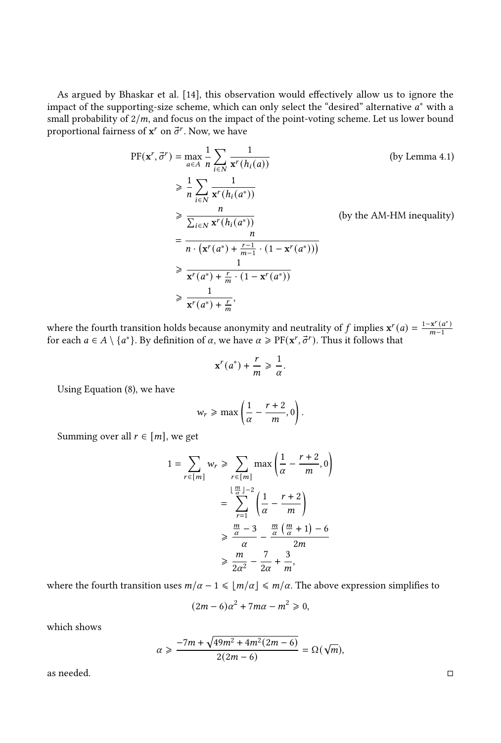As argued by Bhaskar et al. [14], this observation would effectively allow us to ignore the impact of the supporting-size scheme, which can only select the "desired" alternative $a^*$ with a small probability of $2/m$, and focus on the impact of the point-voting scheme. Let us lower bound proportional fairness of $\mathbf{x}^r$ on $\vec{\sigma}^r$. Now, we have

$$
\begin{aligned}
\mathrm{PF}(\mathbf{x}^r, \vec{\sigma}^r) &= \max_{a \in A} \frac{1}{n} \sum_{i \in N} \frac{1}{\mathbf{x}^r(h_i(a))} && \text{(by Lemma 4.1)} \\
&\geqslant \frac{1}{n} \sum_{i \in N} \frac{1}{\mathbf{x}^r(h_i(a^*))} \\
&\geqslant \frac{n}{\sum_{i \in N} \mathbf{x}^r(h_i(a^*))} && \text{(by the AM-HM inequality)} \\
&= \frac{n}{n \cdot \left( \mathbf{x}^r(a^*) + \frac{r-1}{m-1} \cdot (1 - \mathbf{x}^r(a^*)) \right)} \\
&\geqslant \frac{1}{\mathbf{x}^r(a^*) + \frac{r}{m} \cdot (1 - \mathbf{x}^r(a^*))} \\
&\geqslant \frac{1}{\mathbf{x}^r(a^*) + \frac{r}{m}},
\end{aligned}
$$

where the fourth transition holds because anonymity and neutrality of $f$ implies $\mathbf{x}^r(a) = \frac{1 - \mathbf{x}^r(a^*)}{m-1}$ for each $a \in A \setminus \{a^*\}$. By definition of $\alpha$, we have $\alpha \geqslant \mathrm{PF}(\mathbf{x}^r, \vec{\sigma}^r)$. Thus it follows that

$$
\mathbf{x}^r(a^*) + \frac{r}{m} \geqslant \frac{1}{\alpha}.
$$

Using Equation (8), we have

$$
w_r \geqslant \max\left( \frac{1}{\alpha} - \frac{r+2}{m}, 0 \right).
$$

Summing over all $r \in [m]$, we get

$$
\begin{aligned}
1 = \sum_{r \in [m]} w_r &\geqslant \sum_{r \in [m]} \max\left( \frac{1}{\alpha} - \frac{r+2}{m}, 0 \right) \\
&= \sum_{r=1}^{\lfloor \frac{m}{\alpha} \rfloor - 2} \left( \frac{1}{\alpha} - \frac{r+2}{m} \right) \\
&\geqslant \frac{\frac{m}{\alpha} - 3}{\alpha} - \frac{\frac{m}{\alpha}\left(\frac{m}{\alpha} + 1\right) - 6}{2m} \\
&\geqslant \frac{m}{2\alpha^2} - \frac{7}{2\alpha} + \frac{3}{m},
\end{aligned}
$$

where the fourth transition uses $m/\alpha - 1 \leqslant \lfloor m/\alpha \rfloor \leqslant m/\alpha$. The above expression simplifies to

$$
(2m - 6)\alpha^2 + 7m\alpha - m^2 \geqslant 0,
$$

which shows

$$
\alpha \geqslant \frac{-7m + \sqrt{49m^2 + 4m^2(2m-6)}}{2(2m-6)} = \Omega(\sqrt{m}),
$$

as needed. □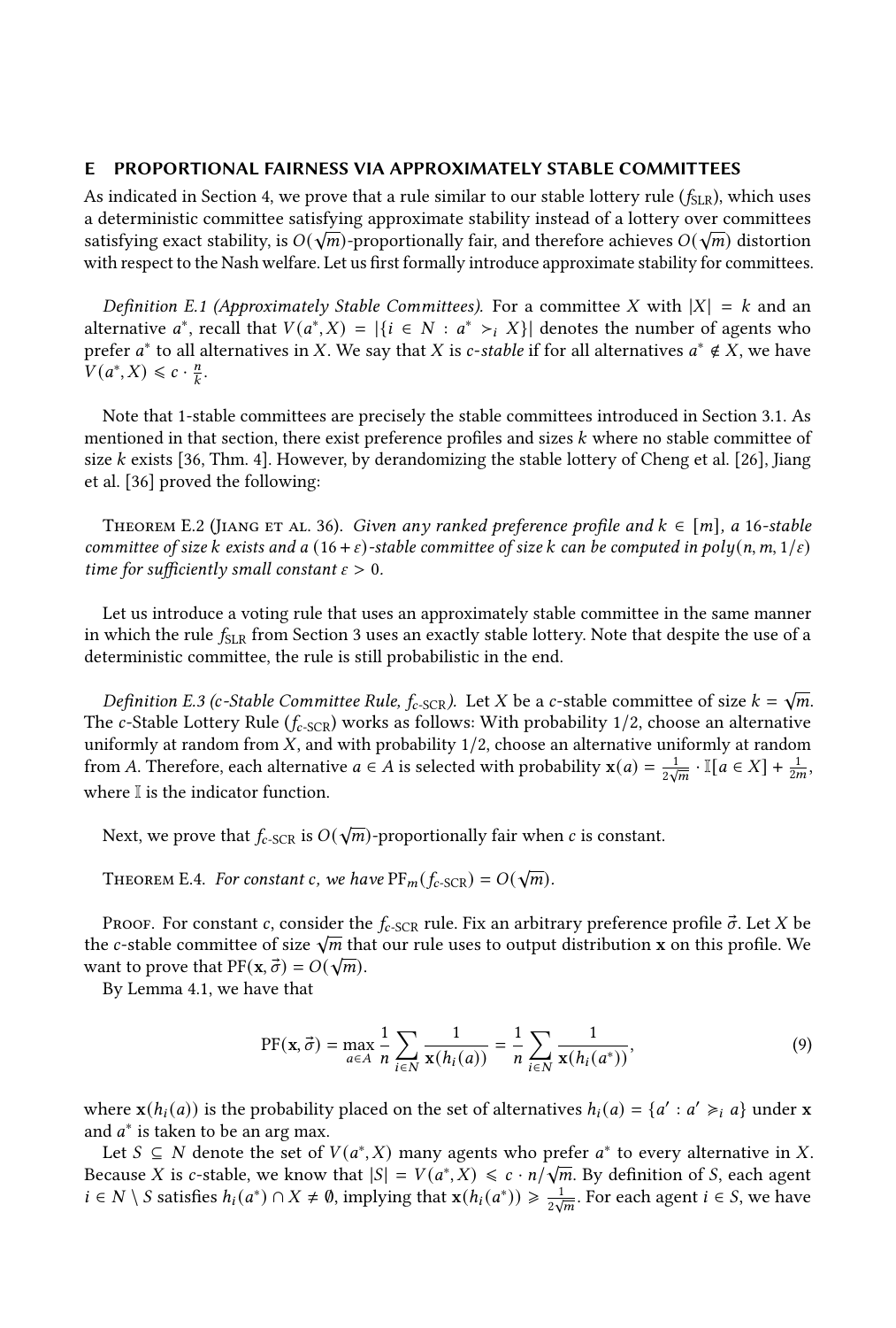## E PROPORTIONAL FAIRNESS VIA APPROXIMATELY STABLE COMMITTEES

As indicated in Section 4, we prove that a rule similar to our stable lottery rule ($f_{\text{SLR}}$), which uses a deterministic committee satisfying approximate stability instead of a lottery over committees satisfying exact stability, is $O(\sqrt{m})$-proportionally fair, and therefore achieves $O(\sqrt{m})$ distortion with respect to the Nash welfare. Let us first formally introduce approximate stability for committees.

*Definition E.1 (Approximately Stable Committees).* For a committee $X$ with $|X| = k$ and an alternative $a^*$, recall that $V(a^*, X) = |\{i \in N : a^* \succ_i X\}|$ denotes the number of agents who prefer $a^*$ to all alternatives in $X$. We say that $X$ is *$c$-stable* if for all alternatives $a^* \notin X$, we have $V(a^*, X) \leqslant c \cdot \frac{n}{k}$.

Note that 1-stable committees are precisely the stable committees introduced in Section 3.1. As mentioned in that section, there exist preference profiles and sizes $k$ where no stable committee of size $k$ exists [36, Thm. 4]. However, by derandomizing the stable lottery of Cheng et al. [26], Jiang et al. [36] proved the following:

Theorem E.2 (Jiang et al. 36). *Given any ranked preference profile and $k \in [m]$, a 16-stable committee of size $k$ exists and a $(16 + \varepsilon)$-stable committee of size $k$ can be computed in $poly(n, m, 1/\varepsilon)$ time for sufficiently small constant $\varepsilon > 0$.*

Let us introduce a voting rule that uses an approximately stable committee in the same manner in which the rule $f_{\text{SLR}}$ from Section 3 uses an exactly stable lottery. Note that despite the use of a deterministic committee, the rule is still probabilistic in the end.

*Definition E.3 ($c$-Stable Committee Rule, $f_{c\text{-SCR}}$).* Let $X$ be a $c$-stable committee of size $k = \sqrt{m}$. The $c$-Stable Lottery Rule ($f_{c\text{-SCR}}$) works as follows: With probability 1/2, choose an alternative uniformly at random from $X$, and with probability 1/2, choose an alternative uniformly at random from $A$. Therefore, each alternative $a \in A$ is selected with probability $\mathbf{x}(a) = \frac{1}{2\sqrt{m}} \cdot \mathbb{I}[a \in X] + \frac{1}{2m}$, where $\mathbb{I}$ is the indicator function.

Next, we prove that $f_{c\text{-SCR}}$ is $O(\sqrt{m})$-proportionally fair when $c$ is constant.

Theorem E.4. *For constant $c$, we have $\text{PF}_m(f_{c\text{-SCR}}) = O(\sqrt{m})$.*

Proof. For constant $c$, consider the $f_{c\text{-SCR}}$ rule. Fix an arbitrary preference profile $\vec{\sigma}$. Let $X$ be the $c$-stable committee of size $\sqrt{m}$ that our rule uses to output distribution $\mathbf{x}$ on this profile. We want to prove that $\text{PF}(\mathbf{x}, \vec{\sigma}) = O(\sqrt{m})$.

By Lemma 4.1, we have that

$$\text{PF}(\mathbf{x}, \vec{\sigma}) = \max_{a \in A} \frac{1}{n} \sum_{i \in N} \frac{1}{\mathbf{x}(h_i(a))} = \frac{1}{n} \sum_{i \in N} \frac{1}{\mathbf{x}(h_i(a^*))}, \tag{9}$$

where $\mathbf{x}(h_i(a))$ is the probability placed on the set of alternatives $h_i(a) = \{a' : a' \succcurlyeq_i a\}$ under $\mathbf{x}$ and $a^*$ is taken to be an arg max.

Let $S \subseteq N$ denote the set of $V(a^*, X)$ many agents who prefer $a^*$ to every alternative in $X$. Because $X$ is $c$-stable, we know that $|S| = V(a^*, X) \leqslant c \cdot n/\sqrt{m}$. By definition of $S$, each agent $i \in N \setminus S$ satisfies $h_i(a^*) \cap X \neq \emptyset$, implying that $\mathbf{x}(h_i(a^*)) \geqslant \frac{1}{2\sqrt{m}}$. For each agent $i \in S$, we have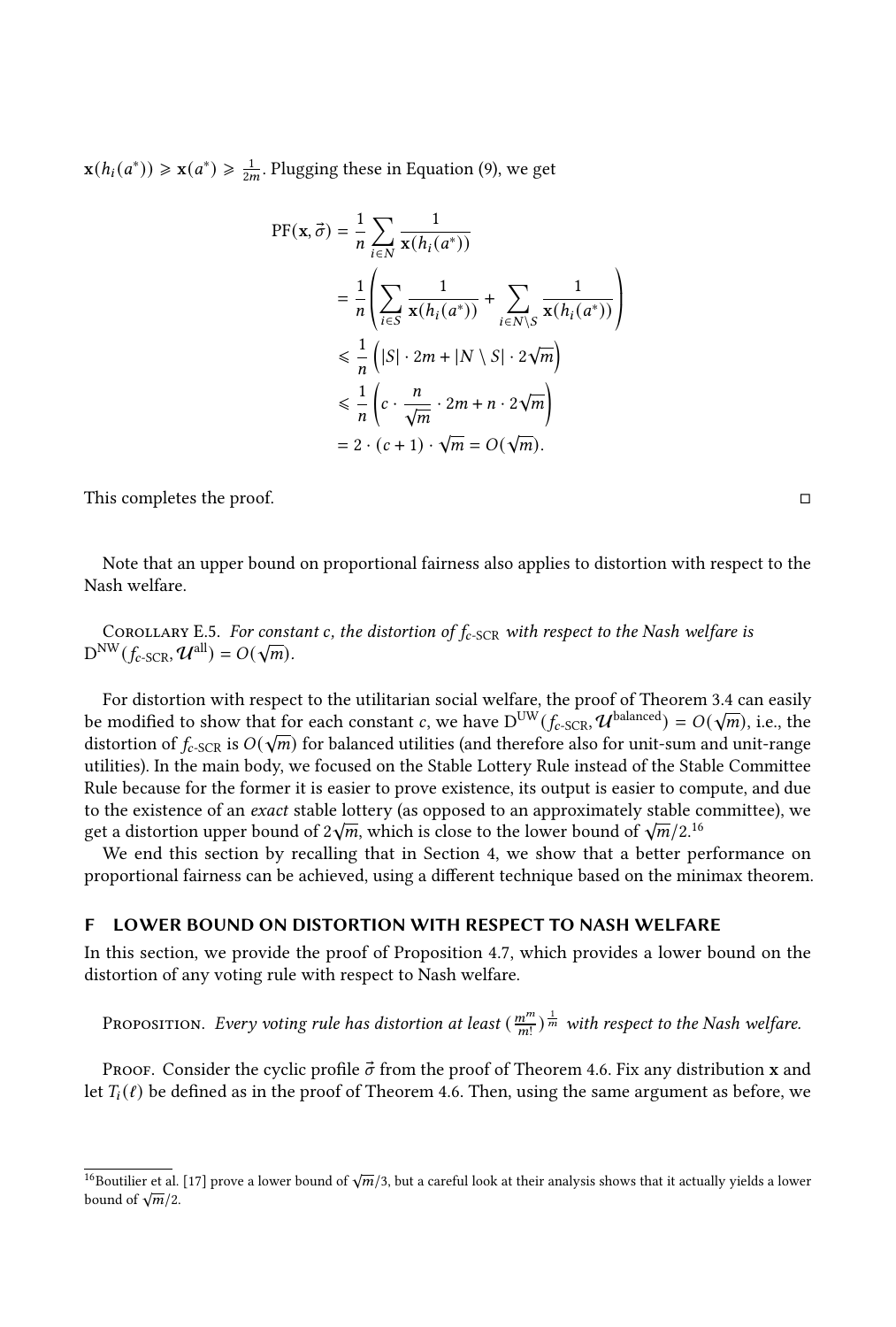$\mathbf{x}(h_i(a^*)) \geqslant \mathbf{x}(a^*) \geqslant \frac{1}{2m}$. Plugging these in Equation (9), we get

$$
\begin{aligned}
\mathrm{PF}(\mathbf{x}, \vec{\sigma}) &= \frac{1}{n} \sum_{i \in N} \frac{1}{\mathbf{x}(h_i(a^*))} \\
&= \frac{1}{n} \left( \sum_{i \in S} \frac{1}{\mathbf{x}(h_i(a^*))} + \sum_{i \in N \setminus S} \frac{1}{\mathbf{x}(h_i(a^*))} \right) \\
&\leqslant \frac{1}{n} \left( |S| \cdot 2m + |N \setminus S| \cdot 2\sqrt{m} \right) \\
&\leqslant \frac{1}{n} \left( c \cdot \frac{n}{\sqrt{m}} \cdot 2m + n \cdot 2\sqrt{m} \right) \\
&= 2 \cdot (c+1) \cdot \sqrt{m} = O(\sqrt{m}).
\end{aligned}
$$

This completes the proof. □

Note that an upper bound on proportional fairness also applies to distortion with respect to the Nash welfare.

Corollary E.5. *For constant $c$, the distortion of $f_{c\text{-SCR}}$ with respect to the Nash welfare is* $\mathrm{D}^{\mathrm{NW}}(f_{c\text{-SCR}}, \mathcal{U}^{\mathrm{all}}) = O(\sqrt{m})$.

For distortion with respect to the utilitarian social welfare, the proof of Theorem 3.4 can easily be modified to show that for each constant $c$, we have $\mathrm{D}^{\mathrm{UW}}(f_{c\text{-SCR}}, \mathcal{U}^{\mathrm{balanced}}) = O(\sqrt{m})$, i.e., the distortion of $f_{c\text{-SCR}}$ is $O(\sqrt{m})$ for balanced utilities (and therefore also for unit-sum and unit-range utilities). In the main body, we focused on the Stable Lottery Rule instead of the Stable Committee Rule because for the former it is easier to prove existence, its output is easier to compute, and due to the existence of an *exact* stable lottery (as opposed to an approximately stable committee), we get a distortion upper bound of $2\sqrt{m}$, which is close to the lower bound of $\sqrt{m}/2$.[16]

We end this section by recalling that in Section 4, we show that a better performance on proportional fairness can be achieved, using a different technique based on the minimax theorem.

## F LOWER BOUND ON DISTORTION WITH RESPECT TO NASH WELFARE

In this section, we provide the proof of Proposition 4.7, which provides a lower bound on the distortion of any voting rule with respect to Nash welfare.

Proposition. *Every voting rule has distortion at least $(\frac{m^m}{m!})^{\frac{1}{m}}$ with respect to the Nash welfare.*

Proof. Consider the cyclic profile $\vec{\sigma}$ from the proof of Theorem 4.6. Fix any distribution $\mathbf{x}$ and let $T_i(\ell)$ be defined as in the proof of Theorem 4.6. Then, using the same argument as before, we

[16] Boutilier et al. [17] prove a lower bound of $\sqrt{m}/3$, but a careful look at their analysis shows that it actually yields a lower bound of $\sqrt{m}/2$.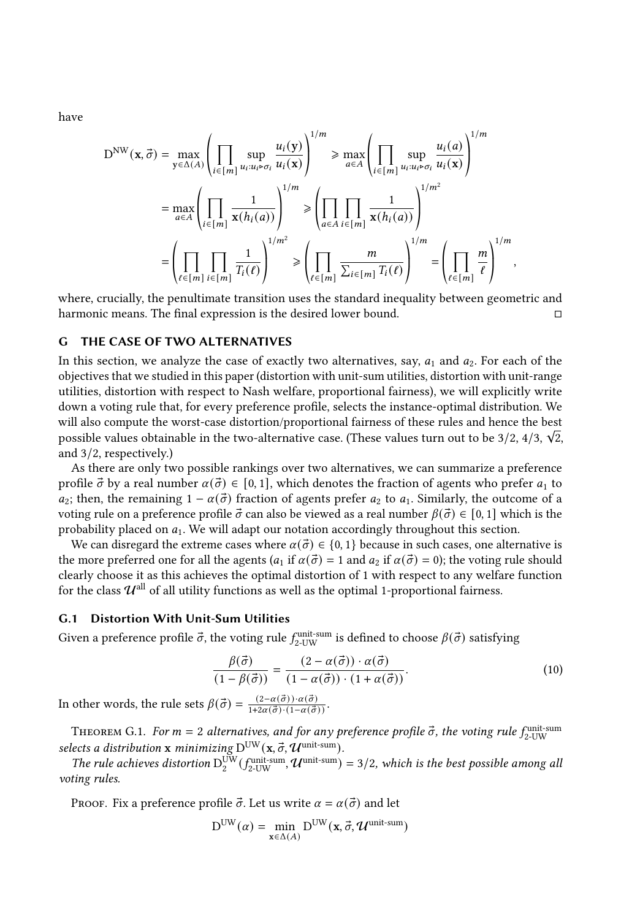have

$$\begin{aligned}
\mathrm{D}^{\mathrm{NW}}(\mathbf{x}, \vec{\sigma}) &= \max_{\mathbf{y} \in \Delta(A)} \left( \prod_{i \in [m]} \sup_{u_i : u_i \triangleright \sigma_i} \frac{u_i(\mathbf{y})}{u_i(\mathbf{x})} \right)^{1/m} \geqslant \max_{a \in A} \left( \prod_{i \in [m]} \sup_{u_i : u_i \triangleright \sigma_i} \frac{u_i(a)}{u_i(\mathbf{x})} \right)^{1/m} \\
&= \max_{a \in A} \left( \prod_{i \in [m]} \frac{1}{\mathbf{x}(h_i(a))} \right)^{1/m} \geqslant \left( \prod_{a \in A} \prod_{i \in [m]} \frac{1}{\mathbf{x}(h_i(a))} \right)^{1/m^2} \\
&= \left( \prod_{\ell \in [m]} \prod_{i \in [m]} \frac{1}{T_i(\ell)} \right)^{1/m^2} \geqslant \left( \prod_{\ell \in [m]} \frac{m}{\sum_{i \in [m]} T_i(\ell)} \right)^{1/m} = \left( \prod_{\ell \in [m]} \frac{m}{\ell} \right)^{1/m},
\end{aligned}$$

where, crucially, the penultimate transition uses the standard inequality between geometric and harmonic means. The final expression is the desired lower bound. □

## G THE CASE OF TWO ALTERNATIVES

In this section, we analyze the case of exactly two alternatives, say, $a_1$ and $a_2$. For each of the objectives that we studied in this paper (distortion with unit-sum utilities, distortion with unit-range utilities, distortion with respect to Nash welfare, proportional fairness), we will explicitly write down a voting rule that, for every preference profile, selects the instance-optimal distribution. We will also compute the worst-case distortion/proportional fairness of these rules and hence the best possible values obtainable in the two-alternative case. (These values turn out to be $3/2$, $4/3$, $\sqrt{2}$, and $3/2$, respectively.)

As there are only two possible rankings over two alternatives, we can summarize a preference profile $\vec{\sigma}$ by a real number $\alpha(\vec{\sigma}) \in [0, 1]$, which denotes the fraction of agents who prefer $a_1$ to $a_2$; then, the remaining $1 - \alpha(\vec{\sigma})$ fraction of agents prefer $a_2$ to $a_1$. Similarly, the outcome of a voting rule on a preference profile $\vec{\sigma}$ can also be viewed as a real number $\beta(\vec{\sigma}) \in [0, 1]$ which is the probability placed on $a_1$. We will adapt our notation accordingly throughout this section.

We can disregard the extreme cases where $\alpha(\vec{\sigma}) \in \{0, 1\}$ because in such cases, one alternative is the more preferred one for all the agents ($a_1$ if $\alpha(\vec{\sigma}) = 1$ and $a_2$ if $\alpha(\vec{\sigma}) = 0$); the voting rule should clearly choose it as this achieves the optimal distortion of 1 with respect to any welfare function for the class $\mathcal{U}^{\mathrm{all}}$ of all utility functions as well as the optimal 1-proportional fairness.

### G.1 Distortion With Unit-Sum Utilities

Given a preference profile $\vec{\sigma}$, the voting rule $f^{\text{unit-sum}}_{\text{2-UW}}$ is defined to choose $\beta(\vec{\sigma})$ satisfying

$$\frac{\beta(\vec{\sigma})}{(1 - \beta(\vec{\sigma}))} = \frac{(2 - \alpha(\vec{\sigma})) \cdot \alpha(\vec{\sigma})}{(1 - \alpha(\vec{\sigma})) \cdot (1 + \alpha(\vec{\sigma}))}. \tag{10}$$

In other words, the rule sets $\beta(\vec{\sigma}) = \frac{(2-\alpha(\vec{\sigma}))\cdot\alpha(\vec{\sigma})}{1+2\alpha(\vec{\sigma})\cdot(1-\alpha(\vec{\sigma}))}$.

**Theorem G.1.** *For $m = 2$ alternatives, and for any preference profile $\vec{\sigma}$, the voting rule $f^{\text{unit-sum}}_{\text{2-UW}}$ selects a distribution $\mathbf{x}$ minimizing $\mathrm{D}^{\mathrm{UW}}(\mathbf{x}, \vec{\sigma}, \mathcal{U}^{\text{unit-sum}})$.*

*The rule achieves distortion $\mathrm{D}^{\mathrm{UW}}_2(f^{\text{unit-sum}}_{\text{2-UW}}, \mathcal{U}^{\text{unit-sum}}) = 3/2$, which is the best possible among all voting rules.*

*Proof.* Fix a preference profile $\vec{\sigma}$. Let us write $\alpha = \alpha(\vec{\sigma})$ and let

$$\mathrm{D}^{\mathrm{UW}}(\alpha) = \min_{\mathbf{x} \in \Delta(A)} \mathrm{D}^{\mathrm{UW}}(\mathbf{x}, \vec{\sigma}, \mathcal{U}^{\text{unit-sum}})$$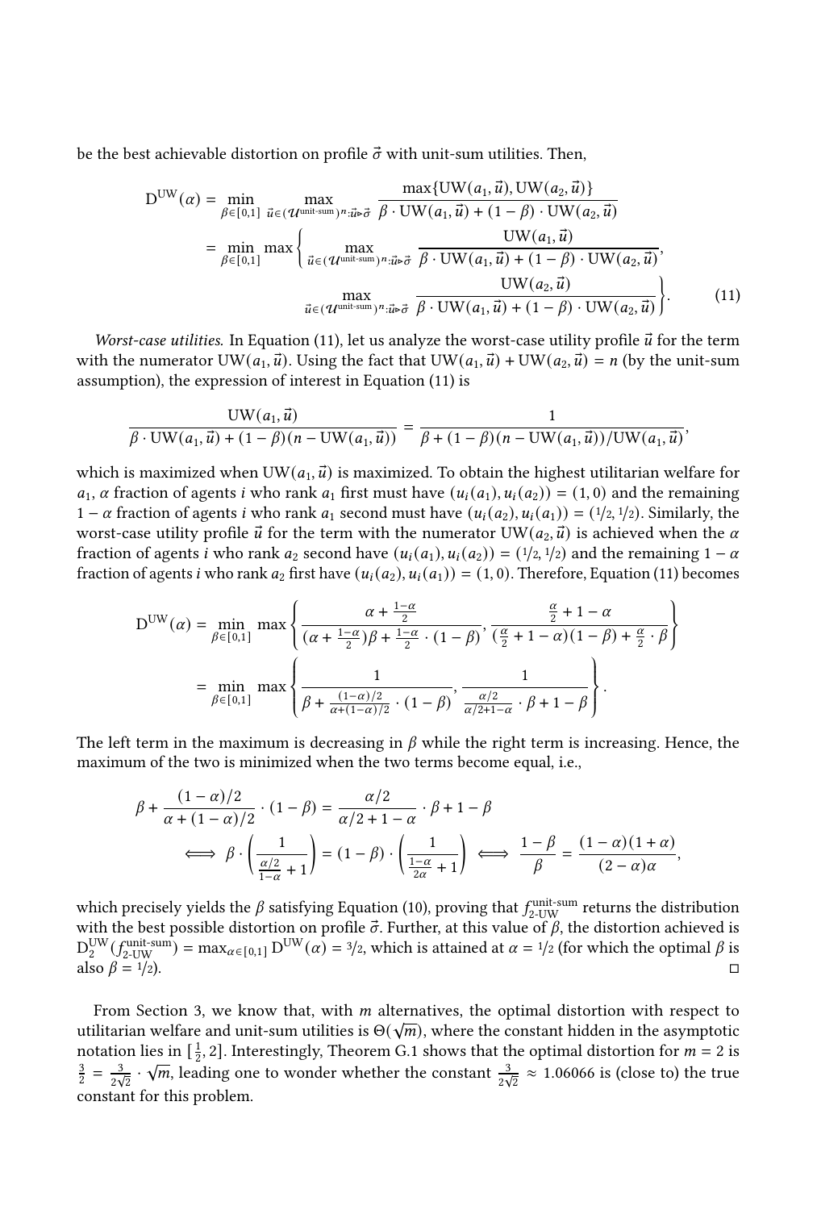be the best achievable distortion on profile $\vec{\sigma}$ with unit-sum utilities. Then,

$$
\begin{aligned}
\mathrm{D}^{\mathrm{UW}}(\alpha) &= \min_{\beta\in[0,1]} \max_{\vec{u}\in(\mathcal{U}^{\text{unit-sum}})^n:\vec{u}\triangleright\vec{\sigma}} \frac{\max\{\mathrm{UW}(a_1,\vec{u}),\mathrm{UW}(a_2,\vec{u})\}}{\beta\cdot\mathrm{UW}(a_1,\vec{u})+(1-\beta)\cdot\mathrm{UW}(a_2,\vec{u})} \\
&= \min_{\beta\in[0,1]} \max\left\{ \max_{\vec{u}\in(\mathcal{U}^{\text{unit-sum}})^n:\vec{u}\triangleright\vec{\sigma}} \frac{\mathrm{UW}(a_1,\vec{u})}{\beta\cdot\mathrm{UW}(a_1,\vec{u})+(1-\beta)\cdot\mathrm{UW}(a_2,\vec{u})}, \right. \\
&\qquad\qquad\qquad \left. \max_{\vec{u}\in(\mathcal{U}^{\text{unit-sum}})^n:\vec{u}\triangleright\vec{\sigma}} \frac{\mathrm{UW}(a_2,\vec{u})}{\beta\cdot\mathrm{UW}(a_1,\vec{u})+(1-\beta)\cdot\mathrm{UW}(a_2,\vec{u})} \right\}. \qquad (11)
\end{aligned}
$$

*Worst-case utilities.* In Equation (11), let us analyze the worst-case utility profile $\vec{u}$ for the term with the numerator $\mathrm{UW}(a_1,\vec{u})$. Using the fact that $\mathrm{UW}(a_1,\vec{u})+\mathrm{UW}(a_2,\vec{u})=n$ (by the unit-sum assumption), the expression of interest in Equation (11) is

$$
\frac{\mathrm{UW}(a_1,\vec{u})}{\beta\cdot\mathrm{UW}(a_1,\vec{u})+(1-\beta)(n-\mathrm{UW}(a_1,\vec{u}))} = \frac{1}{\beta+(1-\beta)(n-\mathrm{UW}(a_1,\vec{u}))/\mathrm{UW}(a_1,\vec{u})},
$$

which is maximized when $\mathrm{UW}(a_1,\vec{u})$ is maximized. To obtain the highest utilitarian welfare for $a_1$, $\alpha$ fraction of agents $i$ who rank $a_1$ first must have $(u_i(a_1),u_i(a_2))=(1,0)$ and the remaining $1-\alpha$ fraction of agents $i$ who rank $a_1$ second must have $(u_i(a_2),u_i(a_1))=(1/2,1/2)$. Similarly, the worst-case utility profile $\vec{u}$ for the term with the numerator $\mathrm{UW}(a_2,\vec{u})$ is achieved when the $\alpha$ fraction of agents $i$ who rank $a_2$ second have $(u_i(a_1),u_i(a_2))=(1/2,1/2)$ and the remaining $1-\alpha$ fraction of agents $i$ who rank $a_2$ first have $(u_i(a_2),u_i(a_1))=(1,0)$. Therefore, Equation (11) becomes

$$
\begin{aligned}
\mathrm{D}^{\mathrm{UW}}(\alpha) &= \min_{\beta\in[0,1]} \max\left\{ \frac{\alpha+\frac{1-\alpha}{2}}{(\alpha+\frac{1-\alpha}{2})\beta+\frac{1-\alpha}{2}\cdot(1-\beta)}, \frac{\frac{\alpha}{2}+1-\alpha}{(\frac{\alpha}{2}+1-\alpha)(1-\beta)+\frac{\alpha}{2}\cdot\beta} \right\} \\
&= \min_{\beta\in[0,1]} \max\left\{ \frac{1}{\beta+\frac{(1-\alpha)/2}{\alpha+(1-\alpha)/2}\cdot(1-\beta)}, \frac{1}{\frac{\alpha/2}{\alpha/2+1-\alpha}\cdot\beta+1-\beta} \right\}.
\end{aligned}
$$

The left term in the maximum is decreasing in $\beta$ while the right term is increasing. Hence, the maximum of the two is minimized when the two terms become equal, i.e.,

$$
\begin{aligned}
&\beta+\frac{(1-\alpha)/2}{\alpha+(1-\alpha)/2}\cdot(1-\beta) = \frac{\alpha/2}{\alpha/2+1-\alpha}\cdot\beta+1-\beta \\
&\iff \beta\cdot\left(\frac{1}{\frac{\alpha/2}{1-\alpha}+1}\right) = (1-\beta)\cdot\left(\frac{1}{\frac{1-\alpha}{2\alpha}+1}\right) \iff \frac{1-\beta}{\beta} = \frac{(1-\alpha)(1+\alpha)}{(2-\alpha)\alpha},
\end{aligned}
$$

which precisely yields the $\beta$ satisfying Equation (10), proving that $f^{\text{unit-sum}}_{\text{2-UW}}$ returns the distribution with the best possible distortion on profile $\vec{\sigma}$. Further, at this value of $\beta$, the distortion achieved is $\mathrm{D}^{\mathrm{UW}}_2(f^{\text{unit-sum}}_{\text{2-UW}}) = \max_{\alpha\in[0,1]}\mathrm{D}^{\mathrm{UW}}(\alpha) = 3/2$, which is attained at $\alpha=1/2$ (for which the optimal $\beta$ is also $\beta=1/2$). □

From Section 3, we know that, with $m$ alternatives, the optimal distortion with respect to utilitarian welfare and unit-sum utilities is $\Theta(\sqrt{m})$, where the constant hidden in the asymptotic notation lies in $[\frac{1}{2},2]$. Interestingly, Theorem G.1 shows that the optimal distortion for $m=2$ is $\frac{3}{2}=\frac{3}{2\sqrt{2}}\cdot\sqrt{m}$, leading one to wonder whether the constant $\frac{3}{2\sqrt{2}}\approx 1.06066$ is (close to) the true constant for this problem.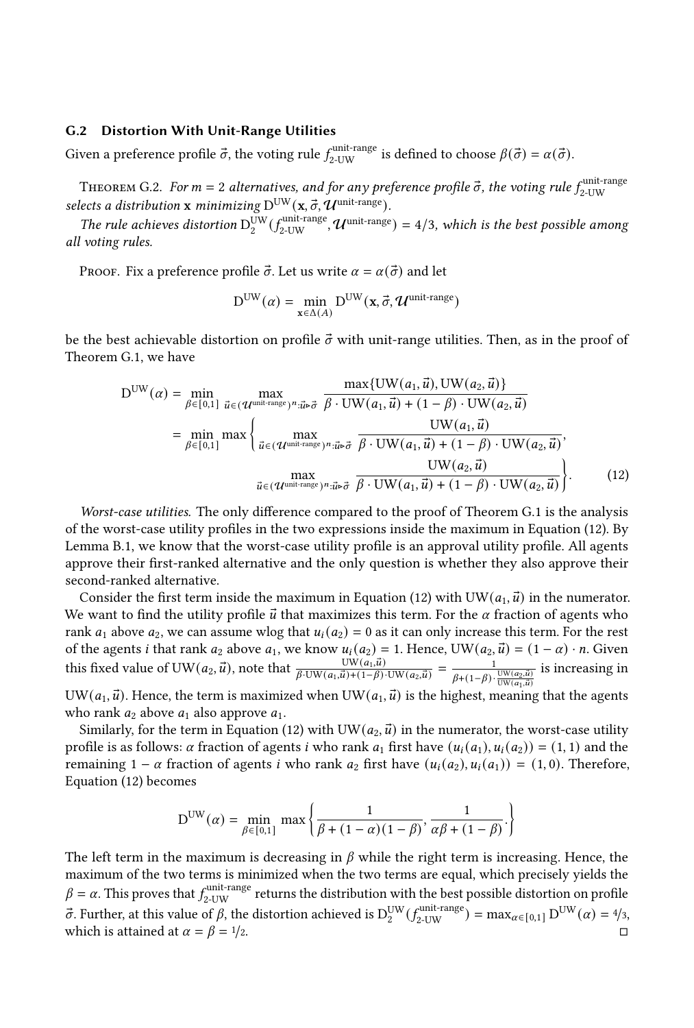### G.2 Distortion With Unit-Range Utilities

Given a preference profile $\vec{\sigma}$, the voting rule $f_{\text{2-UW}}^{\text{unit-range}}$ is defined to choose $\beta(\vec{\sigma}) = \alpha(\vec{\sigma})$.

**Theorem G.2.** *For $m = 2$ alternatives, and for any preference profile $\vec{\sigma}$, the voting rule $f_{\text{2-UW}}^{\text{unit-range}}$ selects a distribution $\mathbf{x}$ minimizing $\mathrm{D}^{\mathrm{UW}}(\mathbf{x}, \vec{\sigma}, \mathcal{U}^{\text{unit-range}})$.*

*The rule achieves distortion $\mathrm{D}_2^{\mathrm{UW}}(f_{\text{2-UW}}^{\text{unit-range}}, \mathcal{U}^{\text{unit-range}}) = 4/3$, which is the best possible among all voting rules.*

*Proof.* Fix a preference profile $\vec{\sigma}$. Let us write $\alpha = \alpha(\vec{\sigma})$ and let

$$\mathrm{D}^{\mathrm{UW}}(\alpha) = \min_{\mathbf{x} \in \Delta(A)} \mathrm{D}^{\mathrm{UW}}(\mathbf{x}, \vec{\sigma}, \mathcal{U}^{\text{unit-range}})$$

be the best achievable distortion on profile $\vec{\sigma}$ with unit-range utilities. Then, as in the proof of Theorem G.1, we have

$$\begin{aligned}
\mathrm{D}^{\mathrm{UW}}(\alpha) &= \min_{\beta \in [0,1]} \max_{\vec{u} \in (\mathcal{U}^{\text{unit-range}})^n : \vec{u} \triangleright \vec{\sigma}} \frac{\max\{\mathrm{UW}(a_1, \vec{u}), \mathrm{UW}(a_2, \vec{u})\}}{\beta \cdot \mathrm{UW}(a_1, \vec{u}) + (1-\beta) \cdot \mathrm{UW}(a_2, \vec{u})} \\
&= \min_{\beta \in [0,1]} \max \left\{ \max_{\vec{u} \in (\mathcal{U}^{\text{unit-range}})^n : \vec{u} \triangleright \vec{\sigma}} \frac{\mathrm{UW}(a_1, \vec{u})}{\beta \cdot \mathrm{UW}(a_1, \vec{u}) + (1-\beta) \cdot \mathrm{UW}(a_2, \vec{u})}, \right. \\
&\qquad \left. \max_{\vec{u} \in (\mathcal{U}^{\text{unit-range}})^n : \vec{u} \triangleright \vec{\sigma}} \frac{\mathrm{UW}(a_2, \vec{u})}{\beta \cdot \mathrm{UW}(a_1, \vec{u}) + (1-\beta) \cdot \mathrm{UW}(a_2, \vec{u})} \right\}. \qquad (12)
\end{aligned}$$

*Worst-case utilities.* The only difference compared to the proof of Theorem G.1 is the analysis of the worst-case utility profiles in the two expressions inside the maximum in Equation (12). By Lemma B.1, we know that the worst-case utility profile is an approval utility profile. All agents approve their first-ranked alternative and the only question is whether they also approve their second-ranked alternative.

Consider the first term inside the maximum in Equation (12) with $\mathrm{UW}(a_1, \vec{u})$ in the numerator. We want to find the utility profile $\vec{u}$ that maximizes this term. For the $\alpha$ fraction of agents who rank $a_1$ above $a_2$, we can assume wlog that $u_i(a_2) = 0$ as it can only increase this term. For the rest of the agents $i$ that rank $a_2$ above $a_1$, we know $u_i(a_2) = 1$. Hence, $\mathrm{UW}(a_2, \vec{u}) = (1-\alpha) \cdot n$. Given this fixed value of $\mathrm{UW}(a_2, \vec{u})$, note that $\frac{\mathrm{UW}(a_1, \vec{u})}{\beta \cdot \mathrm{UW}(a_1, \vec{u}) + (1-\beta) \cdot \mathrm{UW}(a_2, \vec{u})} = \frac{1}{\beta + (1-\beta) \cdot \frac{\mathrm{UW}(a_2, \vec{u})}{\mathrm{UW}(a_1, \vec{u})}}$ is increasing in $\mathrm{UW}(a_1, \vec{u})$. Hence, the term is maximized when $\mathrm{UW}(a_1, \vec{u})$ is the highest, meaning that the agents who rank $a_2$ above $a_1$ also approve $a_1$.

Similarly, for the term in Equation (12) with $\mathrm{UW}(a_2, \vec{u})$ in the numerator, the worst-case utility profile is as follows: $\alpha$ fraction of agents $i$ who rank $a_1$ first have $(u_i(a_1), u_i(a_2)) = (1, 1)$ and the remaining $1 - \alpha$ fraction of agents $i$ who rank $a_2$ first have $(u_i(a_2), u_i(a_1)) = (1, 0)$. Therefore, Equation (12) becomes

$$\mathrm{D}^{\mathrm{UW}}(\alpha) = \min_{\beta \in [0,1]} \max \left\{ \frac{1}{\beta + (1-\alpha)(1-\beta)}, \frac{1}{\alpha\beta + (1-\beta)} \right\}.$$

The left term in the maximum is decreasing in $\beta$ while the right term is increasing. Hence, the maximum of the two terms is minimized when the two terms are equal, which precisely yields the $\beta = \alpha$. This proves that $f_{\text{2-UW}}^{\text{unit-range}}$ returns the distribution with the best possible distortion on profile $\vec{\sigma}$. Further, at this value of $\beta$, the distortion achieved is $\mathrm{D}_2^{\mathrm{UW}}(f_{\text{2-UW}}^{\text{unit-range}}) = \max_{\alpha \in [0,1]} \mathrm{D}^{\mathrm{UW}}(\alpha) = 4/3$, which is attained at $\alpha = \beta = 1/2$. $\square$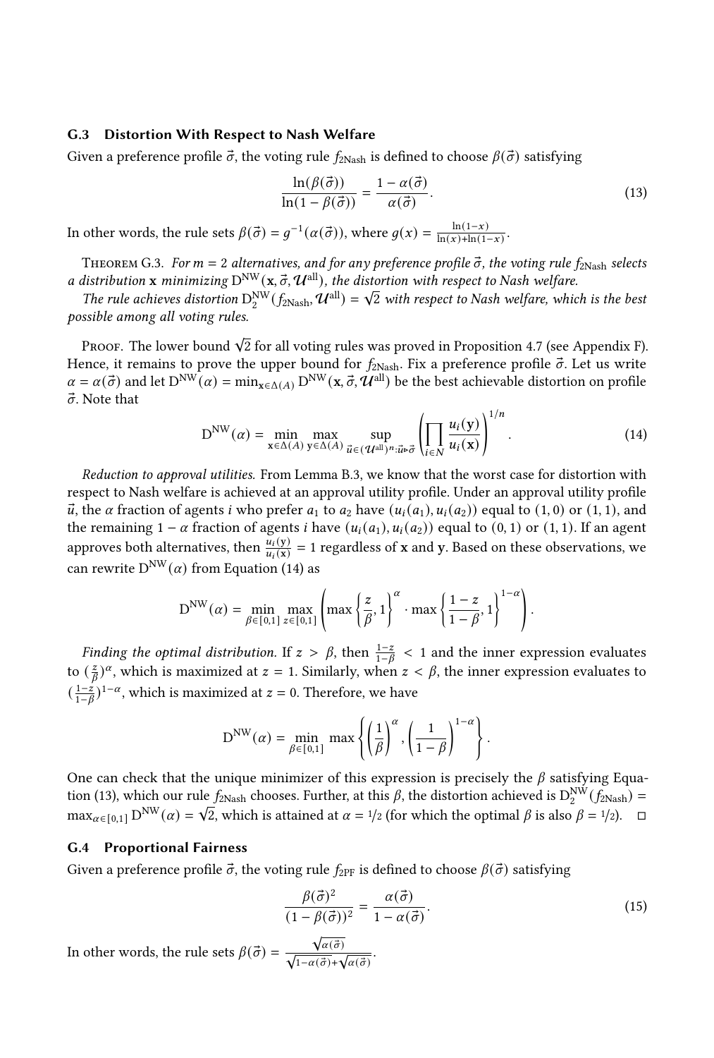### G.3 Distortion With Respect to Nash Welfare

Given a preference profile $\vec{\sigma}$, the voting rule $f_{\text{2Nash}}$ is defined to choose $\beta(\vec{\sigma})$ satisfying

$$\frac{\ln(\beta(\vec{\sigma}))}{\ln(1-\beta(\vec{\sigma}))} = \frac{1-\alpha(\vec{\sigma})}{\alpha(\vec{\sigma})}. \tag{13}$$

In other words, the rule sets $\beta(\vec{\sigma}) = g^{-1}(\alpha(\vec{\sigma}))$, where $g(x) = \frac{\ln(1-x)}{\ln(x)+\ln(1-x)}$.

Theorem G.3. *For $m = 2$ alternatives, and for any preference profile $\vec{\sigma}$, the voting rule $f_{\text{2Nash}}$ selects a distribution $\mathbf{x}$ minimizing $\text{D}^{\text{NW}}(\mathbf{x}, \vec{\sigma}, \mathcal{U}^{\text{all}})$, the distortion with respect to Nash welfare.*

*The rule achieves distortion $\text{D}_2^{\text{NW}}(f_{\text{2Nash}}, \mathcal{U}^{\text{all}}) = \sqrt{2}$ with respect to Nash welfare, which is the best possible among all voting rules.*

Proof. The lower bound $\sqrt{2}$ for all voting rules was proved in Proposition 4.7 (see Appendix F). Hence, it remains to prove the upper bound for $f_{\text{2Nash}}$. Fix a preference profile $\vec{\sigma}$. Let us write $\alpha = \alpha(\vec{\sigma})$ and let $\text{D}^{\text{NW}}(\alpha) = \min_{\mathbf{x}\in\Delta(A)} \text{D}^{\text{NW}}(\mathbf{x}, \vec{\sigma}, \mathcal{U}^{\text{all}})$ be the best achievable distortion on profile $\vec{\sigma}$. Note that

$$\text{D}^{\text{NW}}(\alpha) = \min_{\mathbf{x}\in\Delta(A)} \max_{\mathbf{y}\in\Delta(A)} \sup_{\vec{u}\in(\mathcal{U}^{\text{all}})^n:\vec{u}\triangleright\vec{\sigma}} \left(\prod_{i\in N} \frac{u_i(\mathbf{y})}{u_i(\mathbf{x})}\right)^{1/n}. \tag{14}$$

*Reduction to approval utilities.* From Lemma B.3, we know that the worst case for distortion with respect to Nash welfare is achieved at an approval utility profile. Under an approval utility profile $\vec{u}$, the $\alpha$ fraction of agents $i$ who prefer $a_1$ to $a_2$ have $(u_i(a_1), u_i(a_2))$ equal to $(1, 0)$ or $(1, 1)$, and the remaining $1-\alpha$ fraction of agents $i$ have $(u_i(a_1), u_i(a_2))$ equal to $(0, 1)$ or $(1, 1)$. If an agent approves both alternatives, then $\frac{u_i(\mathbf{y})}{u_i(\mathbf{x})} = 1$ regardless of $\mathbf{x}$ and $\mathbf{y}$. Based on these observations, we can rewrite $\text{D}^{\text{NW}}(\alpha)$ from Equation (14) as

$$\text{D}^{\text{NW}}(\alpha) = \min_{\beta\in[0,1]} \max_{z\in[0,1]} \left( \max\left\{\frac{z}{\beta}, 1\right\}^{\alpha} \cdot \max\left\{\frac{1-z}{1-\beta}, 1\right\}^{1-\alpha} \right).$$

*Finding the optimal distribution.* If $z > \beta$, then $\frac{1-z}{1-\beta} < 1$ and the inner expression evaluates to $(\frac{z}{\beta})^{\alpha}$, which is maximized at $z = 1$. Similarly, when $z < \beta$, the inner expression evaluates to $(\frac{1-z}{1-\beta})^{1-\alpha}$, which is maximized at $z = 0$. Therefore, we have

$$\text{D}^{\text{NW}}(\alpha) = \min_{\beta\in[0,1]} \max\left\{ \left(\frac{1}{\beta}\right)^{\alpha}, \left(\frac{1}{1-\beta}\right)^{1-\alpha} \right\}.$$

One can check that the unique minimizer of this expression is precisely the $\beta$ satisfying Equation (13), which our rule $f_{\text{2Nash}}$ chooses. Further, at this $\beta$, the distortion achieved is $\text{D}_2^{\text{NW}}(f_{\text{2Nash}}) = \max_{\alpha\in[0,1]} \text{D}^{\text{NW}}(\alpha) = \sqrt{2}$, which is attained at $\alpha = 1/2$ (for which the optimal $\beta$ is also $\beta = 1/2$). □

### G.4 Proportional Fairness

Given a preference profile $\vec{\sigma}$, the voting rule $f_{\text{2PF}}$ is defined to choose $\beta(\vec{\sigma})$ satisfying

$$\frac{\beta(\vec{\sigma})^2}{(1-\beta(\vec{\sigma}))^2} = \frac{\alpha(\vec{\sigma})}{1-\alpha(\vec{\sigma})}. \tag{15}$$

In other words, the rule sets $\beta(\vec{\sigma}) = \frac{\sqrt{\alpha(\vec{\sigma})}}{\sqrt{1-\alpha(\vec{\sigma})}+\sqrt{\alpha(\vec{\sigma})}}$.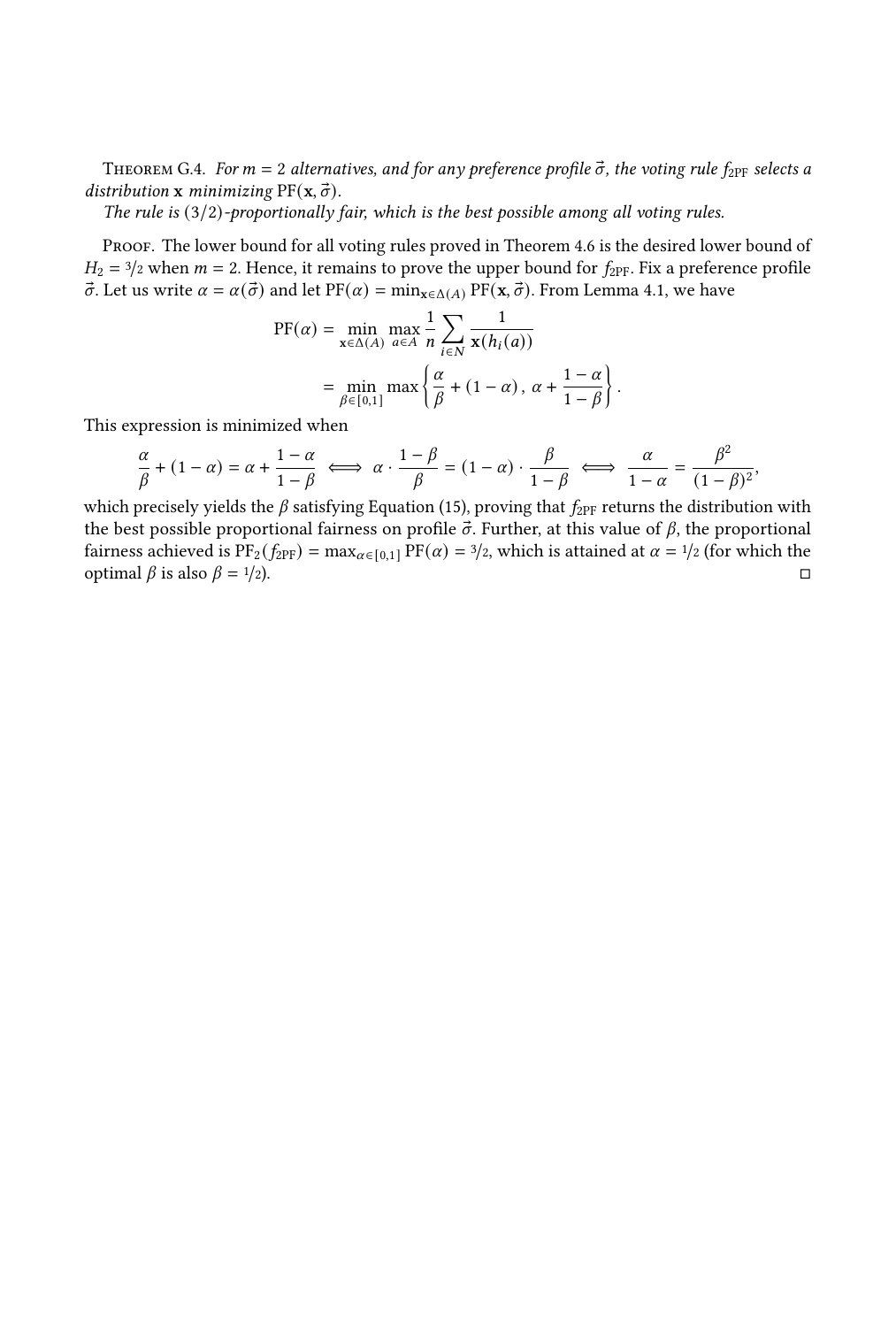Theorem G.4. *For $m = 2$ alternatives, and for any preference profile $\vec{\sigma}$, the voting rule $f_{2\text{PF}}$ selects a distribution $\mathbf{x}$ minimizing $\text{PF}(\mathbf{x}, \vec{\sigma})$.*

*The rule is $(3/2)$-proportionally fair, which is the best possible among all voting rules.*

Proof. The lower bound for all voting rules proved in Theorem 4.6 is the desired lower bound of $H_2 = 3/2$ when $m = 2$. Hence, it remains to prove the upper bound for $f_{2\text{PF}}$. Fix a preference profile $\vec{\sigma}$. Let us write $\alpha = \alpha(\vec{\sigma})$ and let $\text{PF}(\alpha) = \min_{\mathbf{x} \in \Delta(A)} \text{PF}(\mathbf{x}, \vec{\sigma})$. From Lemma 4.1, we have

$$\begin{aligned}
\text{PF}(\alpha) &= \min_{\mathbf{x} \in \Delta(A)} \max_{a \in A} \frac{1}{n} \sum_{i \in N} \frac{1}{\mathbf{x}(h_i(a))} \\
&= \min_{\beta \in [0,1]} \max \left\{ \frac{\alpha}{\beta} + (1-\alpha)\, ,\, \alpha + \frac{1-\alpha}{1-\beta} \right\}.
\end{aligned}$$

This expression is minimized when

$$\frac{\alpha}{\beta} + (1-\alpha) = \alpha + \frac{1-\alpha}{1-\beta} \iff \alpha \cdot \frac{1-\beta}{\beta} = (1-\alpha) \cdot \frac{\beta}{1-\beta} \iff \frac{\alpha}{1-\alpha} = \frac{\beta^2}{(1-\beta)^2},$$

which precisely yields the $\beta$ satisfying Equation (15), proving that $f_{2\text{PF}}$ returns the distribution with the best possible proportional fairness on profile $\vec{\sigma}$. Further, at this value of $\beta$, the proportional fairness achieved is $\text{PF}_2(f_{2\text{PF}}) = \max_{\alpha \in [0,1]} \text{PF}(\alpha) = 3/2$, which is attained at $\alpha = 1/2$ (for which the optimal $\beta$ is also $\beta = 1/2$). □